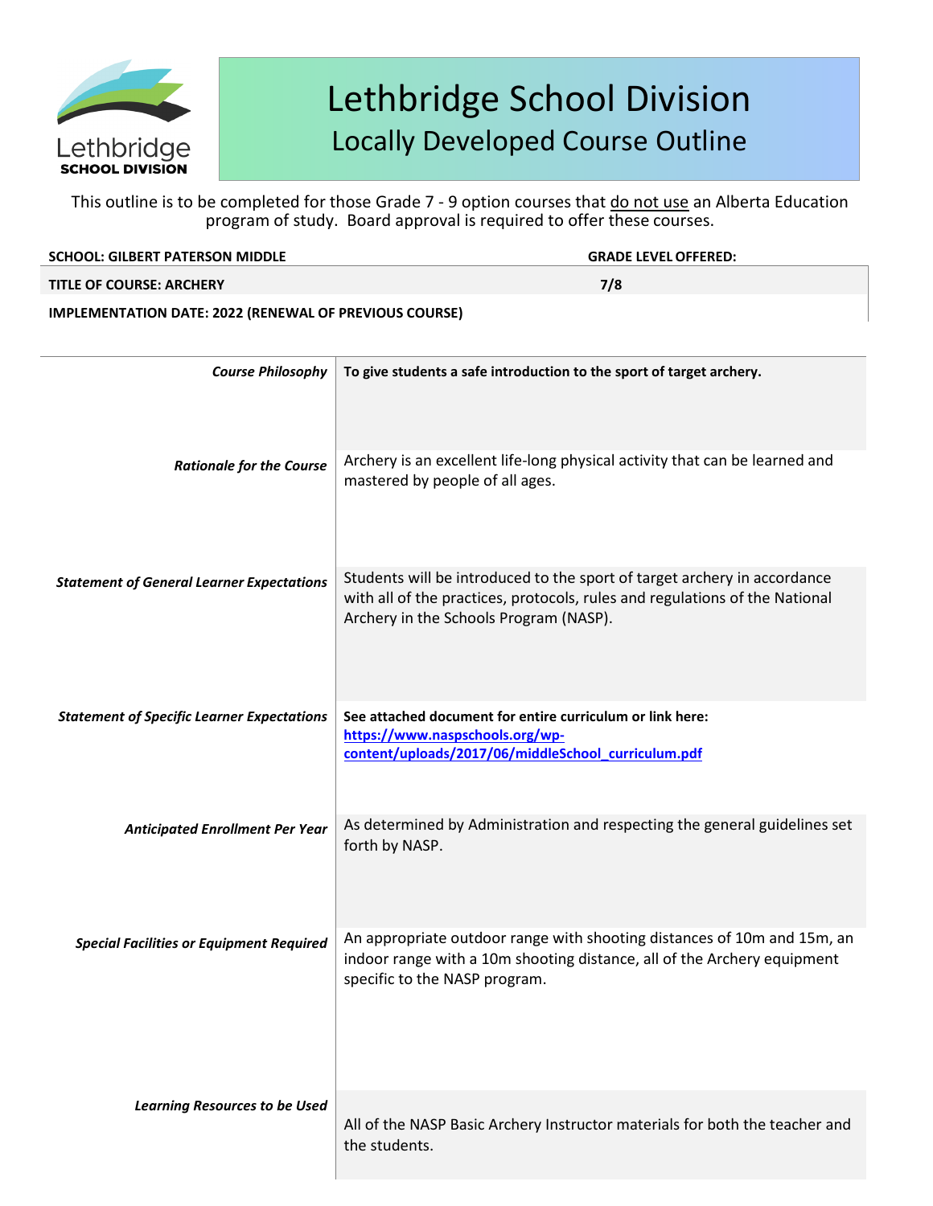# Lethbridge School Division

## Locally Developed Course Outline

This outline is to be completed for those Grade 7 - 9 option courses that do not use an Alberta Education program of study. Board approval is required to offer these courses.

| SCHOOL: GILBERT PATERSON MIDDLE | GRADE LEVEL OFFERED: |
| --- | --- |
| TITLE OF COURSE: ARCHERY | 7/8 |
| IMPLEMENTATION DATE: 2022 (RENEWAL OF PREVIOUS COURSE) | |

| | |
| --- | --- |
| *Course Philosophy* | **To give students a safe introduction to the sport of target archery.** |
| *Rationale for the Course* | Archery is an excellent life-long physical activity that can be learned and mastered by people of all ages. |
| *Statement of General Learner Expectations* | Students will be introduced to the sport of target archery in accordance with all of the practices, protocols, rules and regulations of the National Archery in the Schools Program (NASP). |
| *Statement of Specific Learner Expectations* | **See attached document for entire curriculum or link here: https://www.naspschools.org/wp-content/uploads/2017/06/middleSchool_curriculum.pdf** |
| *Anticipated Enrollment Per Year* | As determined by Administration and respecting the general guidelines set forth by NASP. |
| *Special Facilities or Equipment Required* | An appropriate outdoor range with shooting distances of 10m and 15m, an indoor range with a 10m shooting distance, all of the Archery equipment specific to the NASP program. |
| *Learning Resources to be Used* | All of the NASP Basic Archery Instructor materials for both the teacher and the students. |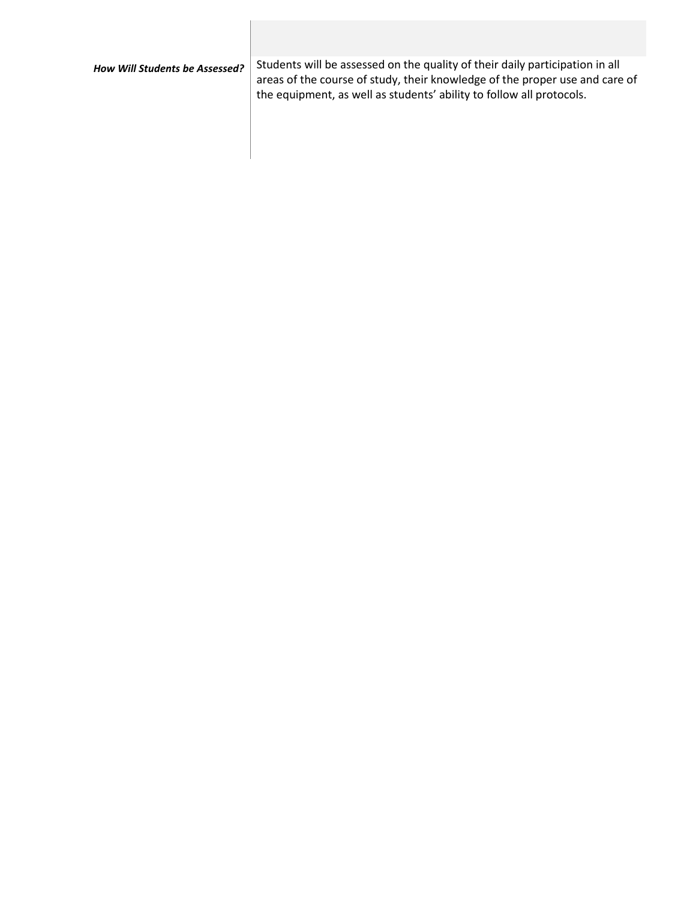| | |
|---|---|
| ***How Will Students be Assessed?*** | Students will be assessed on the quality of their daily participation in all areas of the course of study, their knowledge of the proper use and care of the equipment, as well as students' ability to follow all protocols. |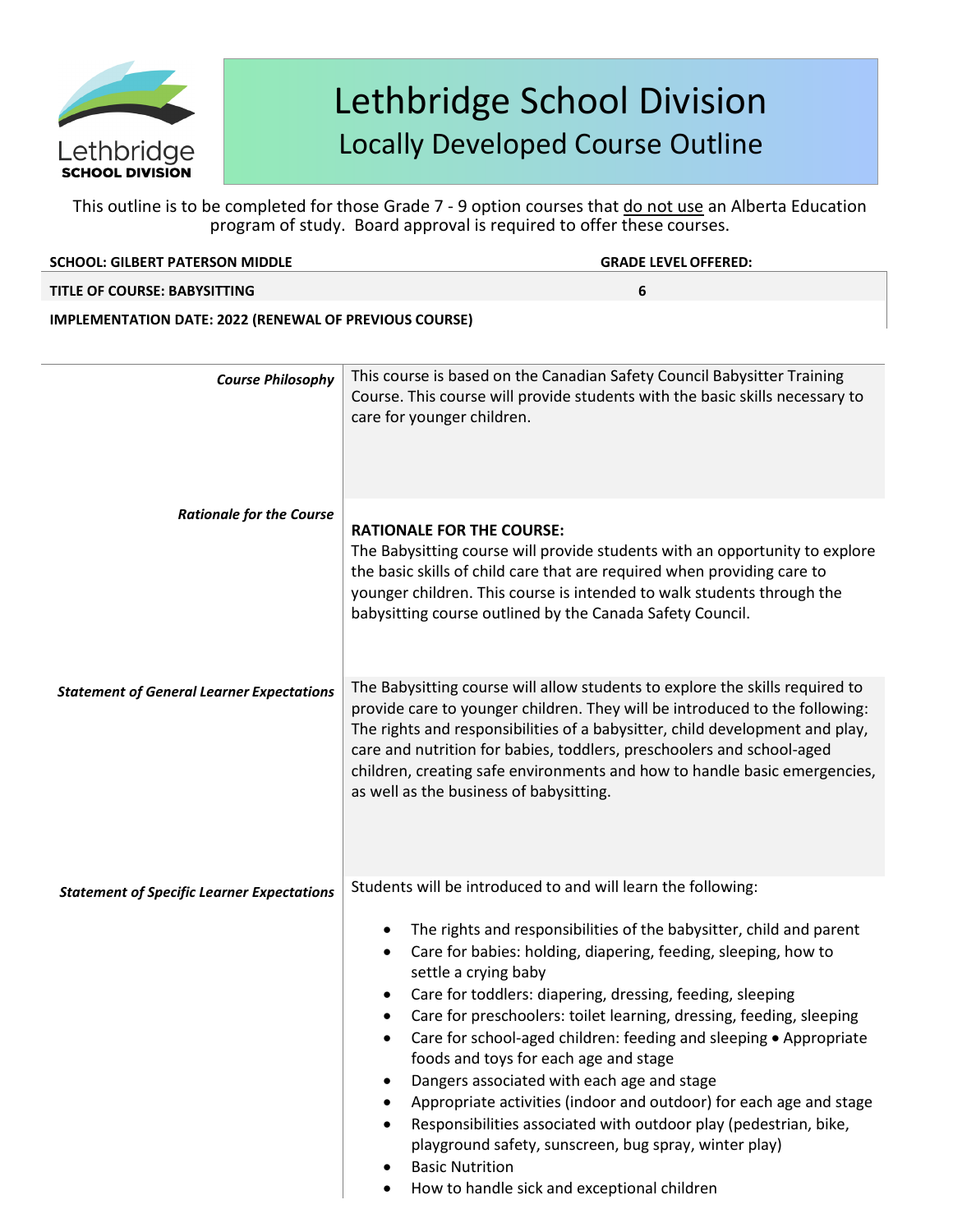# Lethbridge School Division

## Locally Developed Course Outline

This outline is to be completed for those Grade 7 - 9 option courses that do not use an Alberta Education program of study. Board approval is required to offer these courses.

| SCHOOL: GILBERT PATERSON MIDDLE | GRADE LEVEL OFFERED: |
|---|---|
| TITLE OF COURSE: BABYSITTING | 6 |
| IMPLEMENTATION DATE: 2022 (RENEWAL OF PREVIOUS COURSE) | |

| | |
|---|---|
| ***Course Philosophy*** | This course is based on the Canadian Safety Council Babysitter Training Course. This course will provide students with the basic skills necessary to care for younger children. |
| ***Rationale for the Course*** | **RATIONALE FOR THE COURSE:** The Babysitting course will provide students with an opportunity to explore the basic skills of child care that are required when providing care to younger children. This course is intended to walk students through the babysitting course outlined by the Canada Safety Council. |
| ***Statement of General Learner Expectations*** | The Babysitting course will allow students to explore the skills required to provide care to younger children. They will be introduced to the following: The rights and responsibilities of a babysitter, child development and play, care and nutrition for babies, toddlers, preschoolers and school-aged children, creating safe environments and how to handle basic emergencies, as well as the business of babysitting. |
| ***Statement of Specific Learner Expectations*** | Students will be introduced to and will learn the following:<br>• The rights and responsibilities of the babysitter, child and parent<br>• Care for babies: holding, diapering, feeding, sleeping, how to settle a crying baby<br>• Care for toddlers: diapering, dressing, feeding, sleeping<br>• Care for preschoolers: toilet learning, dressing, feeding, sleeping<br>• Care for school-aged children: feeding and sleeping • Appropriate foods and toys for each age and stage<br>• Dangers associated with each age and stage<br>• Appropriate activities (indoor and outdoor) for each age and stage<br>• Responsibilities associated with outdoor play (pedestrian, bike, playground safety, sunscreen, bug spray, winter play)<br>• Basic Nutrition<br>• How to handle sick and exceptional children |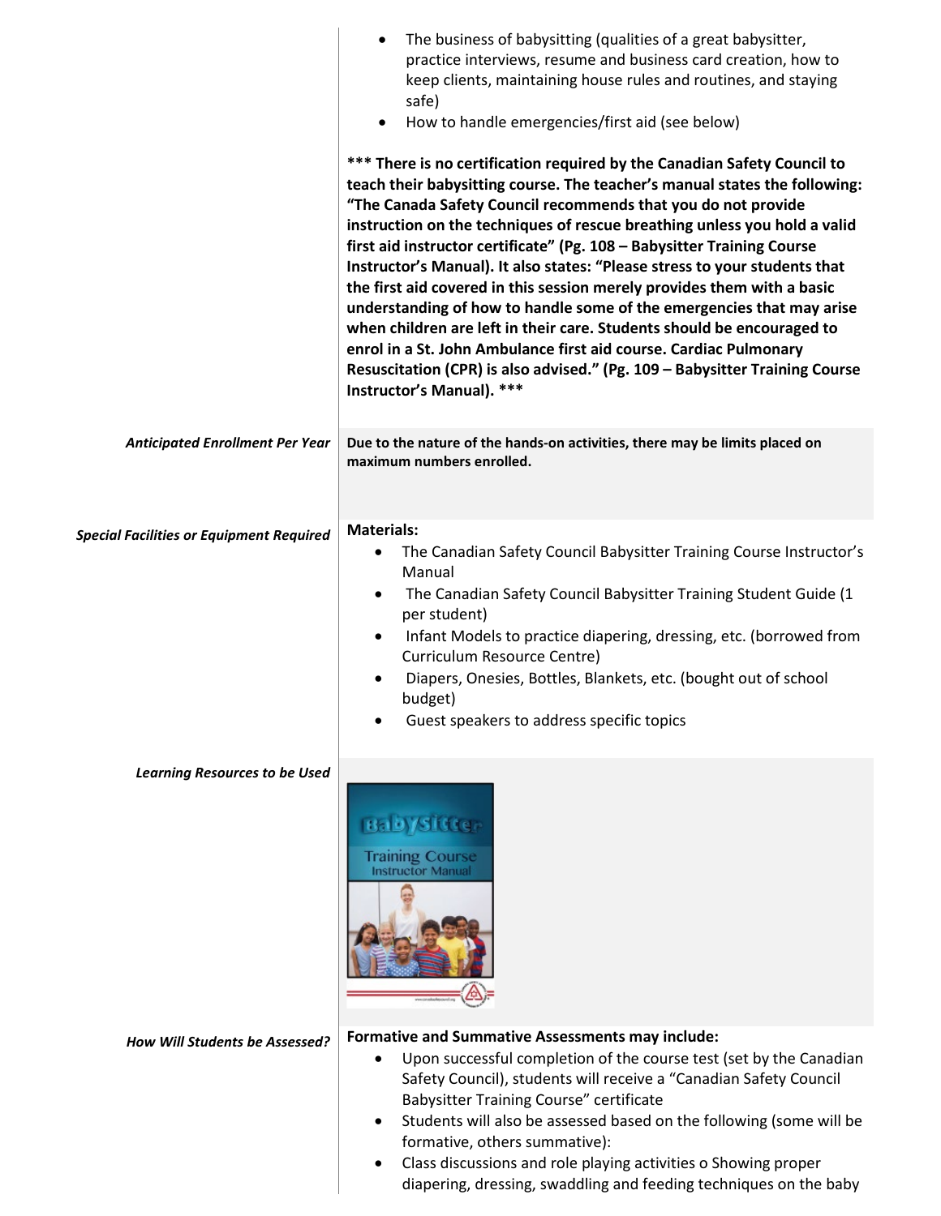- The business of babysitting (qualities of a great babysitter, practice interviews, resume and business card creation, how to keep clients, maintaining house rules and routines, and staying safe)
- How to handle emergencies/first aid (see below)

**\*\*\* There is no certification required by the Canadian Safety Council to teach their babysitting course. The teacher's manual states the following: "The Canada Safety Council recommends that you do not provide instruction on the techniques of rescue breathing unless you hold a valid first aid instructor certificate" (Pg. 108 – Babysitter Training Course Instructor's Manual). It also states: "Please stress to your students that the first aid covered in this session merely provides them with a basic understanding of how to handle some of the emergencies that may arise when children are left in their care. Students should be encouraged to enrol in a St. John Ambulance first aid course. Cardiac Pulmonary Resuscitation (CPR) is also advised." (Pg. 109 – Babysitter Training Course Instructor's Manual). \*\*\***

*Anticipated Enrollment Per Year*

**Due to the nature of the hands-on activities, there may be limits placed on maximum numbers enrolled.**

*Special Facilities or Equipment Required*

**Materials:**

- The Canadian Safety Council Babysitter Training Course Instructor's Manual
- The Canadian Safety Council Babysitter Training Student Guide (1 per student)
- Infant Models to practice diapering, dressing, etc. (borrowed from Curriculum Resource Centre)
- Diapers, Onesies, Bottles, Blankets, etc. (bought out of school budget)
- Guest speakers to address specific topics

*Learning Resources to be Used*

Babysitter Training Course Instructor Manual

*How Will Students be Assessed?*

**Formative and Summative Assessments may include:**

- Upon successful completion of the course test (set by the Canadian Safety Council), students will receive a "Canadian Safety Council Babysitter Training Course" certificate
- Students will also be assessed based on the following (some will be formative, others summative):
- Class discussions and role playing activities o Showing proper diapering, dressing, swaddling and feeding techniques on the baby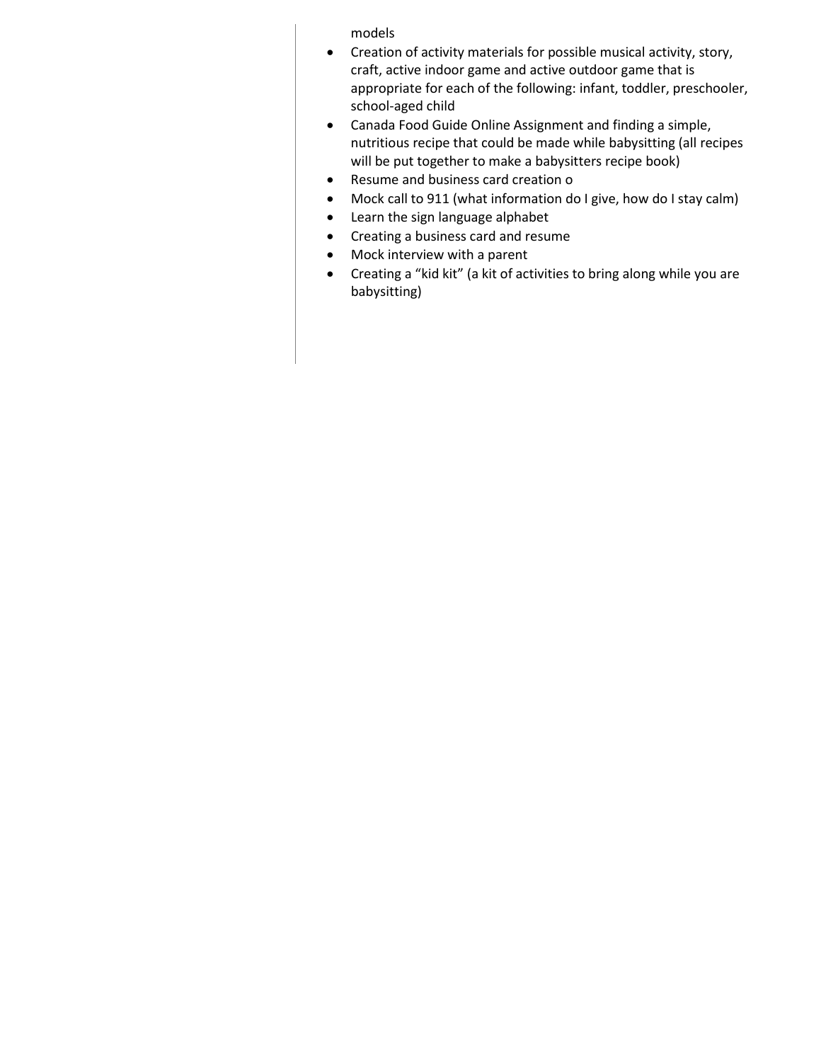models

- Creation of activity materials for possible musical activity, story, craft, active indoor game and active outdoor game that is appropriate for each of the following: infant, toddler, preschooler, school-aged child
- Canada Food Guide Online Assignment and finding a simple, nutritious recipe that could be made while babysitting (all recipes will be put together to make a babysitters recipe book)
- Resume and business card creation o
- Mock call to 911 (what information do I give, how do I stay calm)
- Learn the sign language alphabet
- Creating a business card and resume
- Mock interview with a parent
- Creating a "kid kit" (a kit of activities to bring along while you are babysitting)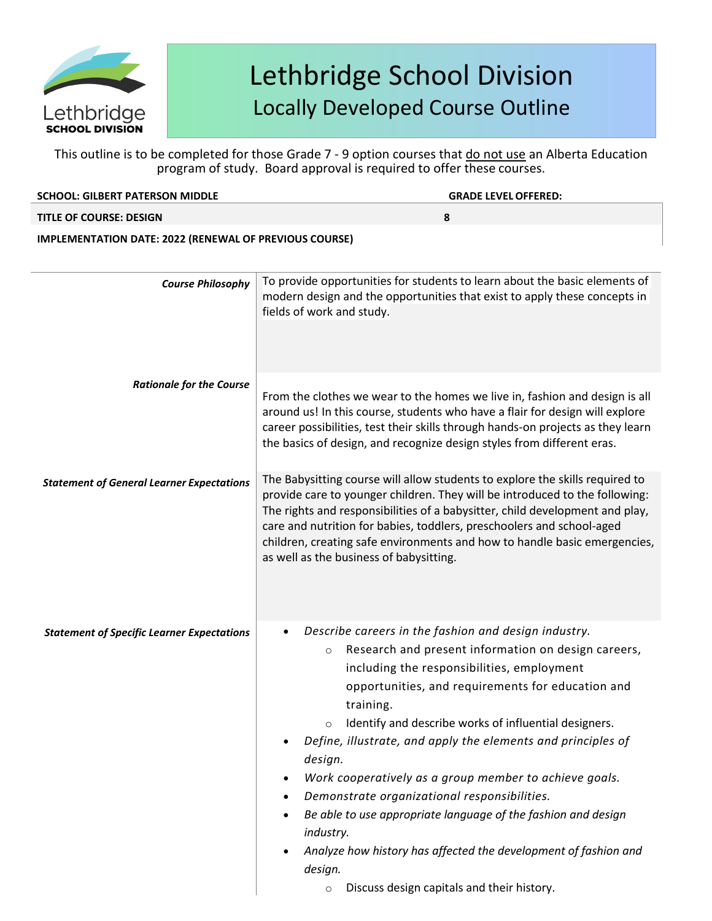# Lethbridge School Division
## Locally Developed Course Outline

This outline is to be completed for those Grade 7 - 9 option courses that do not use an Alberta Education program of study. Board approval is required to offer these courses.

| **SCHOOL: GILBERT PATERSON MIDDLE** | **GRADE LEVEL OFFERED:** |
|---|---|
| **TITLE OF COURSE: DESIGN** | **8** |
| **IMPLEMENTATION DATE: 2022 (RENEWAL OF PREVIOUS COURSE)** | |

| | |
|---|---|
| ***Course Philosophy*** | To provide opportunities for students to learn about the basic elements of modern design and the opportunities that exist to apply these concepts in fields of work and study. |
| ***Rationale for the Course*** | From the clothes we wear to the homes we live in, fashion and design is all around us! In this course, students who have a flair for design will explore career possibilities, test their skills through hands-on projects as they learn the basics of design, and recognize design styles from different eras. |
| ***Statement of General Learner Expectations*** | The Babysitting course will allow students to explore the skills required to provide care to younger children. They will be introduced to the following: The rights and responsibilities of a babysitter, child development and play, care and nutrition for babies, toddlers, preschoolers and school-aged children, creating safe environments and how to handle basic emergencies, as well as the business of babysitting. |
| ***Statement of Specific Learner Expectations*** | • *Describe careers in the fashion and design industry.*<br>&nbsp;&nbsp;&nbsp;&nbsp;○ Research and present information on design careers, including the responsibilities, employment opportunities, and requirements for education and training.<br>&nbsp;&nbsp;&nbsp;&nbsp;○ Identify and describe works of influential designers.<br>• *Define, illustrate, and apply the elements and principles of design.*<br>• *Work cooperatively as a group member to achieve goals.*<br>• *Demonstrate organizational responsibilities.*<br>• *Be able to use appropriate language of the fashion and design industry.*<br>• *Analyze how history has affected the development of fashion and design.*<br>&nbsp;&nbsp;&nbsp;&nbsp;○ Discuss design capitals and their history. |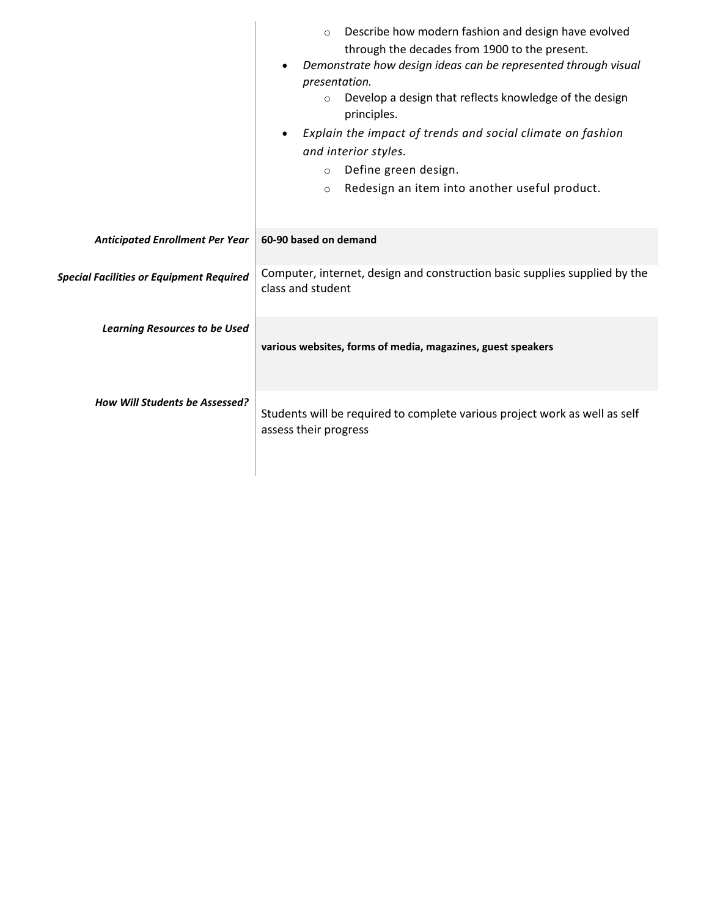|  |  |
|---|---|
|  | - Describe how modern fashion and design have evolved through the decades from 1900 to the present.<br>- *Demonstrate how design ideas can be represented through visual presentation.*<br>  - Develop a design that reflects knowledge of the design principles.<br>- *Explain the impact of trends and social climate on fashion and interior styles.*<br>  - Define green design.<br>  - Redesign an item into another useful product. |
| ***Anticipated Enrollment Per Year*** | **60-90 based on demand** |
| ***Special Facilities or Equipment Required*** | Computer, internet, design and construction basic supplies supplied by the class and student |
| ***Learning Resources to be Used*** | **various websites, forms of media, magazines, guest speakers** |
| ***How Will Students be Assessed?*** | Students will be required to complete various project work as well as self assess their progress |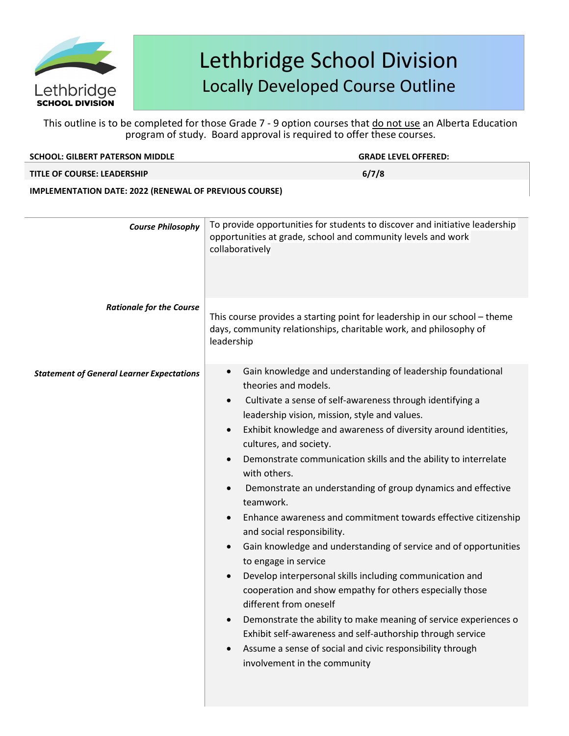# Lethbridge School Division

## Locally Developed Course Outline

This outline is to be completed for those Grade 7 - 9 option courses that do not use an Alberta Education program of study. Board approval is required to offer these courses.

| **SCHOOL: GILBERT PATERSON MIDDLE** | **GRADE LEVEL OFFERED:** |
|---|---|
| **TITLE OF COURSE: LEADERSHIP** | **6/7/8** |
| **IMPLEMENTATION DATE: 2022 (RENEWAL OF PREVIOUS COURSE)** | |

| | |
|---|---|
| ***Course Philosophy*** | To provide opportunities for students to discover and initiative leadership opportunities at grade, school and community levels and work collaboratively |
| ***Rationale for the Course*** | This course provides a starting point for leadership in our school – theme days, community relationships, charitable work, and philosophy of leadership |
| ***Statement of General Learner Expectations*** | • Gain knowledge and understanding of leadership foundational theories and models.<br>• Cultivate a sense of self-awareness through identifying a leadership vision, mission, style and values.<br>• Exhibit knowledge and awareness of diversity around identities, cultures, and society.<br>• Demonstrate communication skills and the ability to interrelate with others.<br>• Demonstrate an understanding of group dynamics and effective teamwork.<br>• Enhance awareness and commitment towards effective citizenship and social responsibility.<br>• Gain knowledge and understanding of service and of opportunities to engage in service<br>• Develop interpersonal skills including communication and cooperation and show empathy for others especially those different from oneself<br>• Demonstrate the ability to make meaning of service experiences o Exhibit self-awareness and self-authorship through service<br>• Assume a sense of social and civic responsibility through involvement in the community |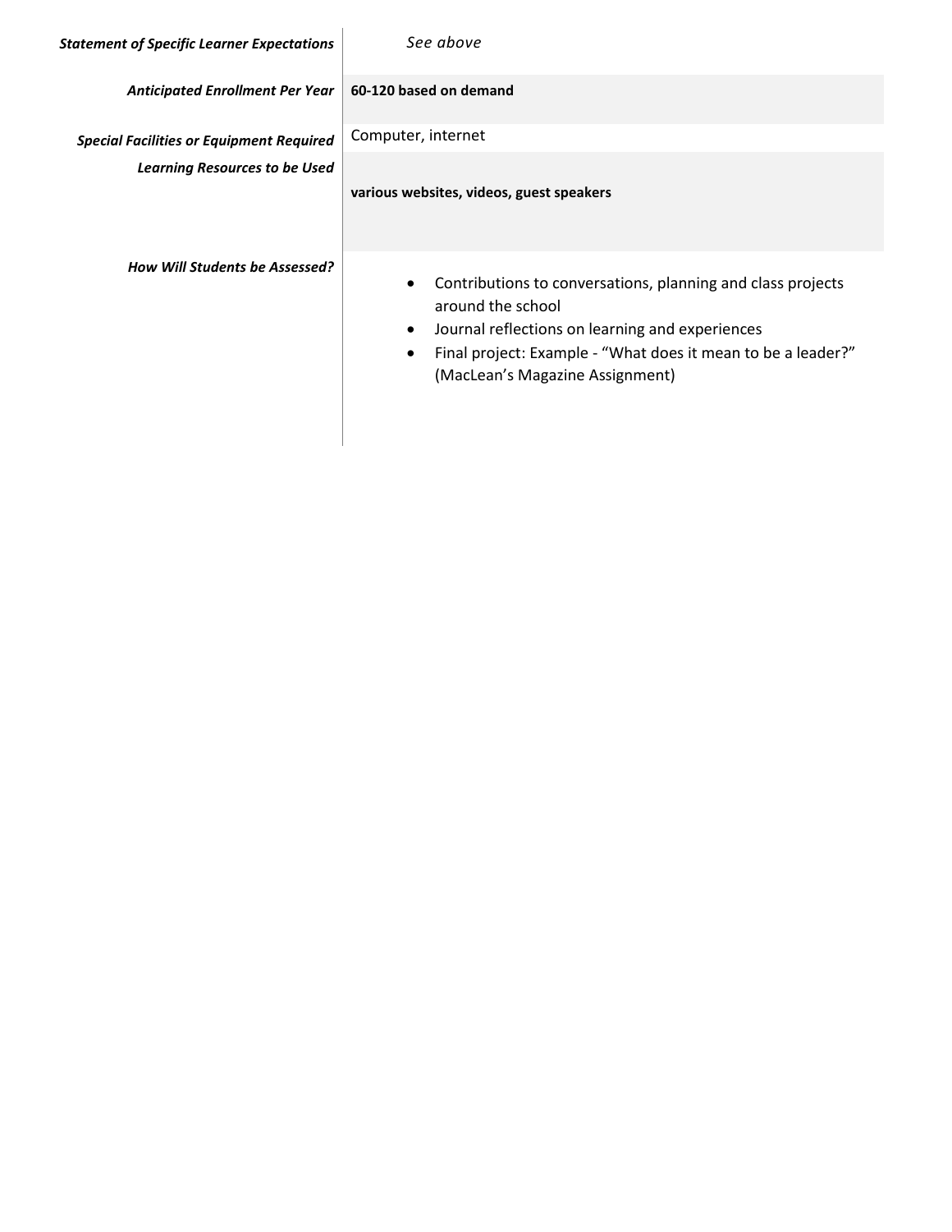| | |
|---|---|
| ***Statement of Specific Learner Expectations*** | *See above* |
| ***Anticipated Enrollment Per Year*** | **60-120 based on demand** |
| ***Special Facilities or Equipment Required*** | Computer, internet |
| ***Learning Resources to be Used*** | **various websites, videos, guest speakers** |
| ***How Will Students be Assessed?*** | • Contributions to conversations, planning and class projects around the school<br>• Journal reflections on learning and experiences<br>• Final project: Example - "What does it mean to be a leader?" (MacLean's Magazine Assignment) |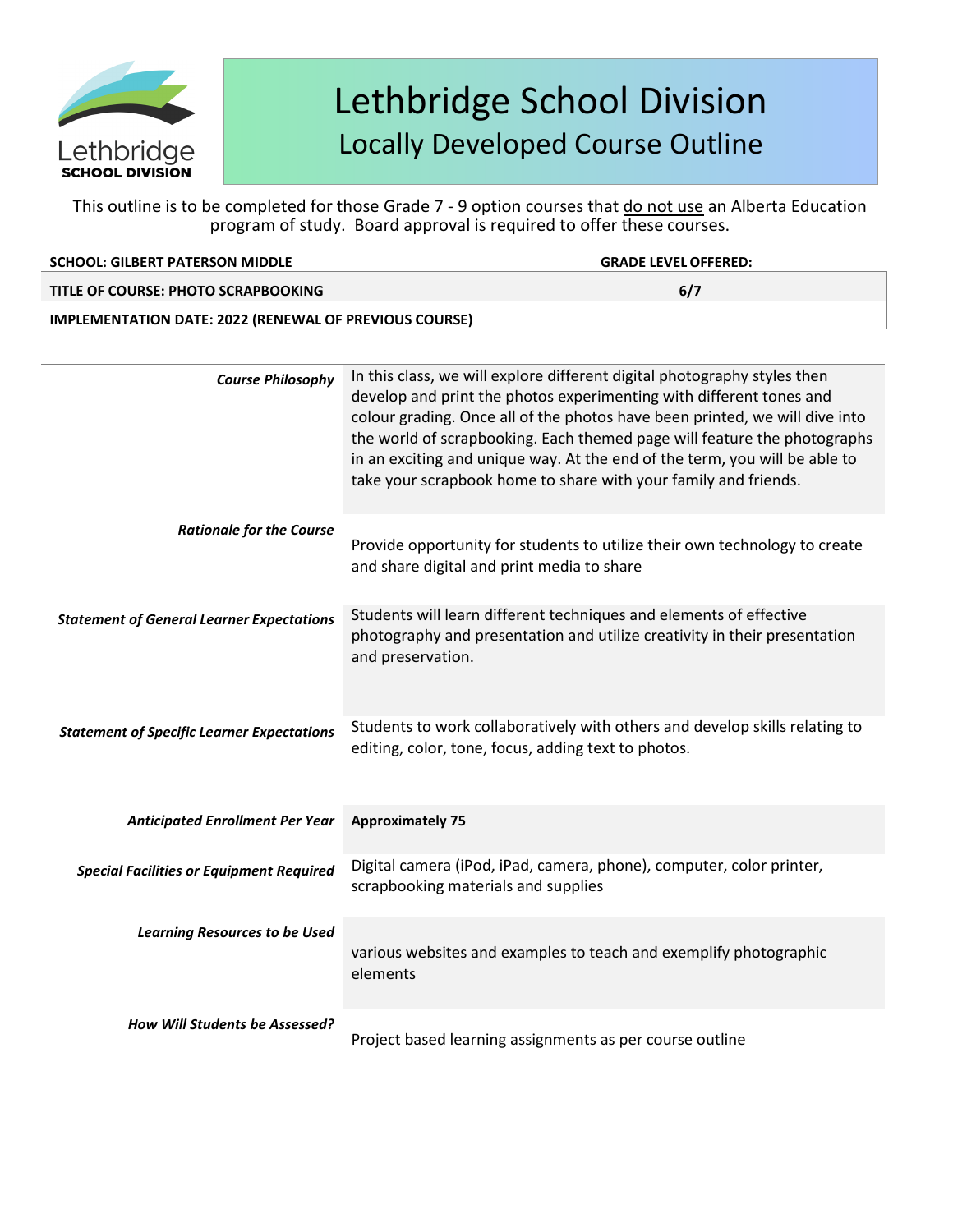# Lethbridge School Division

## Locally Developed Course Outline

This outline is to be completed for those Grade 7 - 9 option courses that do not use an Alberta Education program of study. Board approval is required to offer these courses.

| SCHOOL: GILBERT PATERSON MIDDLE | GRADE LEVEL OFFERED: |
|---|---|
| TITLE OF COURSE: PHOTO SCRAPBOOKING | 6/7 |
| IMPLEMENTATION DATE: 2022 (RENEWAL OF PREVIOUS COURSE) | |

| | |
|---|---|
| ***Course Philosophy*** | In this class, we will explore different digital photography styles then develop and print the photos experimenting with different tones and colour grading. Once all of the photos have been printed, we will dive into the world of scrapbooking. Each themed page will feature the photographs in an exciting and unique way. At the end of the term, you will be able to take your scrapbook home to share with your family and friends. |
| ***Rationale for the Course*** | Provide opportunity for students to utilize their own technology to create and share digital and print media to share |
| ***Statement of General Learner Expectations*** | Students will learn different techniques and elements of effective photography and presentation and utilize creativity in their presentation and preservation. |
| ***Statement of Specific Learner Expectations*** | Students to work collaboratively with others and develop skills relating to editing, color, tone, focus, adding text to photos. |
| ***Anticipated Enrollment Per Year*** | **Approximately 75** |
| ***Special Facilities or Equipment Required*** | Digital camera (iPod, iPad, camera, phone), computer, color printer, scrapbooking materials and supplies |
| ***Learning Resources to be Used*** | various websites and examples to teach and exemplify photographic elements |
| ***How Will Students be Assessed?*** | Project based learning assignments as per course outline |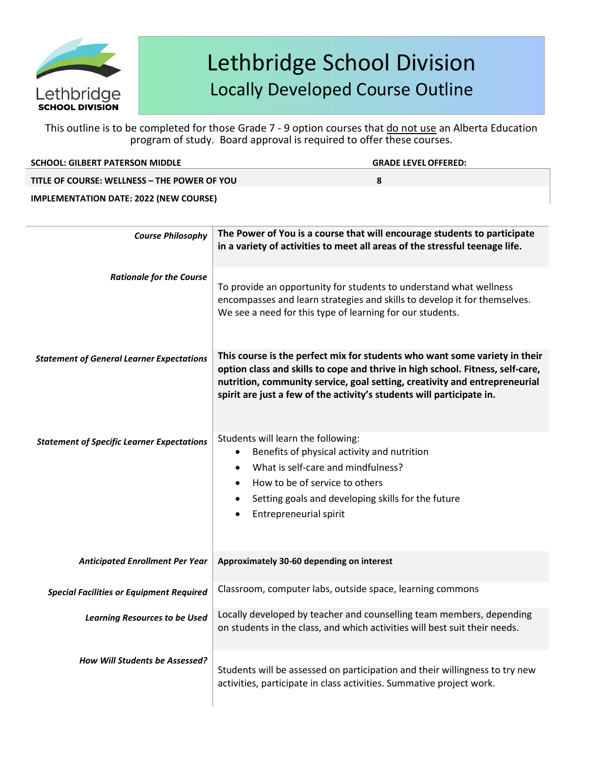# Lethbridge School Division

## Locally Developed Course Outline

This outline is to be completed for those Grade 7 - 9 option courses that do not use an Alberta Education program of study. Board approval is required to offer these courses.

| SCHOOL: GILBERT PATERSON MIDDLE | GRADE LEVEL OFFERED: |
|---|---|
| TITLE OF COURSE: WELLNESS – THE POWER OF YOU | 8 |
| IMPLEMENTATION DATE: 2022 (NEW COURSE) | |

| | |
|---|---|
| ***Course Philosophy*** | **The Power of You is a course that will encourage students to participate in a variety of activities to meet all areas of the stressful teenage life.** |
| ***Rationale for the Course*** | To provide an opportunity for students to understand what wellness encompasses and learn strategies and skills to develop it for themselves. We see a need for this type of learning for our students. |
| ***Statement of General Learner Expectations*** | **This course is the perfect mix for students who want some variety in their option class and skills to cope and thrive in high school. Fitness, self-care, nutrition, community service, goal setting, creativity and entrepreneurial spirit are just a few of the activity's students will participate in.** |
| ***Statement of Specific Learner Expectations*** | Students will learn the following:<br>• Benefits of physical activity and nutrition<br>• What is self-care and mindfulness?<br>• How to be of service to others<br>• Setting goals and developing skills for the future<br>• Entrepreneurial spirit |
| ***Anticipated Enrollment Per Year*** | **Approximately 30-60 depending on interest** |
| ***Special Facilities or Equipment Required*** | Classroom, computer labs, outside space, learning commons |
| ***Learning Resources to be Used*** | Locally developed by teacher and counselling team members, depending on students in the class, and which activities will best suit their needs. |
| ***How Will Students be Assessed?*** | Students will be assessed on participation and their willingness to try new activities, participate in class activities. Summative project work. |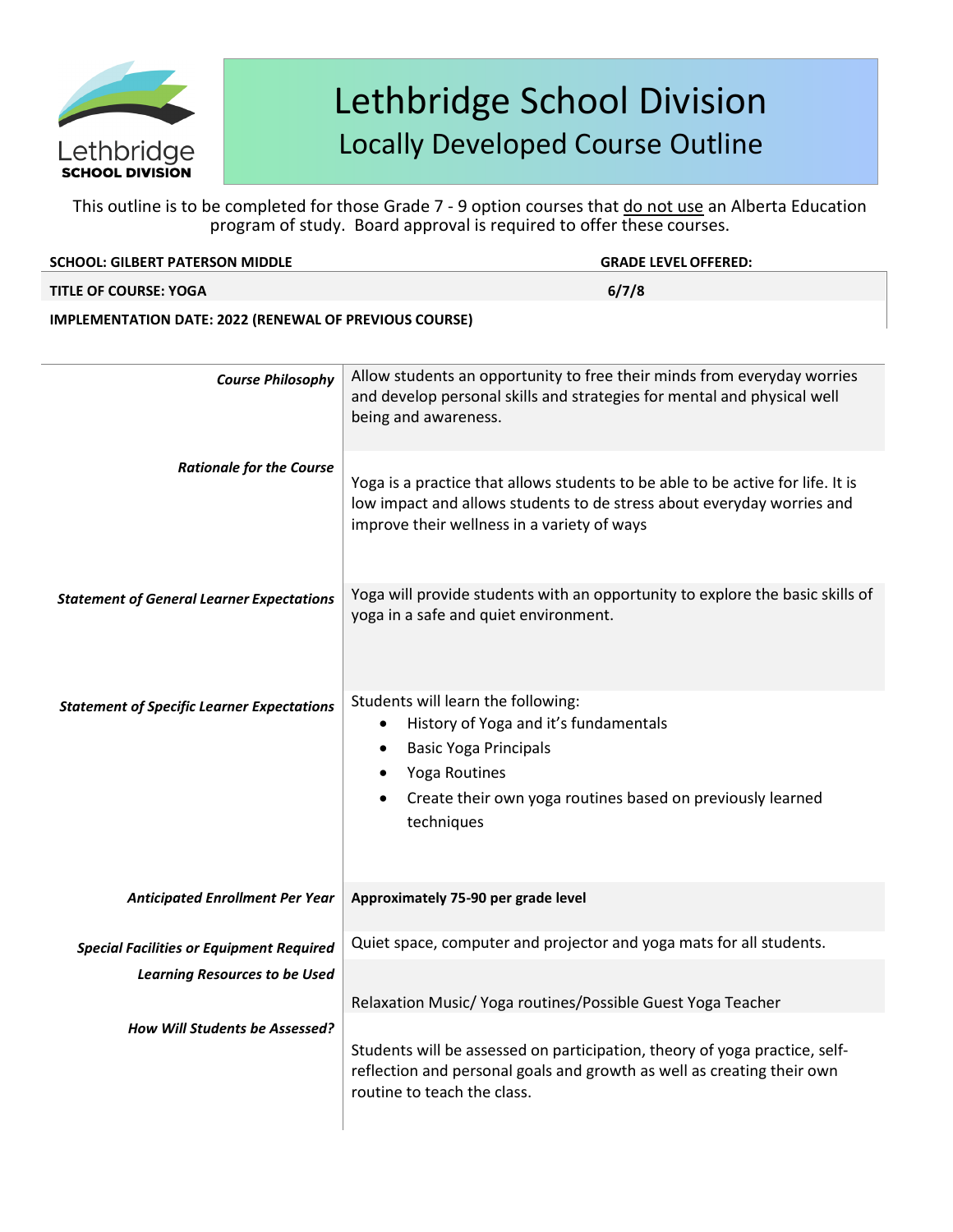# Lethbridge School Division
## Locally Developed Course Outline

This outline is to be completed for those Grade 7 - 9 option courses that do not use an Alberta Education program of study. Board approval is required to offer these courses.

| SCHOOL: GILBERT PATERSON MIDDLE | GRADE LEVEL OFFERED: |
|---|---|
| TITLE OF COURSE: YOGA | 6/7/8 |
| IMPLEMENTATION DATE: 2022 (RENEWAL OF PREVIOUS COURSE) | |

| | |
|---|---|
| *Course Philosophy* | Allow students an opportunity to free their minds from everyday worries and develop personal skills and strategies for mental and physical well being and awareness. |
| *Rationale for the Course* | Yoga is a practice that allows students to be able to be active for life. It is low impact and allows students to de stress about everyday worries and improve their wellness in a variety of ways |
| *Statement of General Learner Expectations* | Yoga will provide students with an opportunity to explore the basic skills of yoga in a safe and quiet environment. |
| *Statement of Specific Learner Expectations* | Students will learn the following:<br>• History of Yoga and it's fundamentals<br>• Basic Yoga Principals<br>• Yoga Routines<br>• Create their own yoga routines based on previously learned techniques |
| *Anticipated Enrollment Per Year* | **Approximately 75-90 per grade level** |
| *Special Facilities or Equipment Required* | Quiet space, computer and projector and yoga mats for all students. |
| *Learning Resources to be Used* | Relaxation Music/ Yoga routines/Possible Guest Yoga Teacher |
| *How Will Students be Assessed?* | Students will be assessed on participation, theory of yoga practice, self-reflection and personal goals and growth as well as creating their own routine to teach the class. |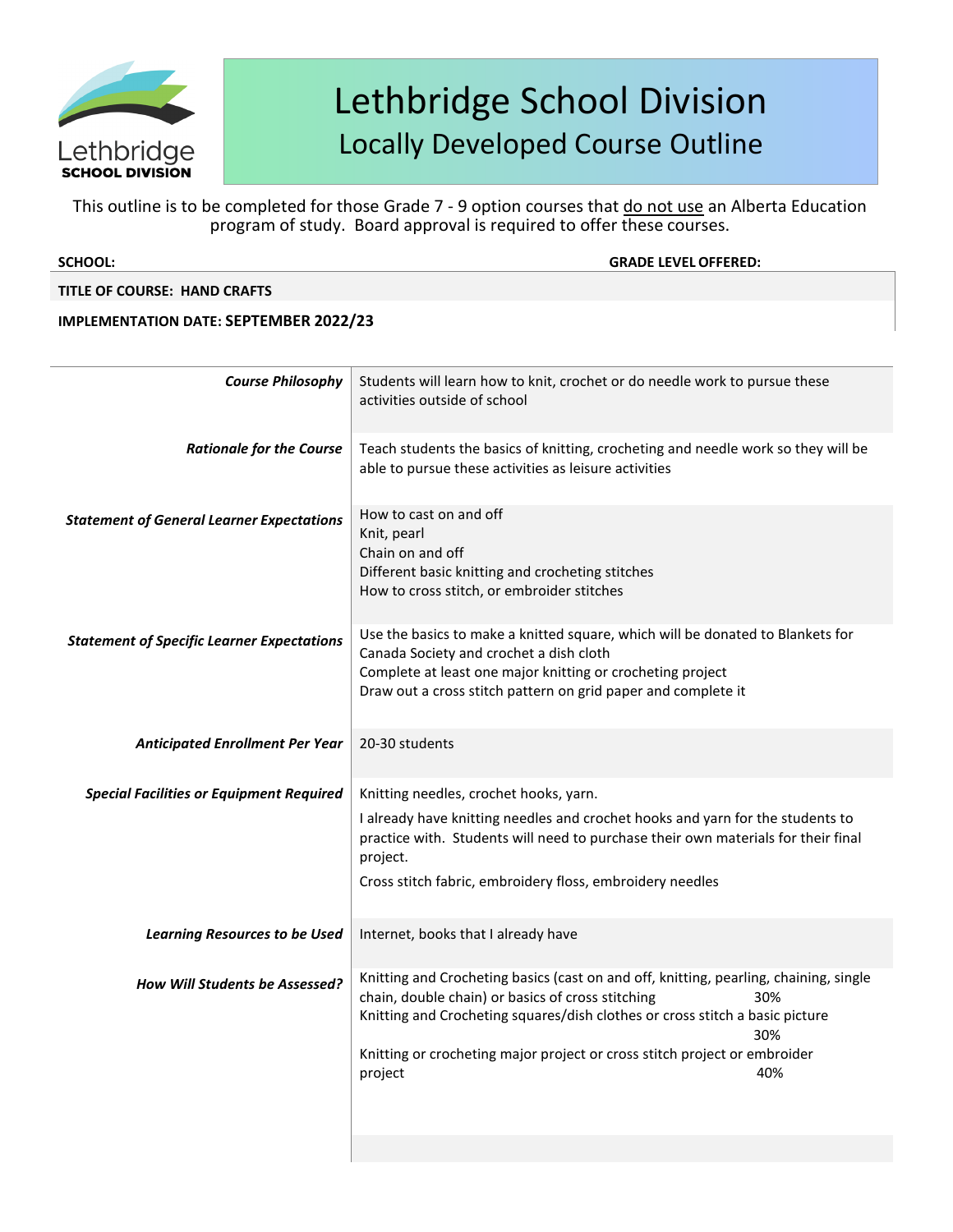# Lethbridge School Division
## Locally Developed Course Outline

This outline is to be completed for those Grade 7 - 9 option courses that do not use an Alberta Education program of study. Board approval is required to offer these courses.

**SCHOOL:** **GRADE LEVEL OFFERED:**

**TITLE OF COURSE: HAND CRAFTS**

**IMPLEMENTATION DATE: SEPTEMBER 2022/23**

| | |
|---|---|
| ***Course Philosophy*** | Students will learn how to knit, crochet or do needle work to pursue these activities outside of school |
| ***Rationale for the Course*** | Teach students the basics of knitting, crocheting and needle work so they will be able to pursue these activities as leisure activities |
| ***Statement of General Learner Expectations*** | How to cast on and off<br>Knit, pearl<br>Chain on and off<br>Different basic knitting and crocheting stitches<br>How to cross stitch, or embroider stitches |
| ***Statement of Specific Learner Expectations*** | Use the basics to make a knitted square, which will be donated to Blankets for Canada Society and crochet a dish cloth<br>Complete at least one major knitting or crocheting project<br>Draw out a cross stitch pattern on grid paper and complete it |
| ***Anticipated Enrollment Per Year*** | 20-30 students |
| ***Special Facilities or Equipment Required*** | Knitting needles, crochet hooks, yarn.<br>I already have knitting needles and crochet hooks and yarn for the students to practice with. Students will need to purchase their own materials for their final project.<br>Cross stitch fabric, embroidery floss, embroidery needles |
| ***Learning Resources to be Used*** | Internet, books that I already have |
| ***How Will Students be Assessed?*** | Knitting and Crocheting basics (cast on and off, knitting, pearling, chaining, single chain, double chain) or basics of cross stitching 30%<br>Knitting and Crocheting squares/dish clothes or cross stitch a basic picture 30%<br>Knitting or crocheting major project or cross stitch project or embroider project 40% |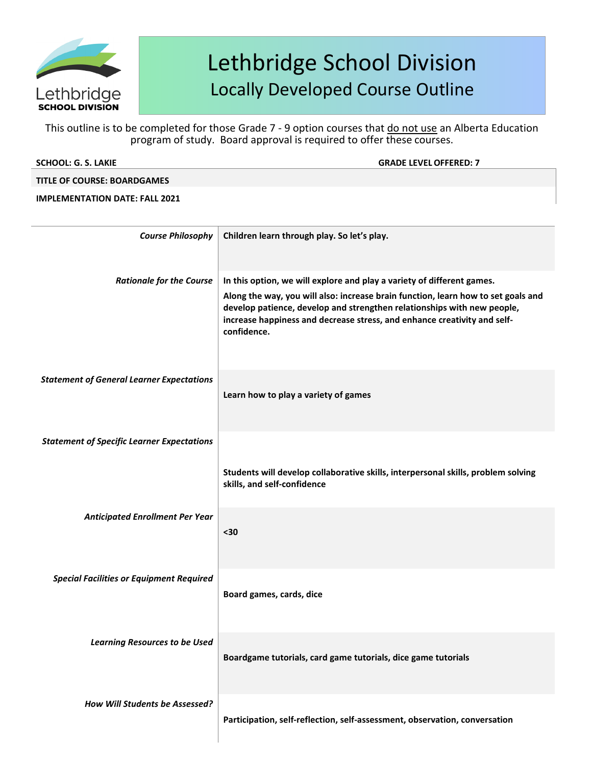# Lethbridge School Division
## Locally Developed Course Outline

This outline is to be completed for those Grade 7 - 9 option courses that do not use an Alberta Education program of study. Board approval is required to offer these courses.

**SCHOOL: G. S. LAKIE** **GRADE LEVEL OFFERED: 7**

**TITLE OF COURSE: BOARDGAMES**

**IMPLEMENTATION DATE: FALL 2021**

| | |
|---|---|
| *Course Philosophy* | **Children learn through play. So let's play.** |
| *Rationale for the Course* | **In this option, we will explore and play a variety of different games.** **Along the way, you will also: increase brain function, learn how to set goals and develop patience, develop and strengthen relationships with new people, increase happiness and decrease stress, and enhance creativity and self-confidence.** |
| *Statement of General Learner Expectations* | **Learn how to play a variety of games** |
| *Statement of Specific Learner Expectations* | **Students will develop collaborative skills, interpersonal skills, problem solving skills, and self-confidence** |
| *Anticipated Enrollment Per Year* | **<30** |
| *Special Facilities or Equipment Required* | **Board games, cards, dice** |
| *Learning Resources to be Used* | **Boardgame tutorials, card game tutorials, dice game tutorials** |
| *How Will Students be Assessed?* | **Participation, self-reflection, self-assessment, observation, conversation** |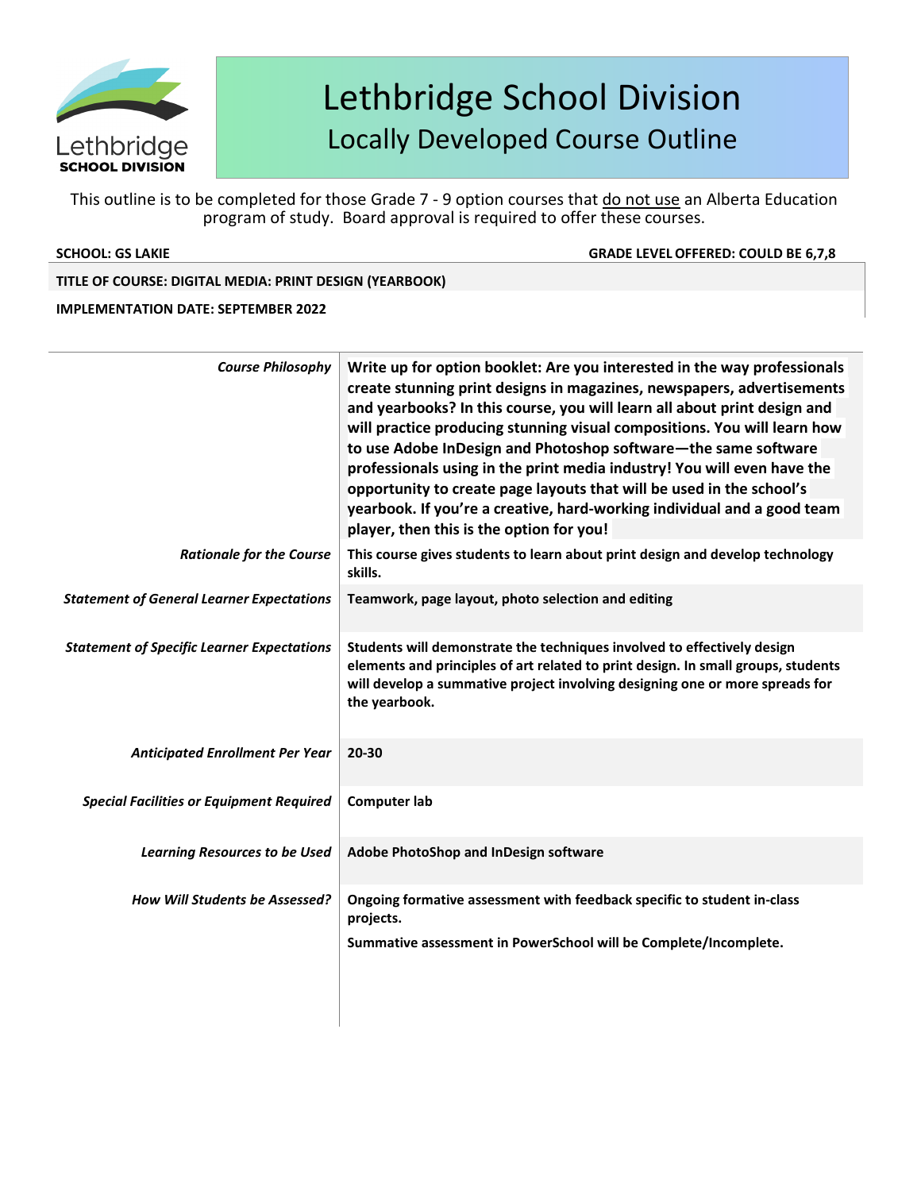# Lethbridge School Division
## Locally Developed Course Outline

This outline is to be completed for those Grade 7 - 9 option courses that do not use an Alberta Education program of study. Board approval is required to offer these courses.

**SCHOOL: GS LAKIE** **GRADE LEVEL OFFERED: COULD BE 6,7,8**

**TITLE OF COURSE: DIGITAL MEDIA: PRINT DESIGN (YEARBOOK)**

**IMPLEMENTATION DATE: SEPTEMBER 2022**

| | |
|---|---|
| *Course Philosophy* | **Write up for option booklet: Are you interested in the way professionals create stunning print designs in magazines, newspapers, advertisements and yearbooks? In this course, you will learn all about print design and will practice producing stunning visual compositions. You will learn how to use Adobe InDesign and Photoshop software—the same software professionals using in the print media industry! You will even have the opportunity to create page layouts that will be used in the school's yearbook. If you're a creative, hard-working individual and a good team player, then this is the option for you!** |
| ***Rationale for the Course*** | **This course gives students to learn about print design and develop technology skills.** |
| ***Statement of General Learner Expectations*** | **Teamwork, page layout, photo selection and editing** |
| ***Statement of Specific Learner Expectations*** | **Students will demonstrate the techniques involved to effectively design elements and principles of art related to print design. In small groups, students will develop a summative project involving designing one or more spreads for the yearbook.** |
| *Anticipated Enrollment Per Year* | **20-30** |
| *Special Facilities or Equipment Required* | **Computer lab** |
| *Learning Resources to be Used* | **Adobe PhotoShop and InDesign software** |
| *How Will Students be Assessed?* | **Ongoing formative assessment with feedback specific to student in-class projects.**<br>**Summative assessment in PowerSchool will be Complete/Incomplete.** |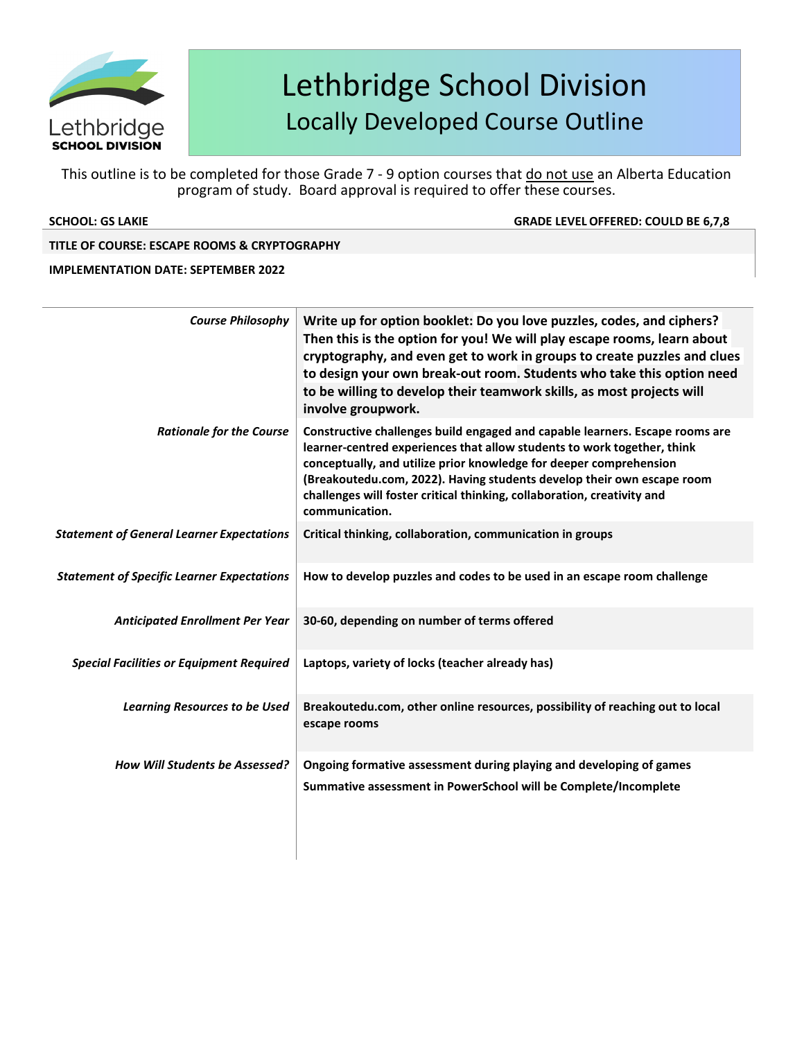# Lethbridge School Division

## Locally Developed Course Outline

This outline is to be completed for those Grade 7 - 9 option courses that do not use an Alberta Education program of study. Board approval is required to offer these courses.

**SCHOOL: GS LAKIE** — **GRADE LEVEL OFFERED: COULD BE 6,7,8**

**TITLE OF COURSE: ESCAPE ROOMS & CRYPTOGRAPHY**

**IMPLEMENTATION DATE: SEPTEMBER 2022**

| | |
|---|---|
| *Course Philosophy* | **Write up for option booklet: Do you love puzzles, codes, and ciphers? Then this is the option for you! We will play escape rooms, learn about cryptography, and even get to work in groups to create puzzles and clues to design your own break-out room. Students who take this option need to be willing to develop their teamwork skills, as most projects will involve groupwork.** |
| *Rationale for the Course* | **Constructive challenges build engaged and capable learners. Escape rooms are learner-centred experiences that allow students to work together, think conceptually, and utilize prior knowledge for deeper comprehension (Breakoutedu.com, 2022). Having students develop their own escape room challenges will foster critical thinking, collaboration, creativity and communication.** |
| *Statement of General Learner Expectations* | **Critical thinking, collaboration, communication in groups** |
| *Statement of Specific Learner Expectations* | **How to develop puzzles and codes to be used in an escape room challenge** |
| *Anticipated Enrollment Per Year* | **30-60, depending on number of terms offered** |
| *Special Facilities or Equipment Required* | **Laptops, variety of locks (teacher already has)** |
| *Learning Resources to be Used* | **Breakoutedu.com, other online resources, possibility of reaching out to local escape rooms** |
| *How Will Students be Assessed?* | **Ongoing formative assessment during playing and developing of games**<br>**Summative assessment in PowerSchool will be Complete/Incomplete** |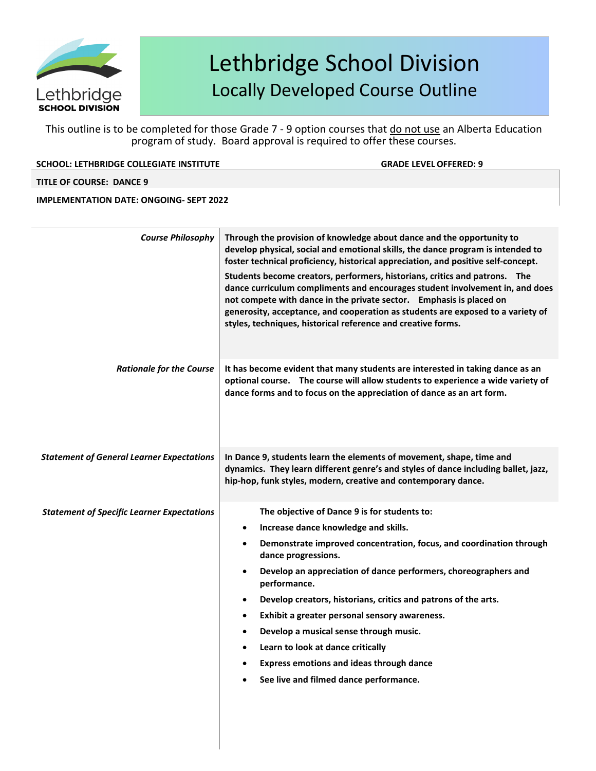# Lethbridge School Division

## Locally Developed Course Outline

This outline is to be completed for those Grade 7 - 9 option courses that do not use an Alberta Education program of study. Board approval is required to offer these courses.

**SCHOOL: LETHBRIDGE COLLEGIATE INSTITUTE** | **GRADE LEVEL OFFERED: 9**

**TITLE OF COURSE: DANCE 9**

**IMPLEMENTATION DATE: ONGOING- SEPT 2022**

| | |
|---|---|
| *Course Philosophy* | **Through the provision of knowledge about dance and the opportunity to develop physical, social and emotional skills, the dance program is intended to foster technical proficiency, historical appreciation, and positive self-concept.**<br><br>**Students become creators, performers, historians, critics and patrons. The dance curriculum compliments and encourages student involvement in, and does not compete with dance in the private sector. Emphasis is placed on generosity, acceptance, and cooperation as students are exposed to a variety of styles, techniques, historical reference and creative forms.** |
| *Rationale for the Course* | **It has become evident that many students are interested in taking dance as an optional course. The course will allow students to experience a wide variety of dance forms and to focus on the appreciation of dance as an art form.** |
| *Statement of General Learner Expectations* | **In Dance 9, students learn the elements of movement, shape, time and dynamics. They learn different genre's and styles of dance including ballet, jazz, hip-hop, funk styles, modern, creative and contemporary dance.** |
| *Statement of Specific Learner Expectations* | **The objective of Dance 9 is for students to:**<br>• **Increase dance knowledge and skills.**<br>• **Demonstrate improved concentration, focus, and coordination through dance progressions.**<br>• **Develop an appreciation of dance performers, choreographers and performance.**<br>• **Develop creators, historians, critics and patrons of the arts.**<br>• **Exhibit a greater personal sensory awareness.**<br>• **Develop a musical sense through music.**<br>• **Learn to look at dance critically**<br>• **Express emotions and ideas through dance**<br>• **See live and filmed dance performance.** |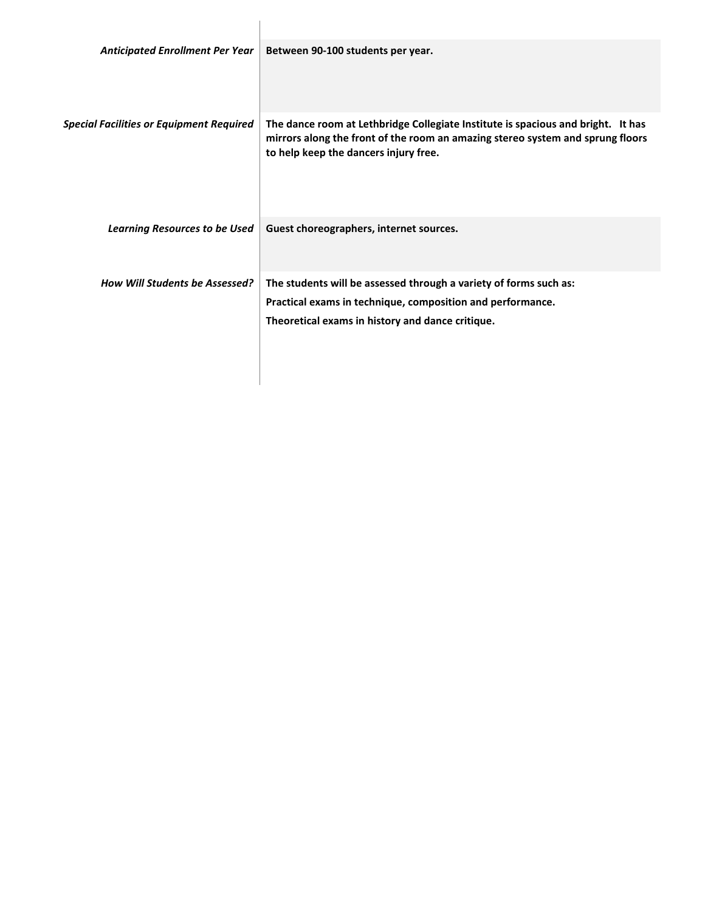| | |
|---|---|
| *Anticipated Enrollment Per Year* | **Between 90-100 students per year.** |
| *Special Facilities or Equipment Required* | **The dance room at Lethbridge Collegiate Institute is spacious and bright. It has mirrors along the front of the room an amazing stereo system and sprung floors to help keep the dancers injury free.** |
| *Learning Resources to be Used* | **Guest choreographers, internet sources.** |
| *How Will Students be Assessed?* | **The students will be assessed through a variety of forms such as:**<br>**Practical exams in technique, composition and performance.**<br>**Theoretical exams in history and dance critique.** |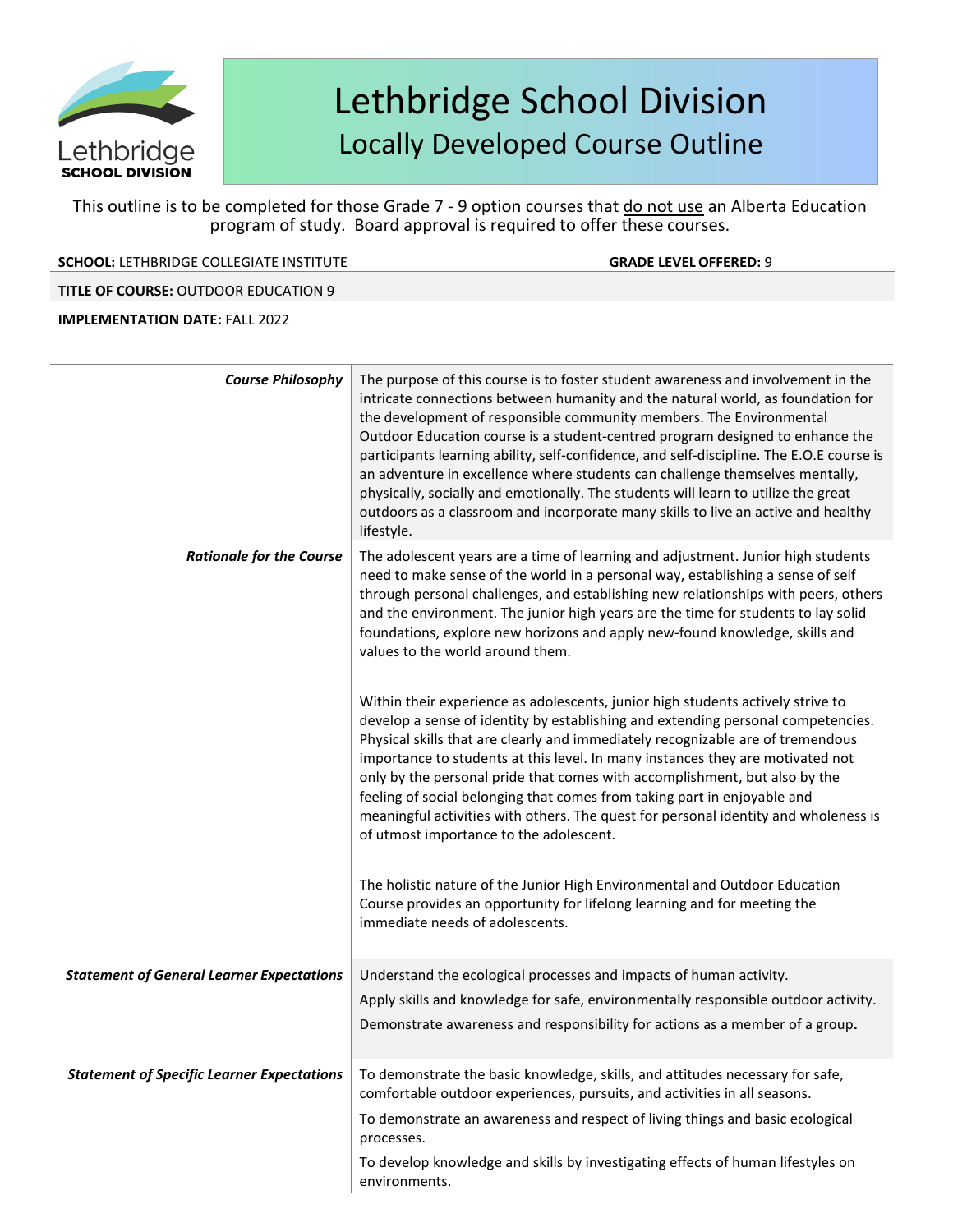# Lethbridge School Division
## Locally Developed Course Outline

This outline is to be completed for those Grade 7 - 9 option courses that do not use an Alberta Education program of study. Board approval is required to offer these courses.

**SCHOOL:** LETHBRIDGE COLLEGIATE INSTITUTE **GRADE LEVEL OFFERED:** 9

**TITLE OF COURSE:** OUTDOOR EDUCATION 9

**IMPLEMENTATION DATE:** FALL 2022

| | |
|---|---|
| ***Course Philosophy*** | The purpose of this course is to foster student awareness and involvement in the intricate connections between humanity and the natural world, as foundation for the development of responsible community members. The Environmental Outdoor Education course is a student-centred program designed to enhance the participants learning ability, self-confidence, and self-discipline. The E.O.E course is an adventure in excellence where students can challenge themselves mentally, physically, socially and emotionally. The students will learn to utilize the great outdoors as a classroom and incorporate many skills to live an active and healthy lifestyle. |
| ***Rationale for the Course*** | The adolescent years are a time of learning and adjustment. Junior high students need to make sense of the world in a personal way, establishing a sense of self through personal challenges, and establishing new relationships with peers, others and the environment. The junior high years are the time for students to lay solid foundations, explore new horizons and apply new-found knowledge, skills and values to the world around them.<br><br>Within their experience as adolescents, junior high students actively strive to develop a sense of identity by establishing and extending personal competencies. Physical skills that are clearly and immediately recognizable are of tremendous importance to students at this level. In many instances they are motivated not only by the personal pride that comes with accomplishment, but also by the feeling of social belonging that comes from taking part in enjoyable and meaningful activities with others. The quest for personal identity and wholeness is of utmost importance to the adolescent.<br><br>The holistic nature of the Junior High Environmental and Outdoor Education Course provides an opportunity for lifelong learning and for meeting the immediate needs of adolescents. |
| ***Statement of General Learner Expectations*** | Understand the ecological processes and impacts of human activity.<br><br>Apply skills and knowledge for safe, environmentally responsible outdoor activity.<br><br>Demonstrate awareness and responsibility for actions as a member of a group. |
| ***Statement of Specific Learner Expectations*** | To demonstrate the basic knowledge, skills, and attitudes necessary for safe, comfortable outdoor experiences, pursuits, and activities in all seasons.<br><br>To demonstrate an awareness and respect of living things and basic ecological processes.<br><br>To develop knowledge and skills by investigating effects of human lifestyles on environments. |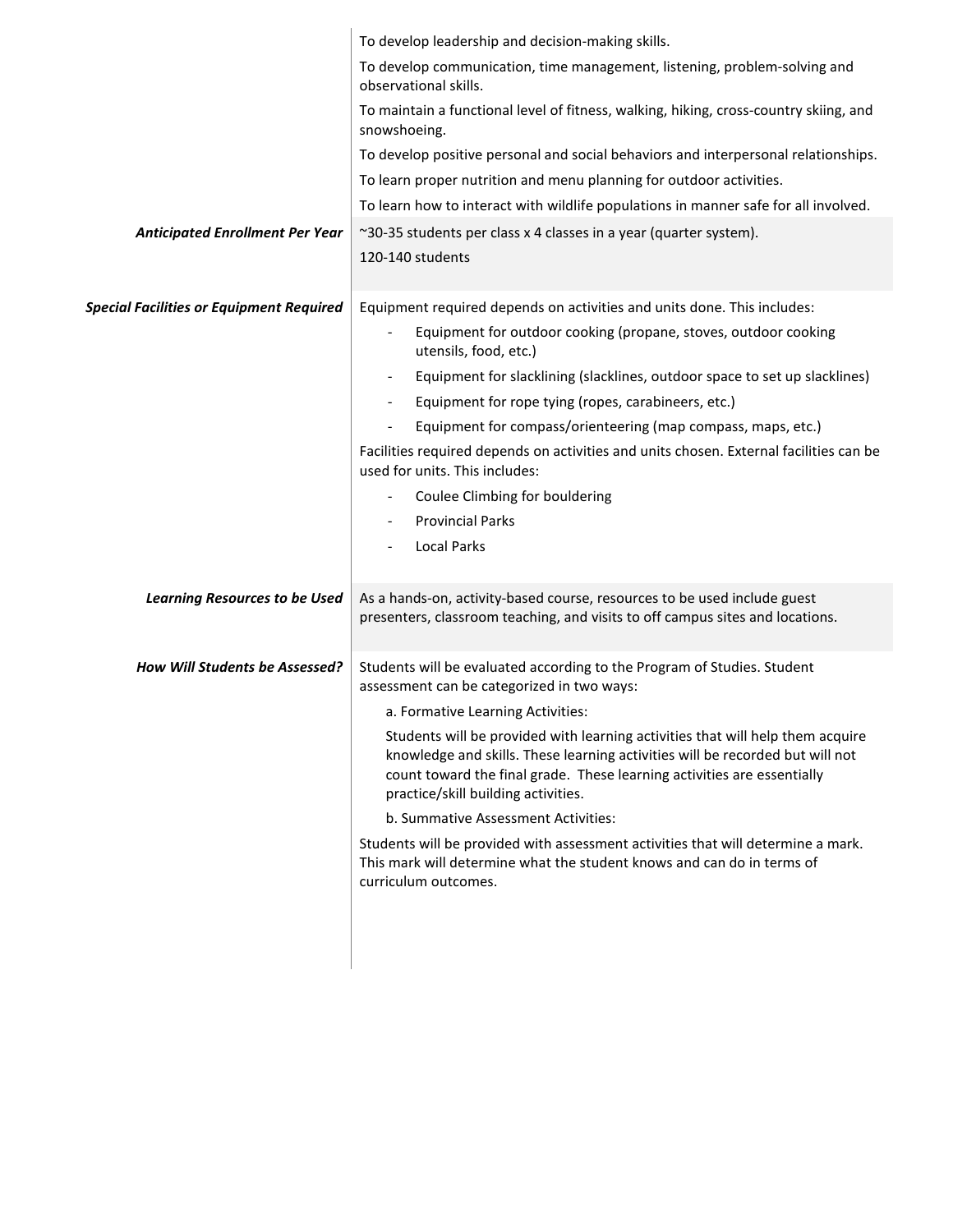| | |
|---|---|
| | To develop leadership and decision-making skills.<br><br>To develop communication, time management, listening, problem-solving and observational skills.<br><br>To maintain a functional level of fitness, walking, hiking, cross-country skiing, and snowshoeing.<br><br>To develop positive personal and social behaviors and interpersonal relationships.<br><br>To learn proper nutrition and menu planning for outdoor activities.<br><br>To learn how to interact with wildlife populations in manner safe for all involved. |
| ***Anticipated Enrollment Per Year*** | ~30-35 students per class x 4 classes in a year (quarter system).<br><br>120-140 students |
| ***Special Facilities or Equipment Required*** | Equipment required depends on activities and units done. This includes:<br><br>- Equipment for outdoor cooking (propane, stoves, outdoor cooking utensils, food, etc.)<br>- Equipment for slacklining (slacklines, outdoor space to set up slacklines)<br>- Equipment for rope tying (ropes, carabineers, etc.)<br>- Equipment for compass/orienteering (map compass, maps, etc.)<br><br>Facilities required depends on activities and units chosen. External facilities can be used for units. This includes:<br><br>- Coulee Climbing for bouldering<br>- Provincial Parks<br>- Local Parks |
| ***Learning Resources to be Used*** | As a hands-on, activity-based course, resources to be used include guest presenters, classroom teaching, and visits to off campus sites and locations. |
| ***How Will Students be Assessed?*** | Students will be evaluated according to the Program of Studies. Student assessment can be categorized in two ways:<br><br>a. Formative Learning Activities:<br><br>Students will be provided with learning activities that will help them acquire knowledge and skills. These learning activities will be recorded but will not count toward the final grade. These learning activities are essentially practice/skill building activities.<br><br>b. Summative Assessment Activities:<br><br>Students will be provided with assessment activities that will determine a mark. This mark will determine what the student knows and can do in terms of curriculum outcomes. |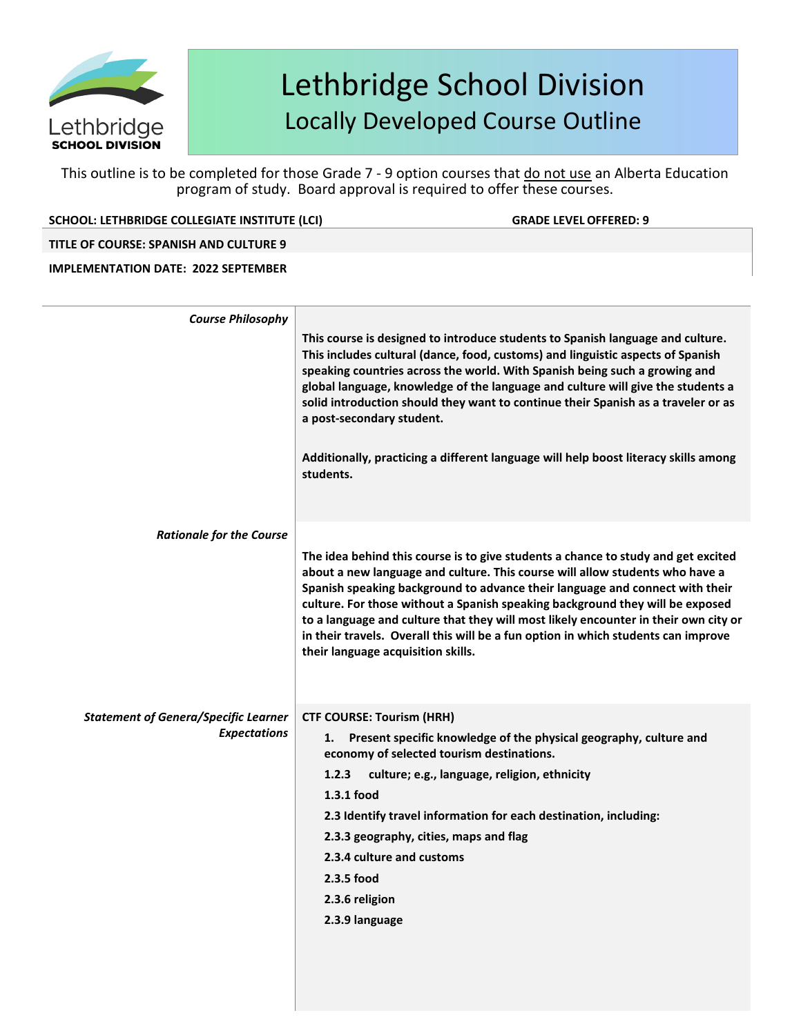Lethbridge School Division

# Lethbridge School Division
## Locally Developed Course Outline

This outline is to be completed for those Grade 7 - 9 option courses that do not use an Alberta Education program of study. Board approval is required to offer these courses.

**SCHOOL: LETHBRIDGE COLLEGIATE INSTITUTE (LCI)** **GRADE LEVEL OFFERED: 9**

**TITLE OF COURSE: SPANISH AND CULTURE 9**

**IMPLEMENTATION DATE: 2022 SEPTEMBER**

| | |
|---|---|
| *Course Philosophy* | **This course is designed to introduce students to Spanish language and culture. This includes cultural (dance, food, customs) and linguistic aspects of Spanish speaking countries across the world. With Spanish being such a growing and global language, knowledge of the language and culture will give the students a solid introduction should they want to continue their Spanish as a traveler or as a post-secondary student.**<br><br>**Additionally, practicing a different language will help boost literacy skills among students.** |
| *Rationale for the Course* | **The idea behind this course is to give students a chance to study and get excited about a new language and culture. This course will allow students who have a Spanish speaking background to advance their language and connect with their culture. For those without a Spanish speaking background they will be exposed to a language and culture that they will most likely encounter in their own city or in their travels. Overall this will be a fun option in which students can improve their language acquisition skills.** |
| *Statement of Genera/Specific Learner Expectations* | **CTF COURSE: Tourism (HRH)**<br>**1. Present specific knowledge of the physical geography, culture and economy of selected tourism destinations.**<br>**1.2.3 culture; e.g., language, religion, ethnicity**<br>**1.3.1 food**<br>**2.3 Identify travel information for each destination, including:**<br>**2.3.3 geography, cities, maps and flag**<br>**2.3.4 culture and customs**<br>**2.3.5 food**<br>**2.3.6 religion**<br>**2.3.9 language** |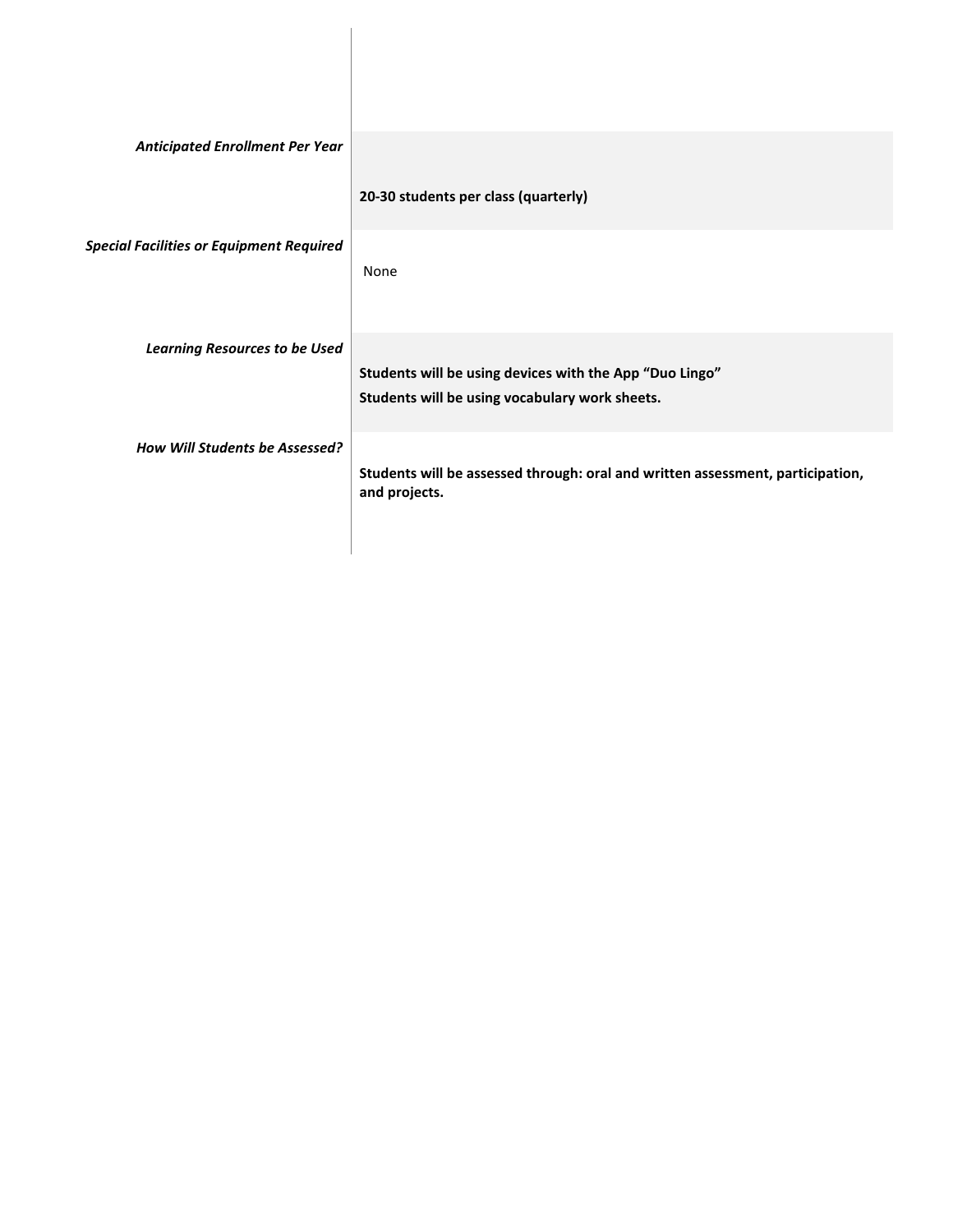| | |
|---|---|
| ***Anticipated Enrollment Per Year*** | **20-30 students per class (quarterly)** |
| ***Special Facilities or Equipment Required*** | None |
| ***Learning Resources to be Used*** | **Students will be using devices with the App "Duo Lingo"**<br>**Students will be using vocabulary work sheets.** |
| ***How Will Students be Assessed?*** | **Students will be assessed through: oral and written assessment, participation, and projects.** |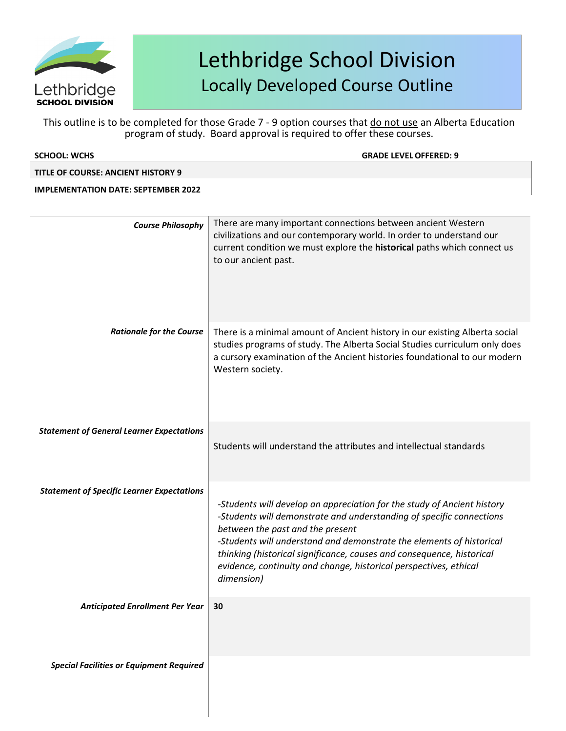# Lethbridge School Division

## Locally Developed Course Outline

This outline is to be completed for those Grade 7 - 9 option courses that do not use an Alberta Education program of study. Board approval is required to offer these courses.

**SCHOOL: WCHS** **GRADE LEVEL OFFERED: 9**

**TITLE OF COURSE: ANCIENT HISTORY 9**

**IMPLEMENTATION DATE: SEPTEMBER 2022**

| | |
|---|---|
| ***Course Philosophy*** | There are many important connections between ancient Western civilizations and our contemporary world. In order to understand our current condition we must explore the **historical** paths which connect us to our ancient past. |
| ***Rationale for the Course*** | There is a minimal amount of Ancient history in our existing Alberta social studies programs of study. The Alberta Social Studies curriculum only does a cursory examination of the Ancient histories foundational to our modern Western society. |
| ***Statement of General Learner Expectations*** | Students will understand the attributes and intellectual standards |
| ***Statement of Specific Learner Expectations*** | *-Students will develop an appreciation for the study of Ancient history*<br>*-Students will demonstrate and understanding of specific connections between the past and the present*<br>*-Students will understand and demonstrate the elements of historical thinking (historical significance, causes and consequence, historical evidence, continuity and change, historical perspectives, ethical dimension)* |
| ***Anticipated Enrollment Per Year*** | **30** |
| ***Special Facilities or Equipment Required*** | |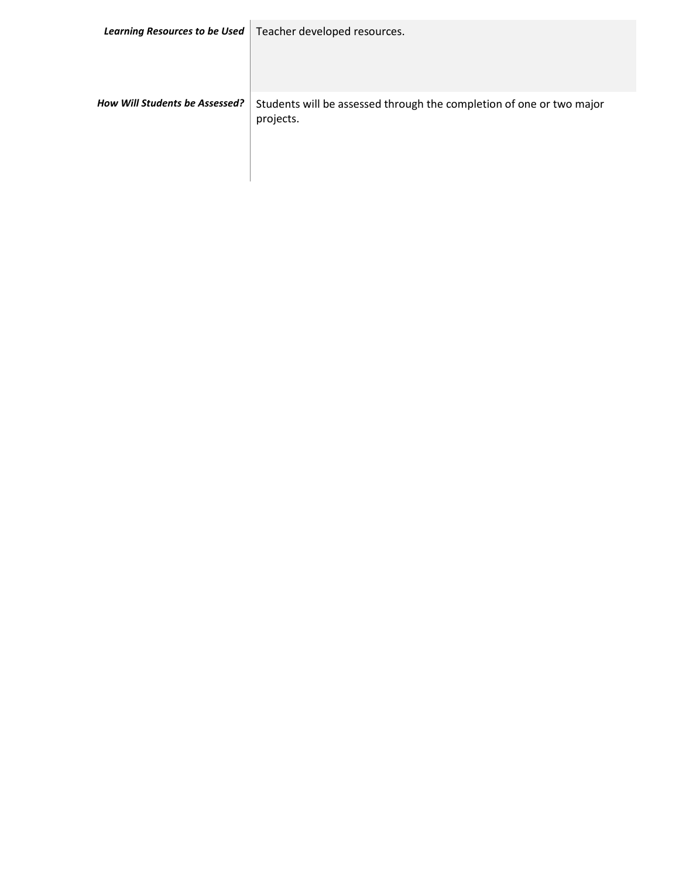| | |
|---|---|
| ***Learning Resources to be Used*** | Teacher developed resources. |
| ***How Will Students be Assessed?*** | Students will be assessed through the completion of one or two major projects. |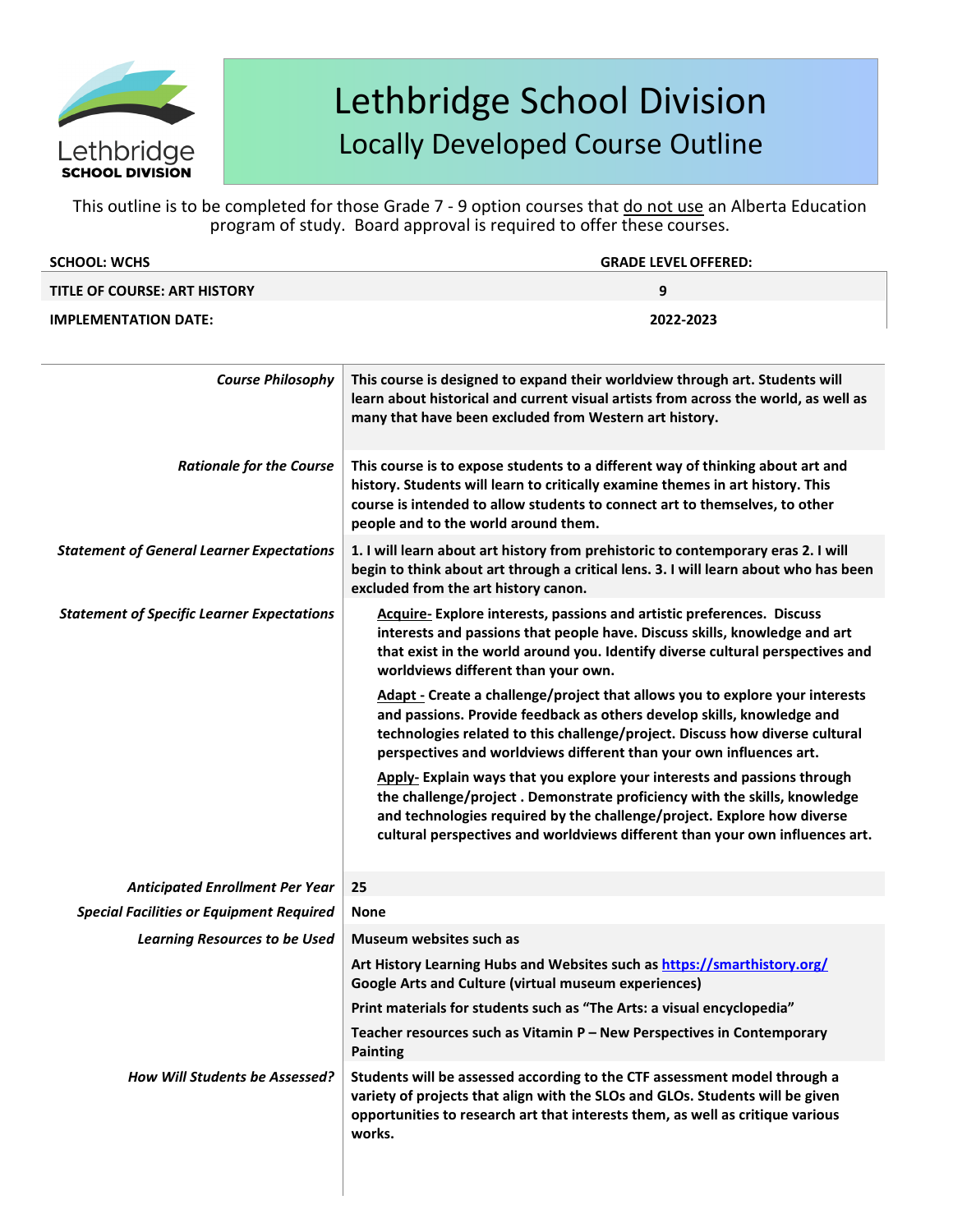# Lethbridge School Division
## Locally Developed Course Outline

This outline is to be completed for those Grade 7 - 9 option courses that do not use an Alberta Education program of study. Board approval is required to offer these courses.

| **SCHOOL: WCHS** | **GRADE LEVEL OFFERED:** |
|---|---|
| **TITLE OF COURSE: ART HISTORY** | **9** |
| **IMPLEMENTATION DATE:** | **2022-2023** |

| | |
|---|---|
| ***Course Philosophy*** | **This course is designed to expand their worldview through art. Students will learn about historical and current visual artists from across the world, as well as many that have been excluded from Western art history.** |
| ***Rationale for the Course*** | **This course is to expose students to a different way of thinking about art and history. Students will learn to critically examine themes in art history. This course is intended to allow students to connect art to themselves, to other people and to the world around them.** |
| ***Statement of General Learner Expectations*** | **1. I will learn about art history from prehistoric to contemporary eras 2. I will begin to think about art through a critical lens. 3. I will learn about who has been excluded from the art history canon.** |
| ***Statement of Specific Learner Expectations*** | **Acquire- Explore interests, passions and artistic preferences. Discuss interests and passions that people have. Discuss skills, knowledge and art that exist in the world around you. Identify diverse cultural perspectives and worldviews different than your own.**<br><br>**Adapt - Create a challenge/project that allows you to explore your interests and passions. Provide feedback as others develop skills, knowledge and technologies related to this challenge/project. Discuss how diverse cultural perspectives and worldviews different than your own influences art.**<br><br>**Apply- Explain ways that you explore your interests and passions through the challenge/project . Demonstrate proficiency with the skills, knowledge and technologies required by the challenge/project. Explore how diverse cultural perspectives and worldviews different than your own influences art.** |
| ***Anticipated Enrollment Per Year*** | **25** |
| ***Special Facilities or Equipment Required*** | **None** |
| ***Learning Resources to be Used*** | **Museum websites such as**<br><br>**Art History Learning Hubs and Websites such as https://smarthistory.org/ Google Arts and Culture (virtual museum experiences)**<br><br>**Print materials for students such as "The Arts: a visual encyclopedia"**<br><br>**Teacher resources such as Vitamin P – New Perspectives in Contemporary Painting** |
| ***How Will Students be Assessed?*** | **Students will be assessed according to the CTF assessment model through a variety of projects that align with the SLOs and GLOs. Students will be given opportunities to research art that interests them, as well as critique various works.** |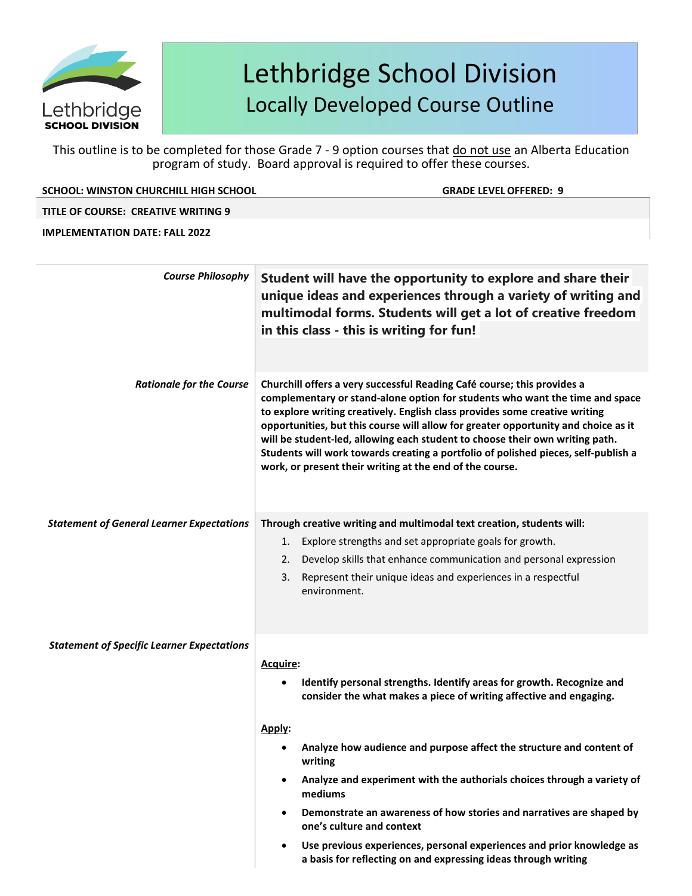# Lethbridge School Division

## Locally Developed Course Outline

This outline is to be completed for those Grade 7 - 9 option courses that do not use an Alberta Education program of study. Board approval is required to offer these courses.

**SCHOOL: WINSTON CHURCHILL HIGH SCHOOL** **GRADE LEVEL OFFERED: 9**

**TITLE OF COURSE: CREATIVE WRITING 9**

**IMPLEMENTATION DATE: FALL 2022**

| | |
|---|---|
| *Course Philosophy* | **Student will have the opportunity to explore and share their unique ideas and experiences through a variety of writing and multimodal forms. Students will get a lot of creative freedom in this class - this is writing for fun!** |
| *Rationale for the Course* | **Churchill offers a very successful Reading Café course; this provides a complementary or stand-alone option for students who want the time and space to explore writing creatively. English class provides some creative writing opportunities, but this course will allow for greater opportunity and choice as it will be student-led, allowing each student to choose their own writing path. Students will work towards creating a portfolio of polished pieces, self-publish a work, or present their writing at the end of the course.** |
| *Statement of General Learner Expectations* | **Through creative writing and multimodal text creation, students will:**<br>1. Explore strengths and set appropriate goals for growth.<br>2. Develop skills that enhance communication and personal expression<br>3. Represent their unique ideas and experiences in a respectful environment. |
| *Statement of Specific Learner Expectations* | **Acquire:**<br>• **Identify personal strengths. Identify areas for growth. Recognize and consider the what makes a piece of writing affective and engaging.**<br><br>**Apply:**<br>• **Analyze how audience and purpose affect the structure and content of writing**<br>• **Analyze and experiment with the authorials choices through a variety of mediums**<br>• **Demonstrate an awareness of how stories and narratives are shaped by one's culture and context**<br>• **Use previous experiences, personal experiences and prior knowledge as a basis for reflecting on and expressing ideas through writing** |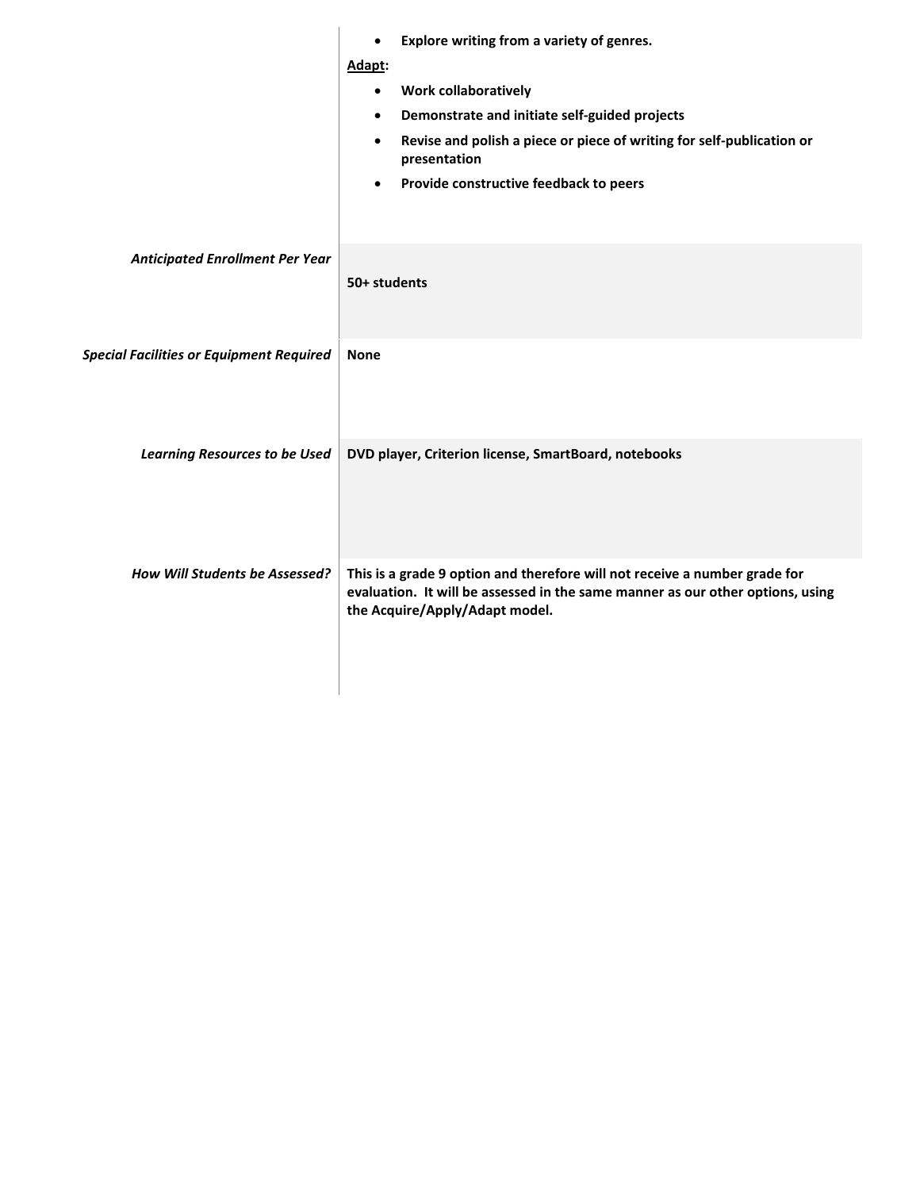| | |
|---|---|
| | • **Explore writing from a variety of genres.**<br><br>**<u>Adapt</u>:**<br>• **Work collaboratively**<br>• **Demonstrate and initiate self-guided projects**<br>• **Revise and polish a piece or piece of writing for self-publication or presentation**<br>• **Provide constructive feedback to peers** |
| ***Anticipated Enrollment Per Year*** | **50+ students** |
| ***Special Facilities or Equipment Required*** | **None** |
| ***Learning Resources to be Used*** | **DVD player, Criterion license, SmartBoard, notebooks** |
| ***How Will Students be Assessed?*** | **This is a grade 9 option and therefore will not receive a number grade for evaluation. It will be assessed in the same manner as our other options, using the Acquire/Apply/Adapt model.** |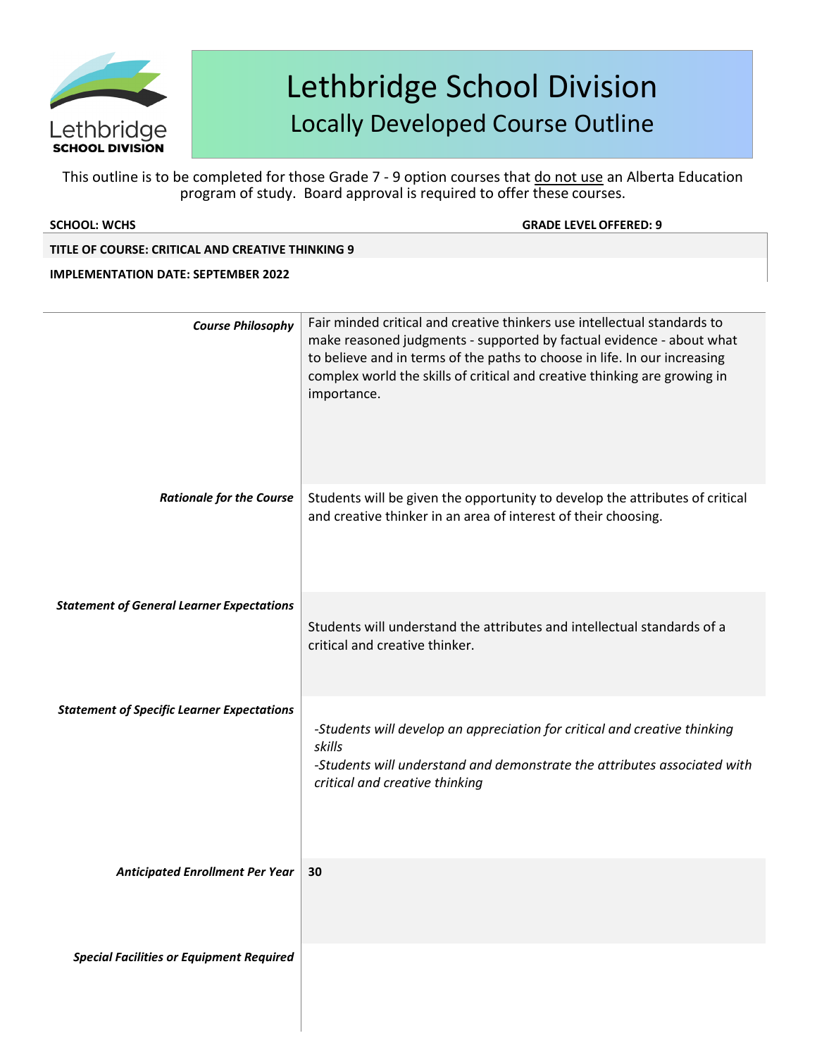# Lethbridge School Division

## Locally Developed Course Outline

This outline is to be completed for those Grade 7 - 9 option courses that do not use an Alberta Education program of study. Board approval is required to offer these courses.

**SCHOOL: WCHS** **GRADE LEVEL OFFERED: 9**

**TITLE OF COURSE: CRITICAL AND CREATIVE THINKING 9**

**IMPLEMENTATION DATE: SEPTEMBER 2022**

| | |
|---|---|
| ***Course Philosophy*** | Fair minded critical and creative thinkers use intellectual standards to make reasoned judgments - supported by factual evidence - about what to believe and in terms of the paths to choose in life. In our increasing complex world the skills of critical and creative thinking are growing in importance. |
| ***Rationale for the Course*** | Students will be given the opportunity to develop the attributes of critical and creative thinker in an area of interest of their choosing. |
| ***Statement of General Learner Expectations*** | Students will understand the attributes and intellectual standards of a critical and creative thinker. |
| ***Statement of Specific Learner Expectations*** | *-Students will develop an appreciation for critical and creative thinking skills*<br>*-Students will understand and demonstrate the attributes associated with critical and creative thinking* |
| ***Anticipated Enrollment Per Year*** | **30** |
| ***Special Facilities or Equipment Required*** | |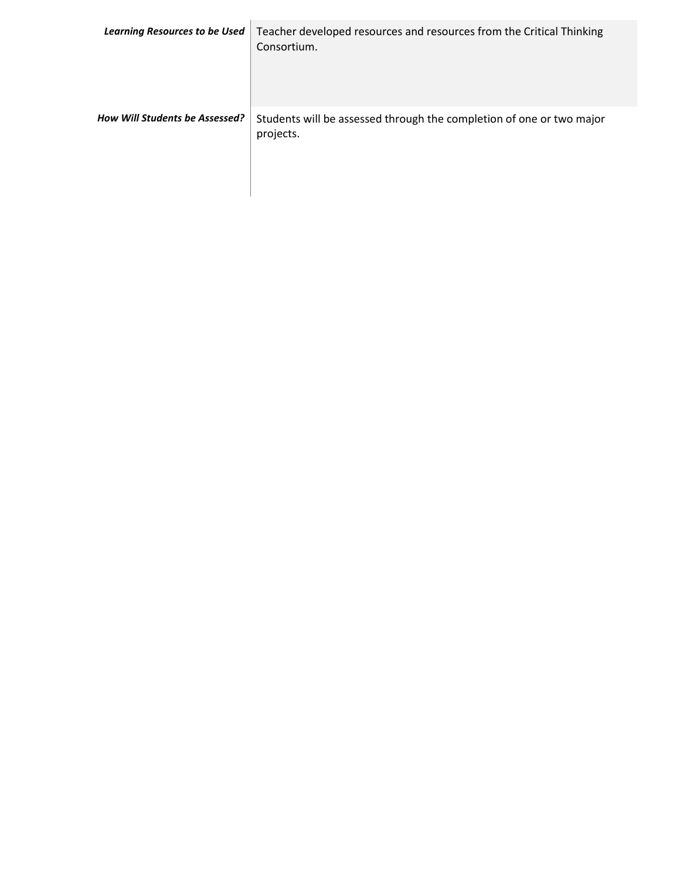| | |
|---|---|
| ***Learning Resources to be Used*** | Teacher developed resources and resources from the Critical Thinking Consortium. |
| ***How Will Students be Assessed?*** | Students will be assessed through the completion of one or two major projects. |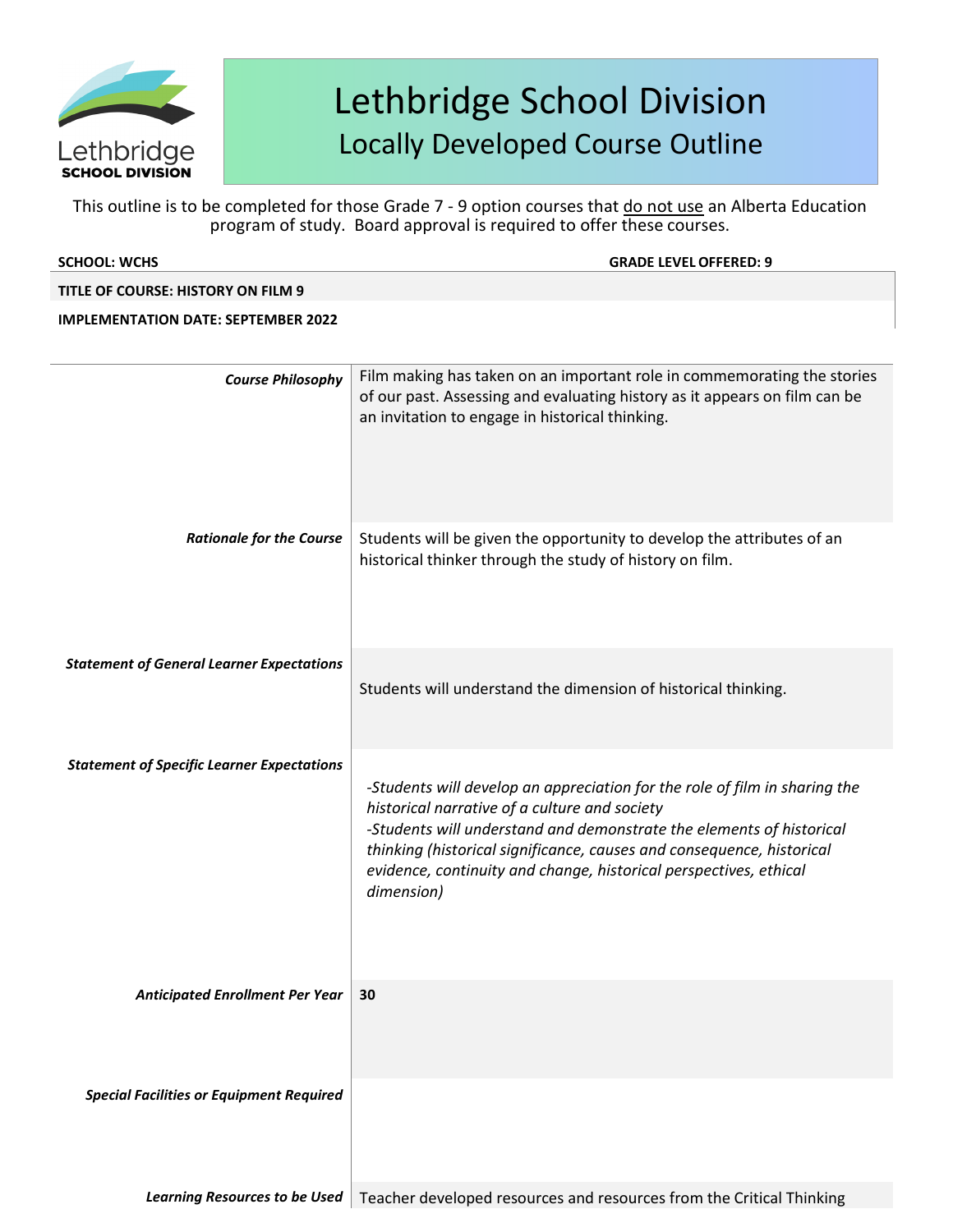# Lethbridge School Division
## Locally Developed Course Outline

This outline is to be completed for those Grade 7 - 9 option courses that do not use an Alberta Education program of study. Board approval is required to offer these courses.

**SCHOOL: WCHS** | **GRADE LEVEL OFFERED: 9**

**TITLE OF COURSE: HISTORY ON FILM 9**

**IMPLEMENTATION DATE: SEPTEMBER 2022**

| | |
|---|---|
| ***Course Philosophy*** | Film making has taken on an important role in commemorating the stories of our past. Assessing and evaluating history as it appears on film can be an invitation to engage in historical thinking. |
| ***Rationale for the Course*** | Students will be given the opportunity to develop the attributes of an historical thinker through the study of history on film. |
| ***Statement of General Learner Expectations*** | Students will understand the dimension of historical thinking. |
| ***Statement of Specific Learner Expectations*** | *-Students will develop an appreciation for the role of film in sharing the historical narrative of a culture and society*<br>*-Students will understand and demonstrate the elements of historical thinking (historical significance, causes and consequence, historical evidence, continuity and change, historical perspectives, ethical dimension)* |
| ***Anticipated Enrollment Per Year*** | **30** |
| ***Special Facilities or Equipment Required*** | |
| ***Learning Resources to be Used*** | Teacher developed resources and resources from the Critical Thinking |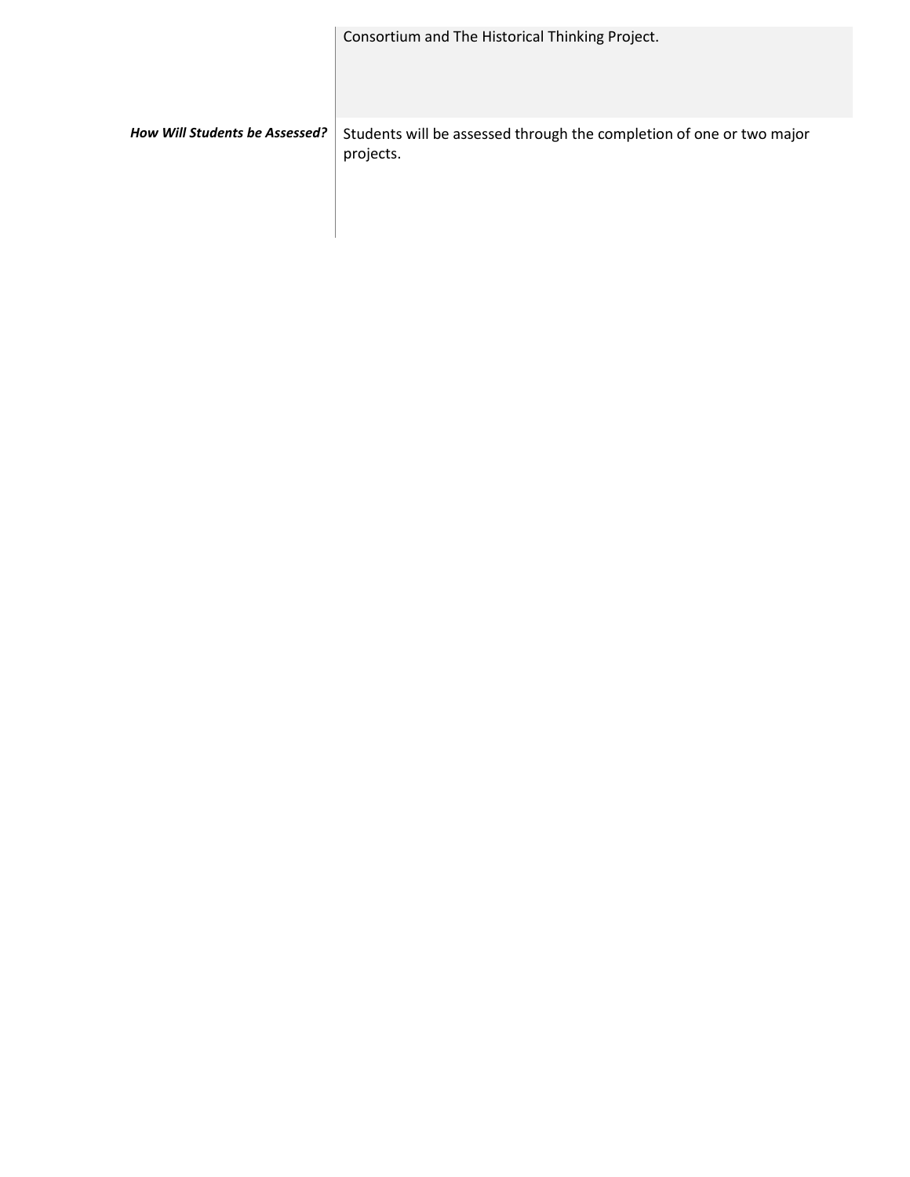| | |
|---|---|
| | Consortium and The Historical Thinking Project. |
| ***How Will Students be Assessed?*** | Students will be assessed through the completion of one or two major projects. |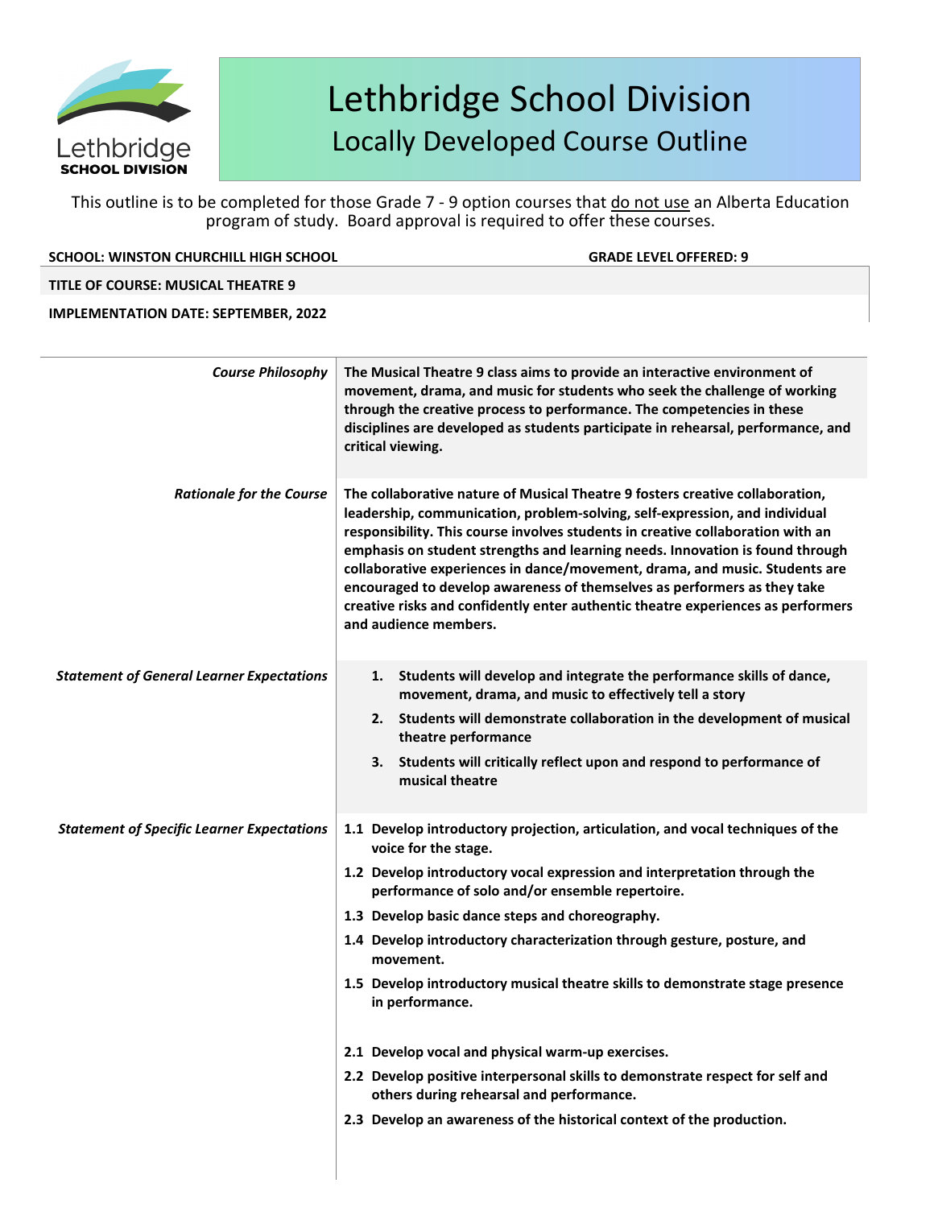# Lethbridge School Division
## Locally Developed Course Outline

This outline is to be completed for those Grade 7 - 9 option courses that do not use an Alberta Education program of study. Board approval is required to offer these courses.

**SCHOOL: WINSTON CHURCHILL HIGH SCHOOL** **GRADE LEVEL OFFERED: 9**

**TITLE OF COURSE: MUSICAL THEATRE 9**

**IMPLEMENTATION DATE: SEPTEMBER, 2022**

| | |
|---|---|
| *Course Philosophy* | **The Musical Theatre 9 class aims to provide an interactive environment of movement, drama, and music for students who seek the challenge of working through the creative process to performance. The competencies in these disciplines are developed as students participate in rehearsal, performance, and critical viewing.** |
| *Rationale for the Course* | **The collaborative nature of Musical Theatre 9 fosters creative collaboration, leadership, communication, problem-solving, self-expression, and individual responsibility. This course involves students in creative collaboration with an emphasis on student strengths and learning needs. Innovation is found through collaborative experiences in dance/movement, drama, and music. Students are encouraged to develop awareness of themselves as performers as they take creative risks and confidently enter authentic theatre experiences as performers and audience members.** |
| *Statement of General Learner Expectations* | **1. Students will develop and integrate the performance skills of dance, movement, drama, and music to effectively tell a story**<br>**2. Students will demonstrate collaboration in the development of musical theatre performance**<br>**3. Students will critically reflect upon and respond to performance of musical theatre** |
| *Statement of Specific Learner Expectations* | **1.1 Develop introductory projection, articulation, and vocal techniques of the voice for the stage.**<br>**1.2 Develop introductory vocal expression and interpretation through the performance of solo and/or ensemble repertoire.**<br>**1.3 Develop basic dance steps and choreography.**<br>**1.4 Develop introductory characterization through gesture, posture, and movement.**<br>**1.5 Develop introductory musical theatre skills to demonstrate stage presence in performance.**<br><br>**2.1 Develop vocal and physical warm-up exercises.**<br>**2.2 Develop positive interpersonal skills to demonstrate respect for self and others during rehearsal and performance.**<br>**2.3 Develop an awareness of the historical context of the production.** |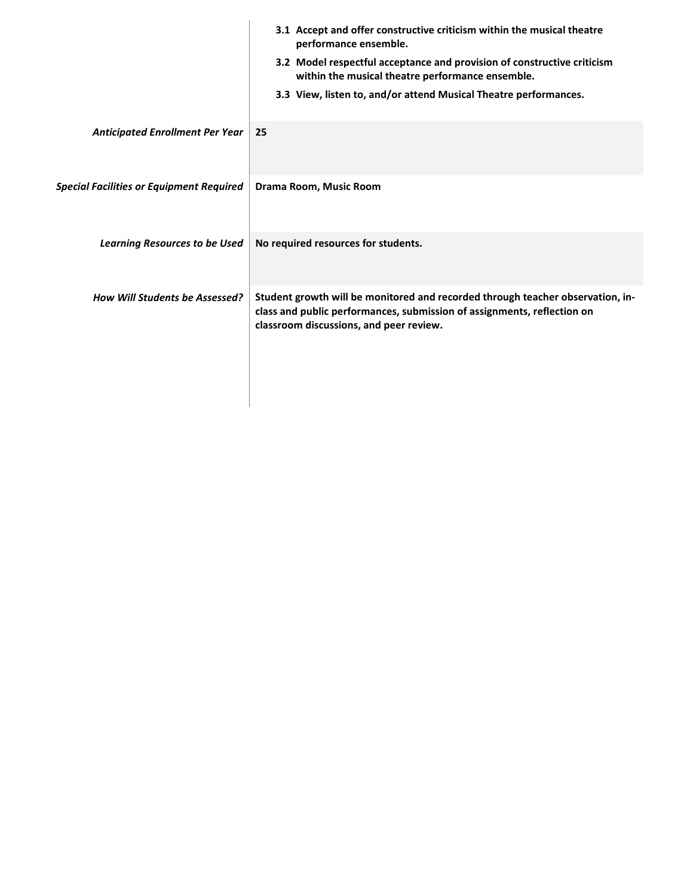| | |
|---|---|
| | **3.1 Accept and offer constructive criticism within the musical theatre performance ensemble.**<br>**3.2 Model respectful acceptance and provision of constructive criticism within the musical theatre performance ensemble.**<br>**3.3 View, listen to, and/or attend Musical Theatre performances.** |
| *Anticipated Enrollment Per Year* | **25** |
| *Special Facilities or Equipment Required* | **Drama Room, Music Room** |
| *Learning Resources to be Used* | **No required resources for students.** |
| *How Will Students be Assessed?* | **Student growth will be monitored and recorded through teacher observation, in-class and public performances, submission of assignments, reflection on classroom discussions, and peer review.** |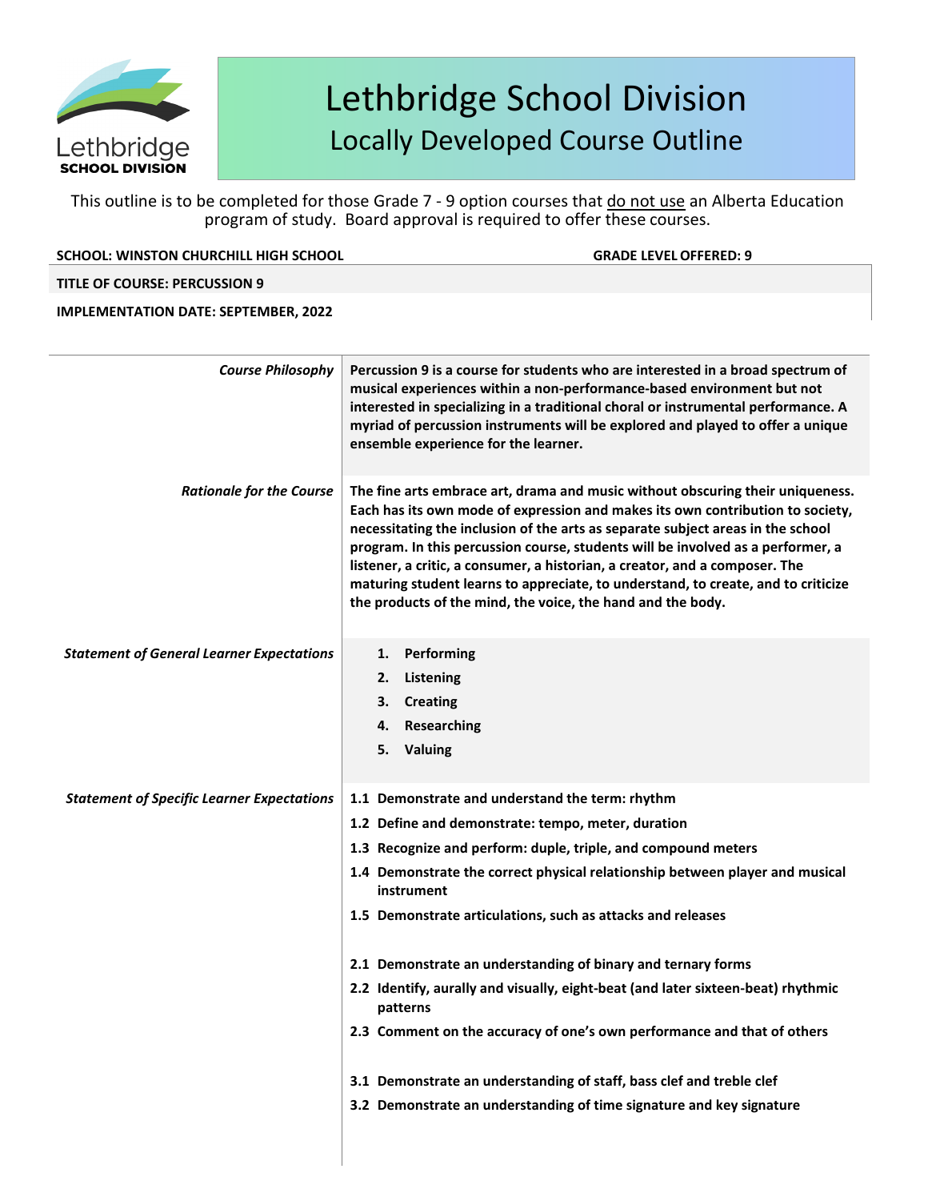# Lethbridge School Division
## Locally Developed Course Outline

This outline is to be completed for those Grade 7 - 9 option courses that do not use an Alberta Education program of study. Board approval is required to offer these courses.

**SCHOOL: WINSTON CHURCHILL HIGH SCHOOL** **GRADE LEVEL OFFERED: 9**

**TITLE OF COURSE: PERCUSSION 9**

**IMPLEMENTATION DATE: SEPTEMBER, 2022**

| | |
|---|---|
| *Course Philosophy* | **Percussion 9 is a course for students who are interested in a broad spectrum of musical experiences within a non-performance-based environment but not interested in specializing in a traditional choral or instrumental performance. A myriad of percussion instruments will be explored and played to offer a unique ensemble experience for the learner.** |
| *Rationale for the Course* | **The fine arts embrace art, drama and music without obscuring their uniqueness. Each has its own mode of expression and makes its own contribution to society, necessitating the inclusion of the arts as separate subject areas in the school program. In this percussion course, students will be involved as a performer, a listener, a critic, a consumer, a historian, a creator, and a composer. The maturing student learns to appreciate, to understand, to create, and to criticize the products of the mind, the voice, the hand and the body.** |
| *Statement of General Learner Expectations* | **1. Performing**<br>**2. Listening**<br>**3. Creating**<br>**4. Researching**<br>**5. Valuing** |
| *Statement of Specific Learner Expectations* | **1.1 Demonstrate and understand the term: rhythm**<br>**1.2 Define and demonstrate: tempo, meter, duration**<br>**1.3 Recognize and perform: duple, triple, and compound meters**<br>**1.4 Demonstrate the correct physical relationship between player and musical instrument**<br>**1.5 Demonstrate articulations, such as attacks and releases**<br><br>**2.1 Demonstrate an understanding of binary and ternary forms**<br>**2.2 Identify, aurally and visually, eight-beat (and later sixteen-beat) rhythmic patterns**<br>**2.3 Comment on the accuracy of one's own performance and that of others**<br><br>**3.1 Demonstrate an understanding of staff, bass clef and treble clef**<br>**3.2 Demonstrate an understanding of time signature and key signature** |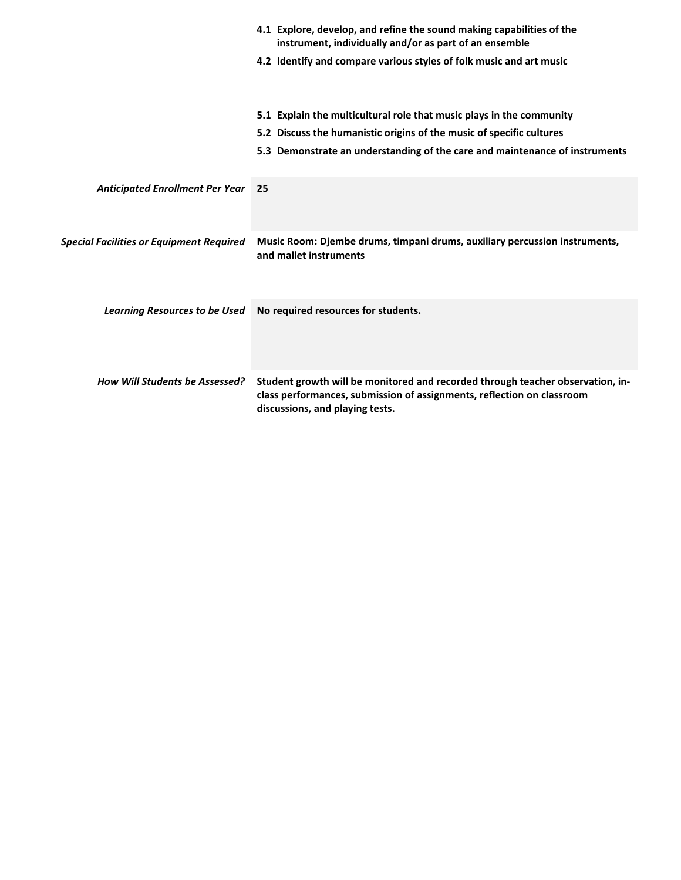| | |
|---|---|
| | **4.1 Explore, develop, and refine the sound making capabilities of the instrument, individually and/or as part of an ensemble**<br>**4.2 Identify and compare various styles of folk music and art music**<br><br>**5.1 Explain the multicultural role that music plays in the community**<br>**5.2 Discuss the humanistic origins of the music of specific cultures**<br>**5.3 Demonstrate an understanding of the care and maintenance of instruments** |
| ***Anticipated Enrollment Per Year*** | **25** |
| ***Special Facilities or Equipment Required*** | **Music Room: Djembe drums, timpani drums, auxiliary percussion instruments, and mallet instruments** |
| ***Learning Resources to be Used*** | **No required resources for students.** |
| ***How Will Students be Assessed?*** | **Student growth will be monitored and recorded through teacher observation, in-class performances, submission of assignments, reflection on classroom discussions, and playing tests.** |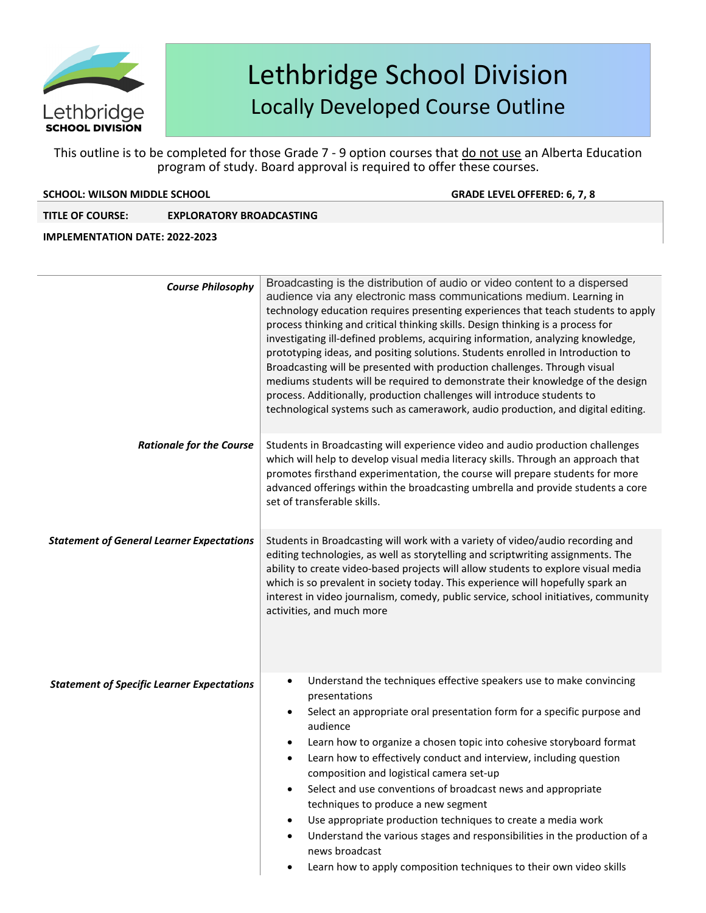# Lethbridge School Division
## Locally Developed Course Outline

This outline is to be completed for those Grade 7 - 9 option courses that do not use an Alberta Education program of study. Board approval is required to offer these courses.

**SCHOOL: WILSON MIDDLE SCHOOL** **GRADE LEVEL OFFERED: 6, 7, 8**

**TITLE OF COURSE:** **EXPLORATORY BROADCASTING**

**IMPLEMENTATION DATE: 2022-2023**

| | |
|---|---|
| ***Course Philosophy*** | Broadcasting is the distribution of audio or video content to a dispersed audience via any electronic mass communications medium. Learning in technology education requires presenting experiences that teach students to apply process thinking and critical thinking skills. Design thinking is a process for investigating ill-defined problems, acquiring information, analyzing knowledge, prototyping ideas, and positing solutions. Students enrolled in Introduction to Broadcasting will be presented with production challenges. Through visual mediums students will be required to demonstrate their knowledge of the design process. Additionally, production challenges will introduce students to technological systems such as camerawork, audio production, and digital editing. |
| ***Rationale for the Course*** | Students in Broadcasting will experience video and audio production challenges which will help to develop visual media literacy skills. Through an approach that promotes firsthand experimentation, the course will prepare students for more advanced offerings within the broadcasting umbrella and provide students a core set of transferable skills. |
| ***Statement of General Learner Expectations*** | Students in Broadcasting will work with a variety of video/audio recording and editing technologies, as well as storytelling and scriptwriting assignments. The ability to create video-based projects will allow students to explore visual media which is so prevalent in society today. This experience will hopefully spark an interest in video journalism, comedy, public service, school initiatives, community activities, and much more |
| ***Statement of Specific Learner Expectations*** | • Understand the techniques effective speakers use to make convincing presentations<br>• Select an appropriate oral presentation form for a specific purpose and audience<br>• Learn how to organize a chosen topic into cohesive storyboard format<br>• Learn how to effectively conduct and interview, including question composition and logistical camera set-up<br>• Select and use conventions of broadcast news and appropriate techniques to produce a new segment<br>• Use appropriate production techniques to create a media work<br>• Understand the various stages and responsibilities in the production of a news broadcast<br>• Learn how to apply composition techniques to their own video skills |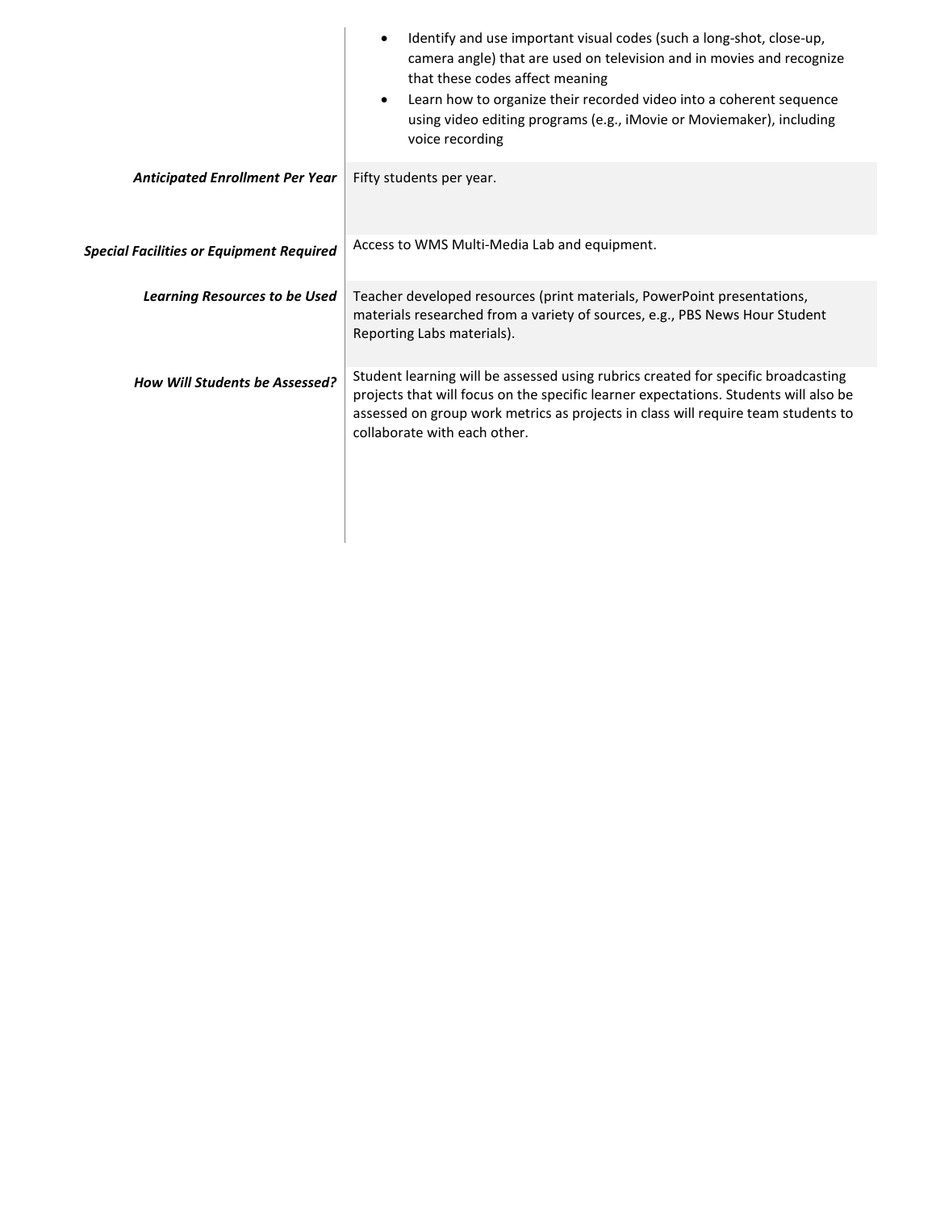| | |
|---|---|
| | <ul><li>Identify and use important visual codes (such a long-shot, close-up, camera angle) that are used on television and in movies and recognize that these codes affect meaning</li><li>Learn how to organize their recorded video into a coherent sequence using video editing programs (e.g., iMovie or Moviemaker), including voice recording</li></ul> |
| ***Anticipated Enrollment Per Year*** | Fifty students per year. |
| ***Special Facilities or Equipment Required*** | Access to WMS Multi-Media Lab and equipment. |
| ***Learning Resources to be Used*** | Teacher developed resources (print materials, PowerPoint presentations, materials researched from a variety of sources, e.g., PBS News Hour Student Reporting Labs materials). |
| ***How Will Students be Assessed?*** | Student learning will be assessed using rubrics created for specific broadcasting projects that will focus on the specific learner expectations. Students will also be assessed on group work metrics as projects in class will require team students to collaborate with each other. |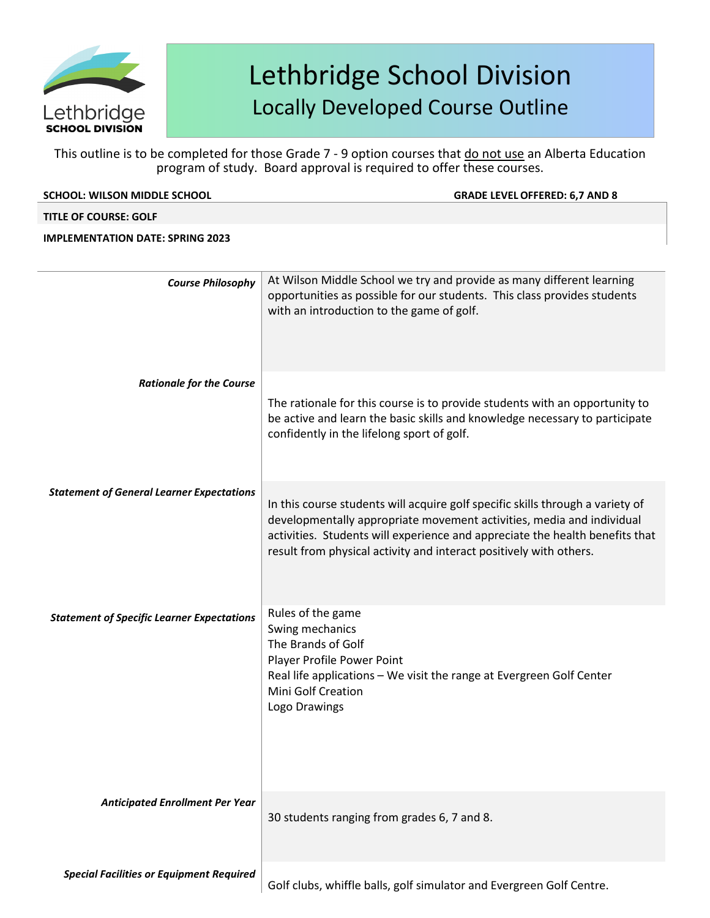# Lethbridge School Division
## Locally Developed Course Outline

This outline is to be completed for those Grade 7 - 9 option courses that do not use an Alberta Education program of study. Board approval is required to offer these courses.

**SCHOOL: WILSON MIDDLE SCHOOL** **GRADE LEVEL OFFERED: 6,7 AND 8**

**TITLE OF COURSE: GOLF**

**IMPLEMENTATION DATE: SPRING 2023**

| | |
|---|---|
| ***Course Philosophy*** | At Wilson Middle School we try and provide as many different learning opportunities as possible for our students. This class provides students with an introduction to the game of golf. |
| ***Rationale for the Course*** | The rationale for this course is to provide students with an opportunity to be active and learn the basic skills and knowledge necessary to participate confidently in the lifelong sport of golf. |
| ***Statement of General Learner Expectations*** | In this course students will acquire golf specific skills through a variety of developmentally appropriate movement activities, media and individual activities. Students will experience and appreciate the health benefits that result from physical activity and interact positively with others. |
| ***Statement of Specific Learner Expectations*** | Rules of the game<br>Swing mechanics<br>The Brands of Golf<br>Player Profile Power Point<br>Real life applications – We visit the range at Evergreen Golf Center<br>Mini Golf Creation<br>Logo Drawings |
| ***Anticipated Enrollment Per Year*** | 30 students ranging from grades 6, 7 and 8. |
| ***Special Facilities or Equipment Required*** | Golf clubs, whiffle balls, golf simulator and Evergreen Golf Centre. |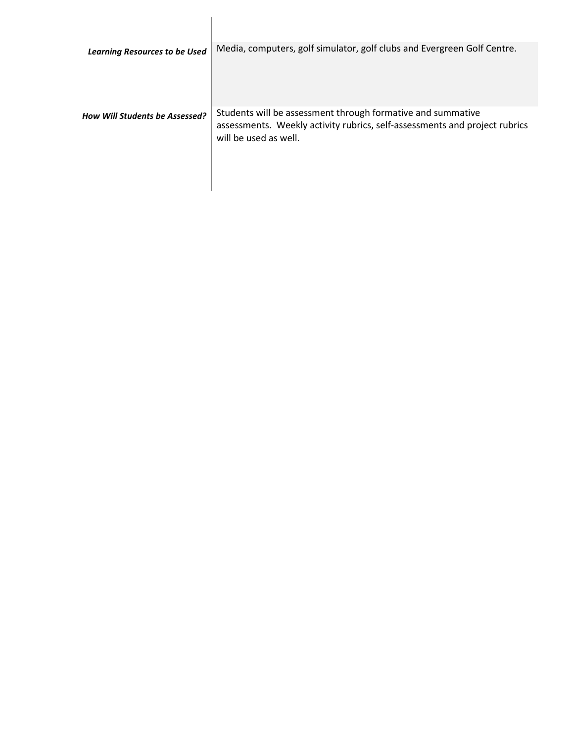| | |
|---|---|
| ***Learning Resources to be Used*** | Media, computers, golf simulator, golf clubs and Evergreen Golf Centre. |
| ***How Will Students be Assessed?*** | Students will be assessment through formative and summative assessments. Weekly activity rubrics, self-assessments and project rubrics will be used as well. |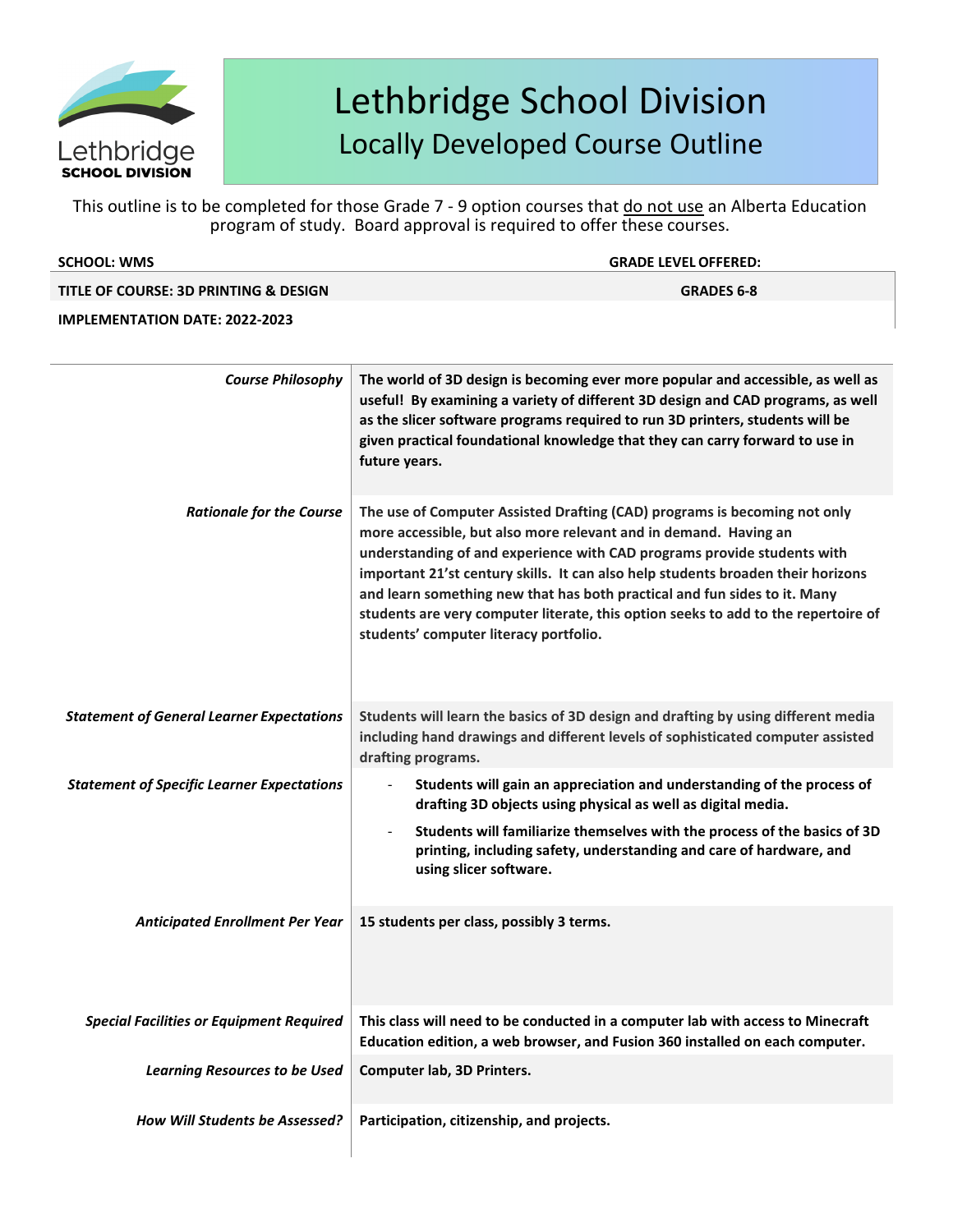# Lethbridge School Division

## Locally Developed Course Outline

This outline is to be completed for those Grade 7 - 9 option courses that do not use an Alberta Education program of study. Board approval is required to offer these courses.

| | |
|---|---|
| **SCHOOL: WMS** | **GRADE LEVEL OFFERED:** |
| **TITLE OF COURSE: 3D PRINTING & DESIGN** | **GRADES 6-8** |
| **IMPLEMENTATION DATE: 2022-2023** | |

| | |
|---|---|
| ***Course Philosophy*** | **The world of 3D design is becoming ever more popular and accessible, as well as useful! By examining a variety of different 3D design and CAD programs, as well as the slicer software programs required to run 3D printers, students will be given practical foundational knowledge that they can carry forward to use in future years.** |
| ***Rationale for the Course*** | **The use of Computer Assisted Drafting (CAD) programs is becoming not only more accessible, but also more relevant and in demand. Having an understanding of and experience with CAD programs provide students with important 21'st century skills. It can also help students broaden their horizons and learn something new that has both practical and fun sides to it. Many students are very computer literate, this option seeks to add to the repertoire of students' computer literacy portfolio.** |
| ***Statement of General Learner Expectations*** | **Students will learn the basics of 3D design and drafting by using different media including hand drawings and different levels of sophisticated computer assisted drafting programs.** |
| ***Statement of Specific Learner Expectations*** | - **Students will gain an appreciation and understanding of the process of drafting 3D objects using physical as well as digital media.**<br>- **Students will familiarize themselves with the process of the basics of 3D printing, including safety, understanding and care of hardware, and using slicer software.** |
| ***Anticipated Enrollment Per Year*** | **15 students per class, possibly 3 terms.** |
| ***Special Facilities or Equipment Required*** | **This class will need to be conducted in a computer lab with access to Minecraft Education edition, a web browser, and Fusion 360 installed on each computer.** |
| ***Learning Resources to be Used*** | **Computer lab, 3D Printers.** |
| ***How Will Students be Assessed?*** | **Participation, citizenship, and projects.** |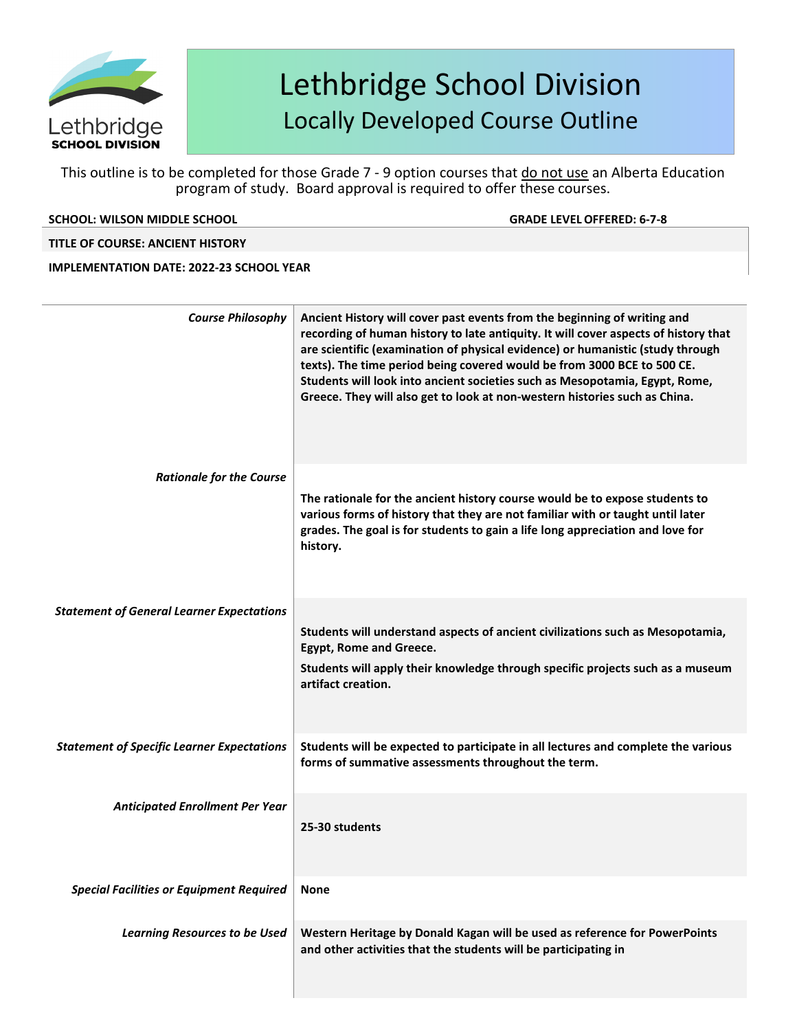# Lethbridge School Division

## Locally Developed Course Outline

This outline is to be completed for those Grade 7 - 9 option courses that do not use an Alberta Education program of study. Board approval is required to offer these courses.

**SCHOOL: WILSON MIDDLE SCHOOL** **GRADE LEVEL OFFERED: 6-7-8**

**TITLE OF COURSE: ANCIENT HISTORY**

**IMPLEMENTATION DATE: 2022-23 SCHOOL YEAR**

| | |
|---|---|
| *Course Philosophy* | **Ancient History will cover past events from the beginning of writing and recording of human history to late antiquity. It will cover aspects of history that are scientific (examination of physical evidence) or humanistic (study through texts). The time period being covered would be from 3000 BCE to 500 CE. Students will look into ancient societies such as Mesopotamia, Egypt, Rome, Greece. They will also get to look at non-western histories such as China.** |
| *Rationale for the Course* | **The rationale for the ancient history course would be to expose students to various forms of history that they are not familiar with or taught until later grades. The goal is for students to gain a life long appreciation and love for history.** |
| *Statement of General Learner Expectations* | **Students will understand aspects of ancient civilizations such as Mesopotamia, Egypt, Rome and Greece.** <br> **Students will apply their knowledge through specific projects such as a museum artifact creation.** |
| *Statement of Specific Learner Expectations* | **Students will be expected to participate in all lectures and complete the various forms of summative assessments throughout the term.** |
| *Anticipated Enrollment Per Year* | **25-30 students** |
| *Special Facilities or Equipment Required* | **None** |
| *Learning Resources to be Used* | **Western Heritage by Donald Kagan will be used as reference for PowerPoints and other activities that the students will be participating in** |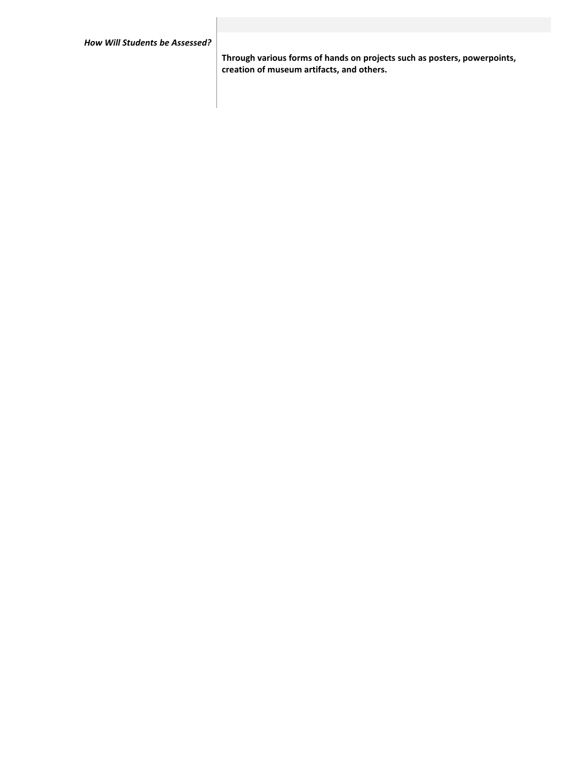| | |
|---|---|
| ***How Will Students be Assessed?*** | **Through various forms of hands on projects such as posters, powerpoints, creation of museum artifacts, and others.** |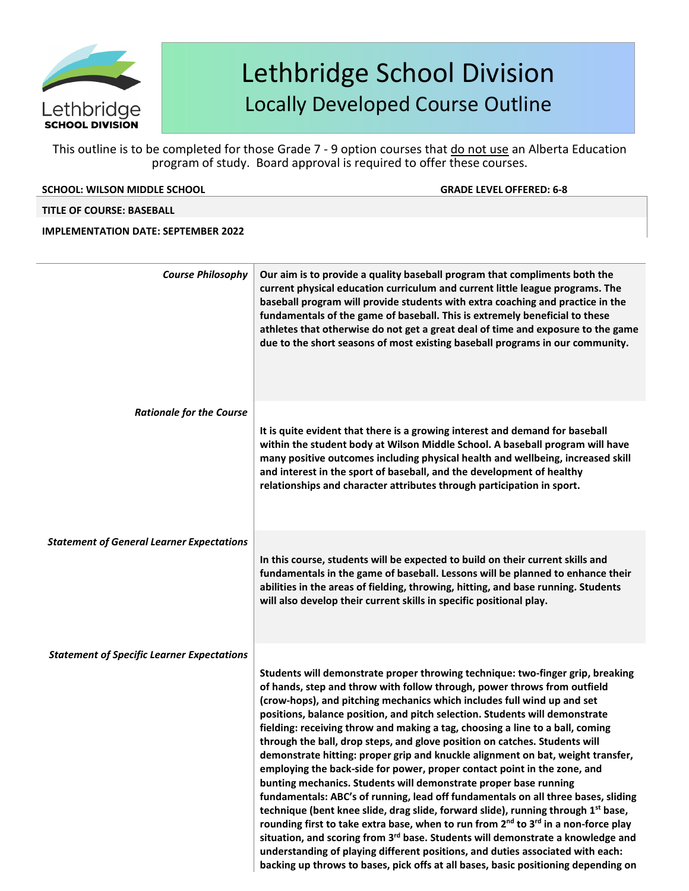# Lethbridge School Division

## Locally Developed Course Outline

This outline is to be completed for those Grade 7 - 9 option courses that do not use an Alberta Education program of study. Board approval is required to offer these courses.

**SCHOOL: WILSON MIDDLE SCHOOL** **GRADE LEVEL OFFERED: 6-8**

**TITLE OF COURSE: BASEBALL**

**IMPLEMENTATION DATE: SEPTEMBER 2022**

| | |
|---|---|
| *Course Philosophy* | **Our aim is to provide a quality baseball program that compliments both the current physical education curriculum and current little league programs. The baseball program will provide students with extra coaching and practice in the fundamentals of the game of baseball. This is extremely beneficial to these athletes that otherwise do not get a great deal of time and exposure to the game due to the short seasons of most existing baseball programs in our community.** |
| *Rationale for the Course* | **It is quite evident that there is a growing interest and demand for baseball within the student body at Wilson Middle School. A baseball program will have many positive outcomes including physical health and wellbeing, increased skill and interest in the sport of baseball, and the development of healthy relationships and character attributes through participation in sport.** |
| *Statement of General Learner Expectations* | **In this course, students will be expected to build on their current skills and fundamentals in the game of baseball. Lessons will be planned to enhance their abilities in the areas of fielding, throwing, hitting, and base running. Students will also develop their current skills in specific positional play.** |
| *Statement of Specific Learner Expectations* | **Students will demonstrate proper throwing technique: two-finger grip, breaking of hands, step and throw with follow through, power throws from outfield (crow-hops), and pitching mechanics which includes full wind up and set positions, balance position, and pitch selection. Students will demonstrate fielding: receiving throw and making a tag, choosing a line to a ball, coming through the ball, drop steps, and glove position on catches. Students will demonstrate hitting: proper grip and knuckle alignment on bat, weight transfer, employing the back-side for power, proper contact point in the zone, and bunting mechanics. Students will demonstrate proper base running fundamentals: ABC's of running, lead off fundamentals on all three bases, sliding technique (bent knee slide, drag slide, forward slide), running through 1st base, rounding first to take extra base, when to run from 2nd to 3rd in a non-force play situation, and scoring from 3rd base. Students will demonstrate a knowledge and understanding of playing different positions, and duties associated with each: backing up throws to bases, pick offs at all bases, basic positioning depending on** |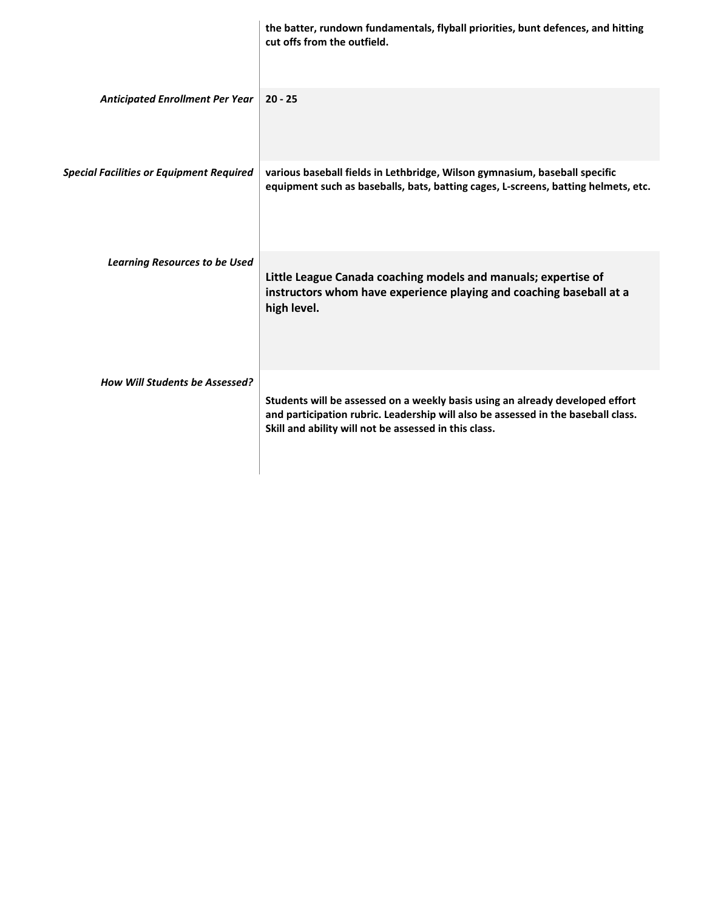| | |
|---|---|
| | **the batter, rundown fundamentals, flyball priorities, bunt defences, and hitting cut offs from the outfield.** |
| ***Anticipated Enrollment Per Year*** | **20 - 25** |
| ***Special Facilities or Equipment Required*** | **various baseball fields in Lethbridge, Wilson gymnasium, baseball specific equipment such as baseballs, bats, batting cages, L-screens, batting helmets, etc.** |
| ***Learning Resources to be Used*** | **Little League Canada coaching models and manuals; expertise of instructors whom have experience playing and coaching baseball at a high level.** |
| ***How Will Students be Assessed?*** | **Students will be assessed on a weekly basis using an already developed effort and participation rubric. Leadership will also be assessed in the baseball class. Skill and ability will not be assessed in this class.** |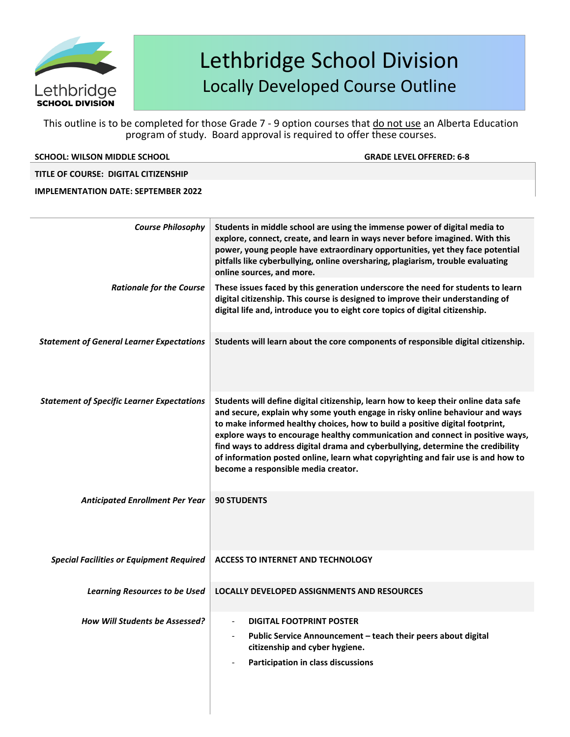# Lethbridge School Division

## Locally Developed Course Outline

This outline is to be completed for those Grade 7 - 9 option courses that do not use an Alberta Education program of study. Board approval is required to offer these courses.

**SCHOOL: WILSON MIDDLE SCHOOL** **GRADE LEVEL OFFERED: 6-8**

**TITLE OF COURSE: DIGITAL CITIZENSHIP**

**IMPLEMENTATION DATE: SEPTEMBER 2022**

| | |
|---|---|
| *Course Philosophy* | **Students in middle school are using the immense power of digital media to explore, connect, create, and learn in ways never before imagined. With this power, young people have extraordinary opportunities, yet they face potential pitfalls like cyberbullying, online oversharing, plagiarism, trouble evaluating online sources, and more.** |
| *Rationale for the Course* | **These issues faced by this generation underscore the need for students to learn digital citizenship. This course is designed to improve their understanding of digital life and, introduce you to eight core topics of digital citizenship.** |
| *Statement of General Learner Expectations* | **Students will learn about the core components of responsible digital citizenship.** |
| *Statement of Specific Learner Expectations* | **Students will define digital citizenship, learn how to keep their online data safe and secure, explain why some youth engage in risky online behaviour and ways to make informed healthy choices, how to build a positive digital footprint, explore ways to encourage healthy communication and connect in positive ways, find ways to address digital drama and cyberbullying, determine the credibility of information posted online, learn what copyrighting and fair use is and how to become a responsible media creator.** |
| *Anticipated Enrollment Per Year* | **90 STUDENTS** |
| *Special Facilities or Equipment Required* | **ACCESS TO INTERNET AND TECHNOLOGY** |
| *Learning Resources to be Used* | **LOCALLY DEVELOPED ASSIGNMENTS AND RESOURCES** |
| *How Will Students be Assessed?* | - **DIGITAL FOOTPRINT POSTER**<br>- **Public Service Announcement – teach their peers about digital citizenship and cyber hygiene.**<br>- **Participation in class discussions** |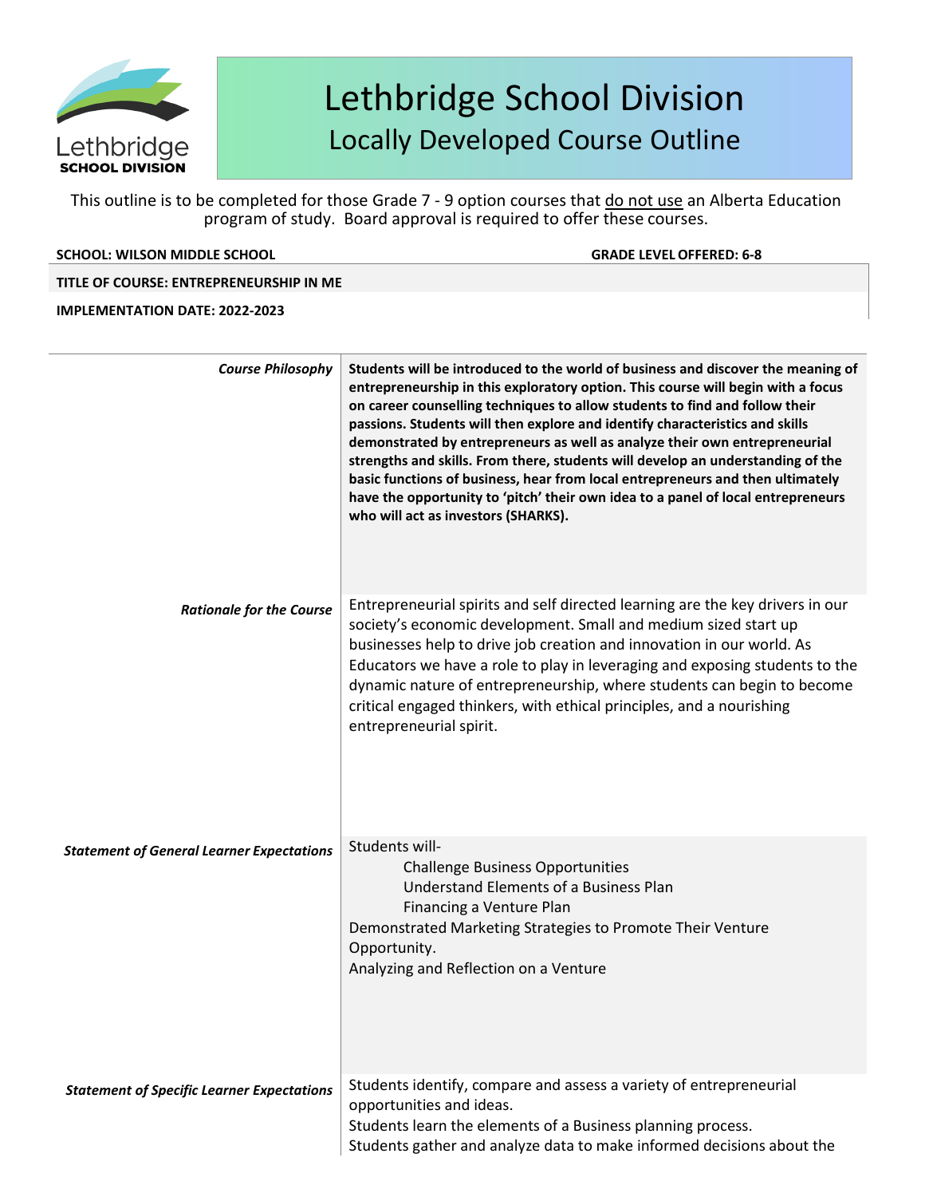# Lethbridge School Division

## Locally Developed Course Outline

This outline is to be completed for those Grade 7 - 9 option courses that do not use an Alberta Education program of study. Board approval is required to offer these courses.

**SCHOOL: WILSON MIDDLE SCHOOL** **GRADE LEVEL OFFERED: 6-8**

**TITLE OF COURSE: ENTREPRENEURSHIP IN ME**

**IMPLEMENTATION DATE: 2022-2023**

| | |
|---|---|
| ***Course Philosophy*** | **Students will be introduced to the world of business and discover the meaning of entrepreneurship in this exploratory option. This course will begin with a focus on career counselling techniques to allow students to find and follow their passions. Students will then explore and identify characteristics and skills demonstrated by entrepreneurs as well as analyze their own entrepreneurial strengths and skills. From there, students will develop an understanding of the basic functions of business, hear from local entrepreneurs and then ultimately have the opportunity to 'pitch' their own idea to a panel of local entrepreneurs who will act as investors (SHARKS).** |
| ***Rationale for the Course*** | Entrepreneurial spirits and self directed learning are the key drivers in our society's economic development. Small and medium sized start up businesses help to drive job creation and innovation in our world. As Educators we have a role to play in leveraging and exposing students to the dynamic nature of entrepreneurship, where students can begin to become critical engaged thinkers, with ethical principles, and a nourishing entrepreneurial spirit. |
| ***Statement of General Learner Expectations*** | Students will-<br>Challenge Business Opportunities<br>Understand Elements of a Business Plan<br>Financing a Venture Plan<br>Demonstrated Marketing Strategies to Promote Their Venture Opportunity.<br>Analyzing and Reflection on a Venture |
| ***Statement of Specific Learner Expectations*** | Students identify, compare and assess a variety of entrepreneurial opportunities and ideas.<br>Students learn the elements of a Business planning process.<br>Students gather and analyze data to make informed decisions about the |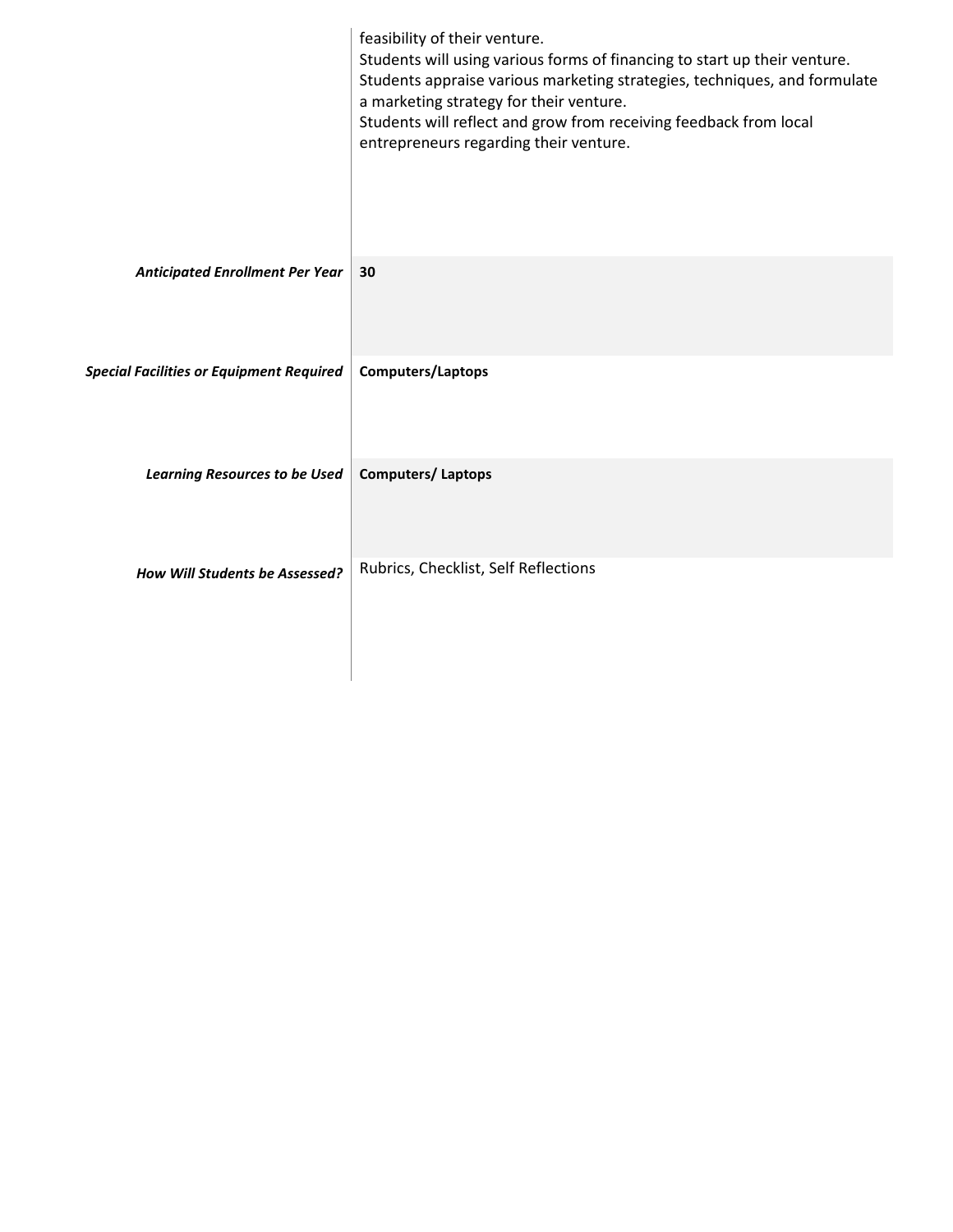| | |
|---|---|
| | feasibility of their venture.<br>Students will using various forms of financing to start up their venture.<br>Students appraise various marketing strategies, techniques, and formulate a marketing strategy for their venture.<br>Students will reflect and grow from receiving feedback from local entrepreneurs regarding their venture. |
| ***Anticipated Enrollment Per Year*** | **30** |
| ***Special Facilities or Equipment Required*** | **Computers/Laptops** |
| ***Learning Resources to be Used*** | **Computers/ Laptops** |
| ***How Will Students be Assessed?*** | Rubrics, Checklist, Self Reflections |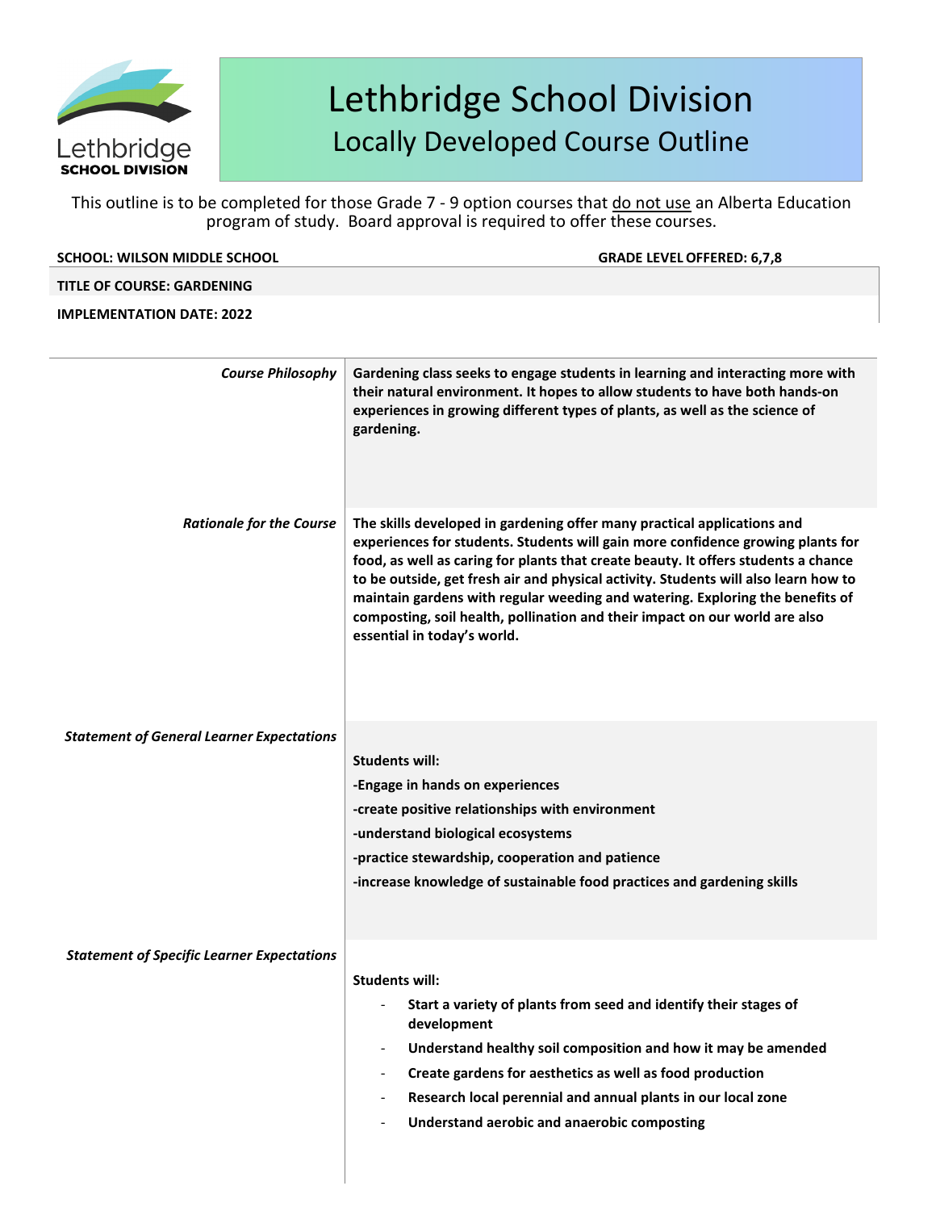# Lethbridge School Division

## Locally Developed Course Outline

This outline is to be completed for those Grade 7 - 9 option courses that do not use an Alberta Education program of study. Board approval is required to offer these courses.

**SCHOOL: WILSON MIDDLE SCHOOL** **GRADE LEVEL OFFERED: 6,7,8**

**TITLE OF COURSE: GARDENING**

**IMPLEMENTATION DATE: 2022**

| | |
|---|---|
| *Course Philosophy* | **Gardening class seeks to engage students in learning and interacting more with their natural environment. It hopes to allow students to have both hands-on experiences in growing different types of plants, as well as the science of gardening.** |
| *Rationale for the Course* | **The skills developed in gardening offer many practical applications and experiences for students. Students will gain more confidence growing plants for food, as well as caring for plants that create beauty. It offers students a chance to be outside, get fresh air and physical activity. Students will also learn how to maintain gardens with regular weeding and watering. Exploring the benefits of composting, soil health, pollination and their impact on our world are also essential in today's world.** |
| *Statement of General Learner Expectations* | **Students will:**<br>**-Engage in hands on experiences**<br>**-create positive relationships with environment**<br>**-understand biological ecosystems**<br>**-practice stewardship, cooperation and patience**<br>**-increase knowledge of sustainable food practices and gardening skills** |
| *Statement of Specific Learner Expectations* | **Students will:**<br>- **Start a variety of plants from seed and identify their stages of development**<br>- **Understand healthy soil composition and how it may be amended**<br>- **Create gardens for aesthetics as well as food production**<br>- **Research local perennial and annual plants in our local zone**<br>- **Understand aerobic and anaerobic composting** |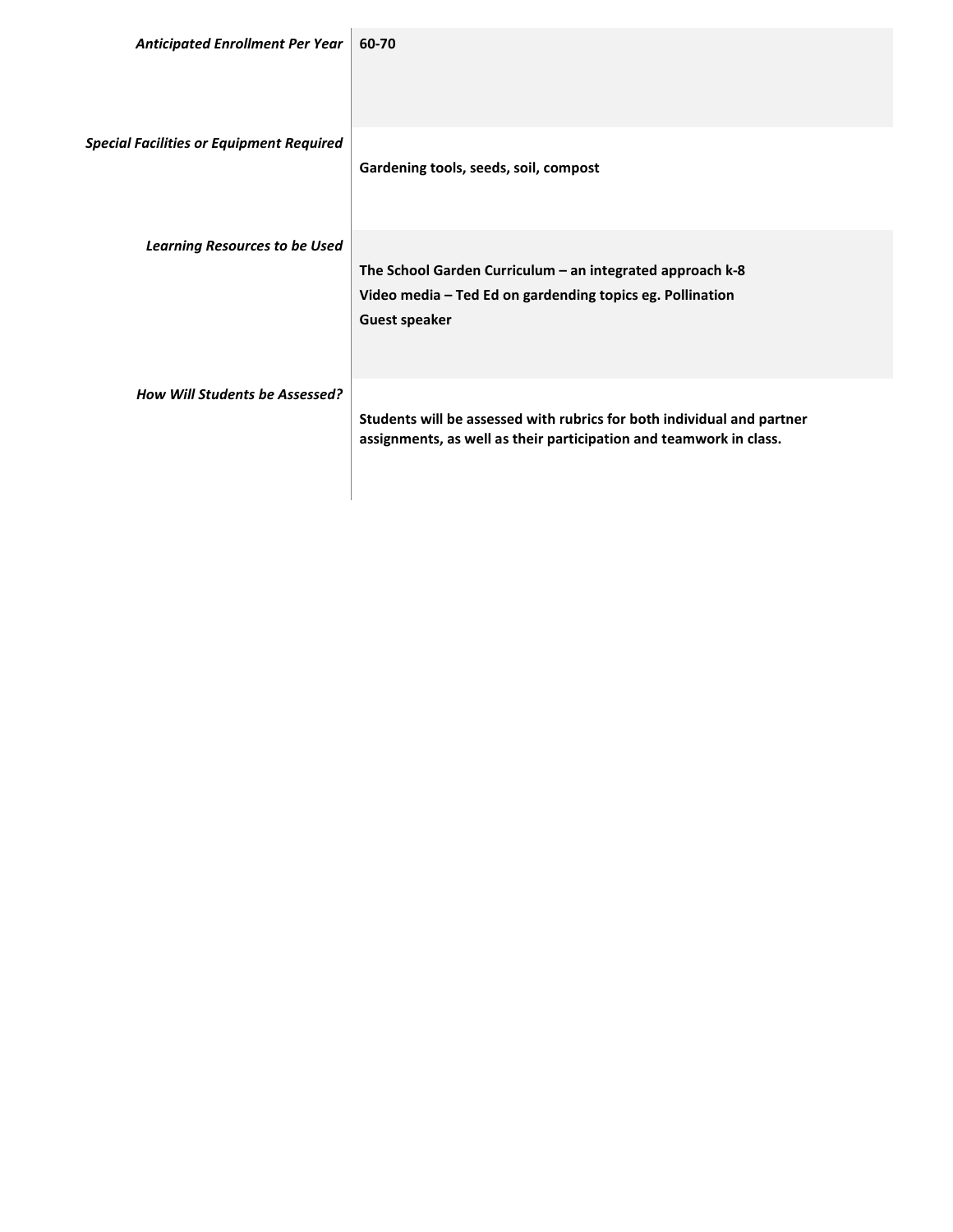| | |
|---|---|
| *Anticipated Enrollment Per Year* | **60-70** |
| *Special Facilities or Equipment Required* | **Gardening tools, seeds, soil, compost** |
| *Learning Resources to be Used* | **The School Garden Curriculum – an integrated approach k-8**<br>**Video media – Ted Ed on gardending topics eg. Pollination**<br>**Guest speaker** |
| *How Will Students be Assessed?* | **Students will be assessed with rubrics for both individual and partner assignments, as well as their participation and teamwork in class.** |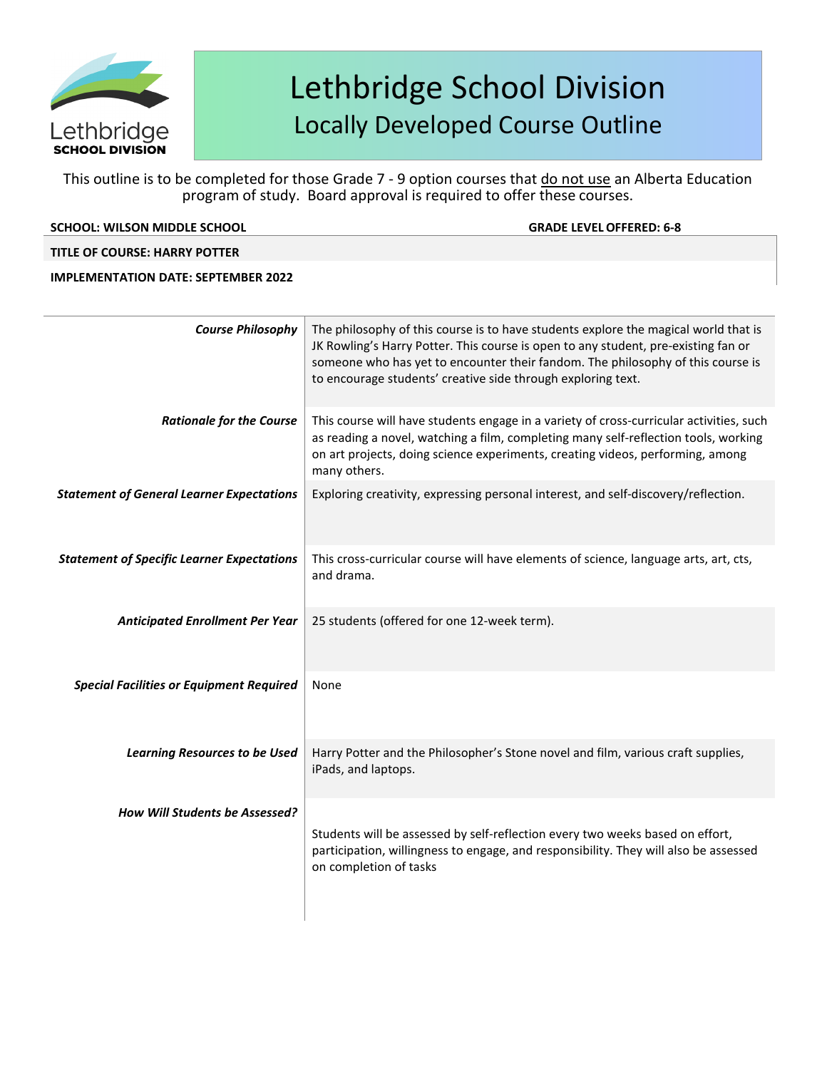# Lethbridge School Division
## Locally Developed Course Outline

This outline is to be completed for those Grade 7 - 9 option courses that do not use an Alberta Education program of study. Board approval is required to offer these courses.

**SCHOOL: WILSON MIDDLE SCHOOL** | **GRADE LEVEL OFFERED: 6-8**

**TITLE OF COURSE: HARRY POTTER**

**IMPLEMENTATION DATE: SEPTEMBER 2022**

| | |
|---|---|
| ***Course Philosophy*** | The philosophy of this course is to have students explore the magical world that is JK Rowling's Harry Potter. This course is open to any student, pre-existing fan or someone who has yet to encounter their fandom. The philosophy of this course is to encourage students' creative side through exploring text. |
| ***Rationale for the Course*** | This course will have students engage in a variety of cross-curricular activities, such as reading a novel, watching a film, completing many self-reflection tools, working on art projects, doing science experiments, creating videos, performing, among many others. |
| ***Statement of General Learner Expectations*** | Exploring creativity, expressing personal interest, and self-discovery/reflection. |
| ***Statement of Specific Learner Expectations*** | This cross-curricular course will have elements of science, language arts, art, cts, and drama. |
| ***Anticipated Enrollment Per Year*** | 25 students (offered for one 12-week term). |
| ***Special Facilities or Equipment Required*** | None |
| ***Learning Resources to be Used*** | Harry Potter and the Philosopher's Stone novel and film, various craft supplies, iPads, and laptops. |
| ***How Will Students be Assessed?*** | Students will be assessed by self-reflection every two weeks based on effort, participation, willingness to engage, and responsibility. They will also be assessed on completion of tasks |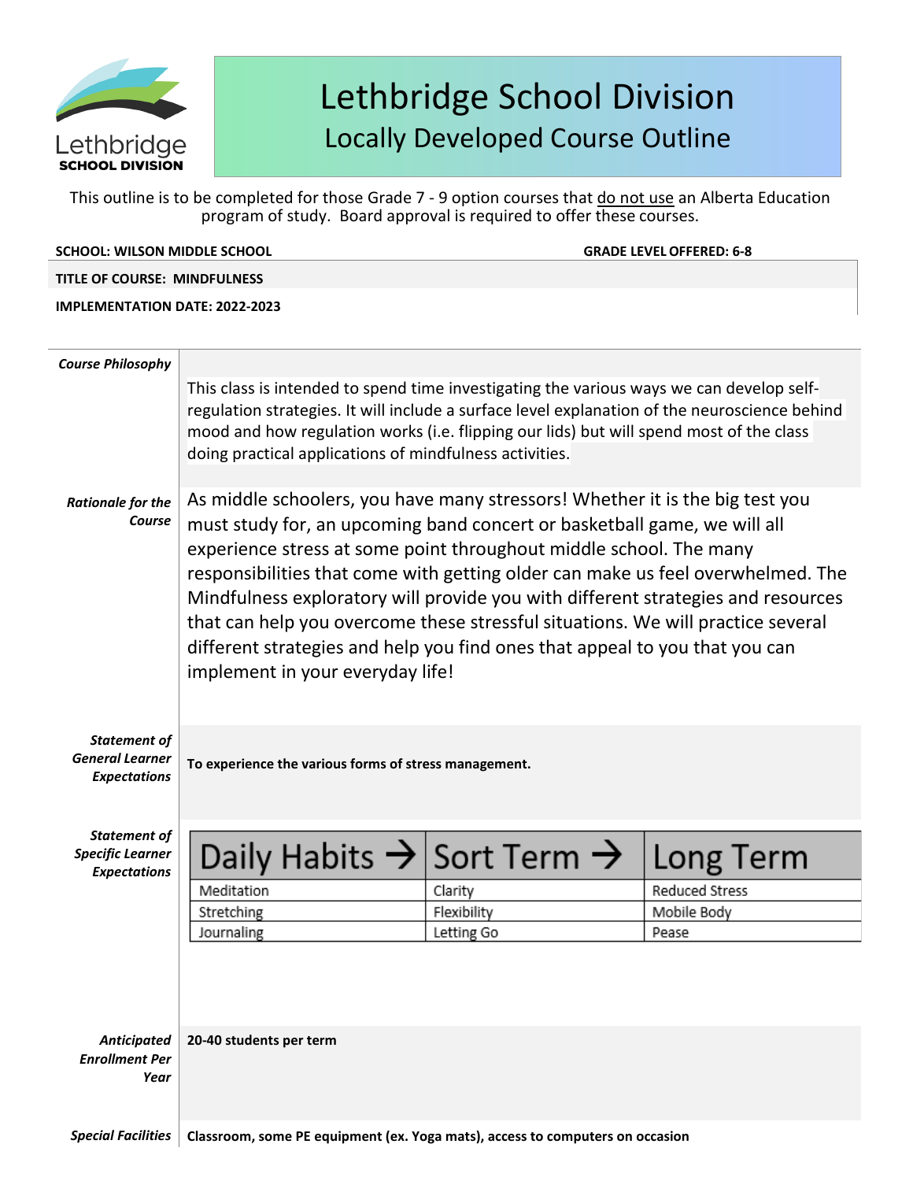# Lethbridge School Division
## Locally Developed Course Outline

This outline is to be completed for those Grade 7 - 9 option courses that do not use an Alberta Education program of study. Board approval is required to offer these courses.

**SCHOOL: WILSON MIDDLE SCHOOL** **GRADE LEVEL OFFERED: 6-8**

**TITLE OF COURSE: MINDFULNESS**

**IMPLEMENTATION DATE: 2022-2023**

***Course Philosophy***

This class is intended to spend time investigating the various ways we can develop self-regulation strategies. It will include a surface level explanation of the neuroscience behind mood and how regulation works (i.e. flipping our lids) but will spend most of the class doing practical applications of mindfulness activities.

***Rationale for the Course***

As middle schoolers, you have many stressors! Whether it is the big test you must study for, an upcoming band concert or basketball game, we will all experience stress at some point throughout middle school. The many responsibilities that come with getting older can make us feel overwhelmed. The Mindfulness exploratory will provide you with different strategies and resources that can help you overcome these stressful situations. We will practice several different strategies and help you find ones that appeal to you that you can implement in your everyday life!

***Statement of General Learner Expectations***

**To experience the various forms of stress management.**

***Statement of Specific Learner Expectations***

| Daily Habits → | Sort Term → | Long Term |
|---|---|---|
| Meditation | Clarity | Reduced Stress |
| Stretching | Flexibility | Mobile Body |
| Journaling | Letting Go | Pease |

***Anticipated Enrollment Per Year***

**20-40 students per term**

***Special Facilities***

**Classroom, some PE equipment (ex. Yoga mats), access to computers on occasion**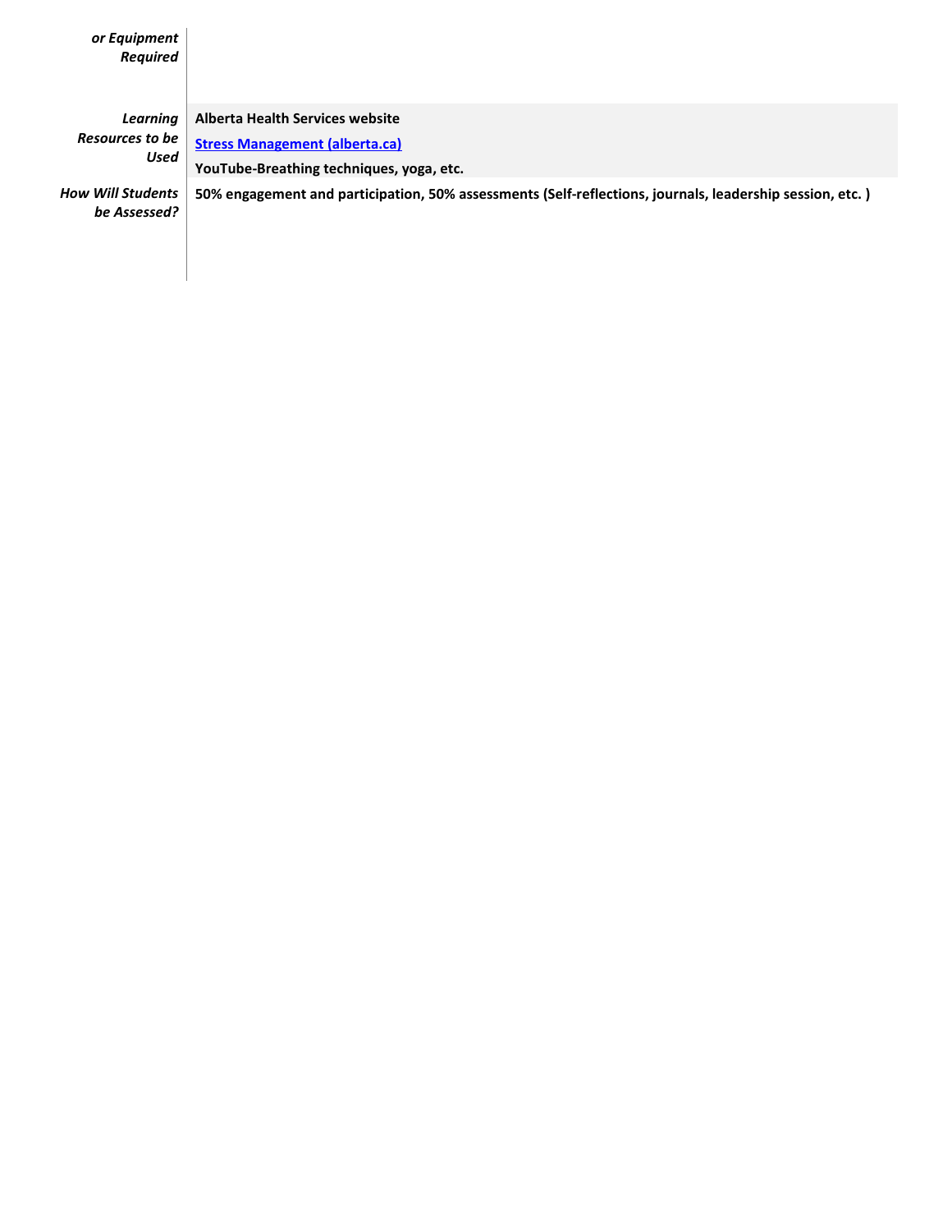| | |
|---|---|
| ***or Equipment Required*** | |
| ***Learning Resources to be Used*** | **Alberta Health Services website**<br>**[Stress Management (alberta.ca)]()**<br>**YouTube-Breathing techniques, yoga, etc.** |
| ***How Will Students be Assessed?*** | **50% engagement and participation, 50% assessments (Self-reflections, journals, leadership session, etc. )** |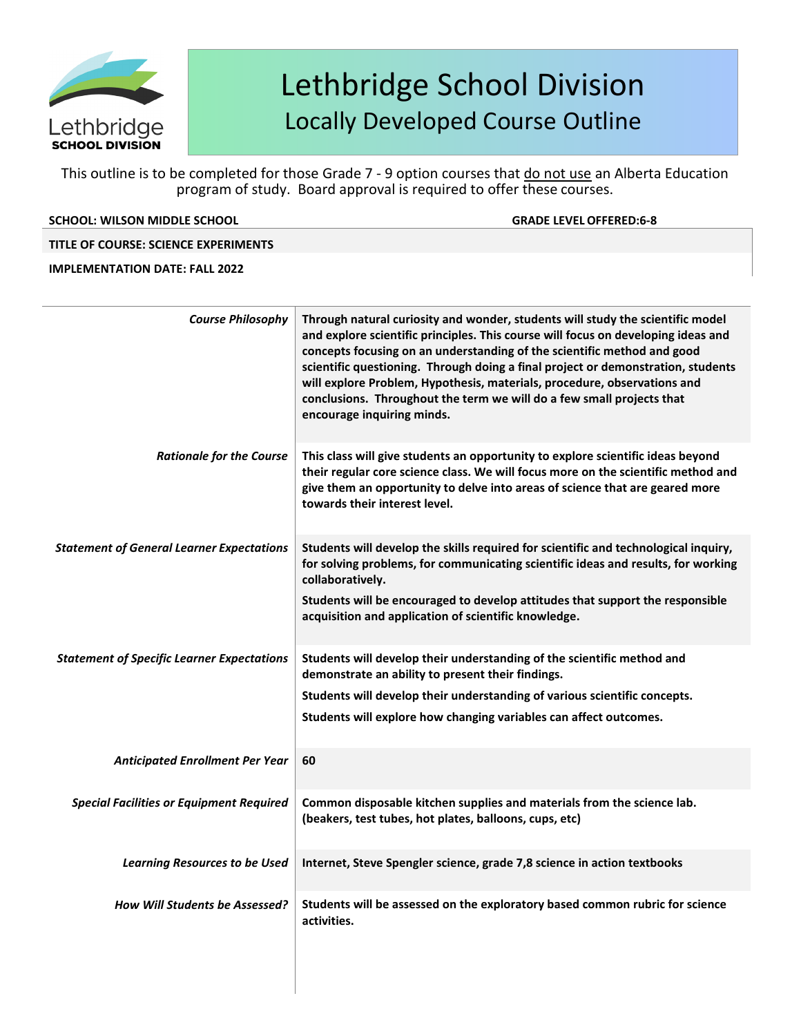# Lethbridge School Division

## Locally Developed Course Outline

This outline is to be completed for those Grade 7 - 9 option courses that do not use an Alberta Education program of study. Board approval is required to offer these courses.

**SCHOOL: WILSON MIDDLE SCHOOL** **GRADE LEVEL OFFERED:6-8**

**TITLE OF COURSE: SCIENCE EXPERIMENTS**

**IMPLEMENTATION DATE: FALL 2022**

| | |
|---|---|
| *Course Philosophy* | **Through natural curiosity and wonder, students will study the scientific model and explore scientific principles. This course will focus on developing ideas and concepts focusing on an understanding of the scientific method and good scientific questioning. Through doing a final project or demonstration, students will explore Problem, Hypothesis, materials, procedure, observations and conclusions. Throughout the term we will do a few small projects that encourage inquiring minds.** |
| *Rationale for the Course* | **This class will give students an opportunity to explore scientific ideas beyond their regular core science class. We will focus more on the scientific method and give them an opportunity to delve into areas of science that are geared more towards their interest level.** |
| *Statement of General Learner Expectations* | **Students will develop the skills required for scientific and technological inquiry, for solving problems, for communicating scientific ideas and results, for working collaboratively.**<br>**Students will be encouraged to develop attitudes that support the responsible acquisition and application of scientific knowledge.** |
| *Statement of Specific Learner Expectations* | **Students will develop their understanding of the scientific method and demonstrate an ability to present their findings.**<br>**Students will develop their understanding of various scientific concepts.**<br>**Students will explore how changing variables can affect outcomes.** |
| *Anticipated Enrollment Per Year* | **60** |
| *Special Facilities or Equipment Required* | **Common disposable kitchen supplies and materials from the science lab. (beakers, test tubes, hot plates, balloons, cups, etc)** |
| *Learning Resources to be Used* | **Internet, Steve Spengler science, grade 7,8 science in action textbooks** |
| *How Will Students be Assessed?* | **Students will be assessed on the exploratory based common rubric for science activities.** |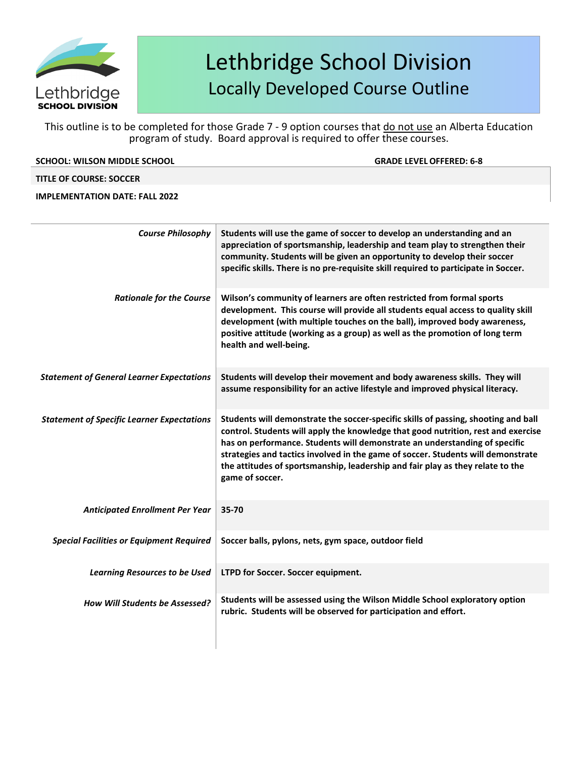# Lethbridge School Division
## Locally Developed Course Outline

This outline is to be completed for those Grade 7 - 9 option courses that do not use an Alberta Education program of study. Board approval is required to offer these courses.

**SCHOOL: WILSON MIDDLE SCHOOL** | **GRADE LEVEL OFFERED: 6-8**

**TITLE OF COURSE: SOCCER**

**IMPLEMENTATION DATE: FALL 2022**

| | |
|---|---|
| ***Course Philosophy*** | **Students will use the game of soccer to develop an understanding and an appreciation of sportsmanship, leadership and team play to strengthen their community. Students will be given an opportunity to develop their soccer specific skills. There is no pre-requisite skill required to participate in Soccer.** |
| ***Rationale for the Course*** | **Wilson's community of learners are often restricted from formal sports development. This course will provide all students equal access to quality skill development (with multiple touches on the ball), improved body awareness, positive attitude (working as a group) as well as the promotion of long term health and well-being.** |
| ***Statement of General Learner Expectations*** | **Students will develop their movement and body awareness skills. They will assume responsibility for an active lifestyle and improved physical literacy.** |
| ***Statement of Specific Learner Expectations*** | **Students will demonstrate the soccer-specific skills of passing, shooting and ball control. Students will apply the knowledge that good nutrition, rest and exercise has on performance. Students will demonstrate an understanding of specific strategies and tactics involved in the game of soccer. Students will demonstrate the attitudes of sportsmanship, leadership and fair play as they relate to the game of soccer.** |
| ***Anticipated Enrollment Per Year*** | **35-70** |
| ***Special Facilities or Equipment Required*** | **Soccer balls, pylons, nets, gym space, outdoor field** |
| ***Learning Resources to be Used*** | **LTPD for Soccer. Soccer equipment.** |
| ***How Will Students be Assessed?*** | **Students will be assessed using the Wilson Middle School exploratory option rubric. Students will be observed for participation and effort.** |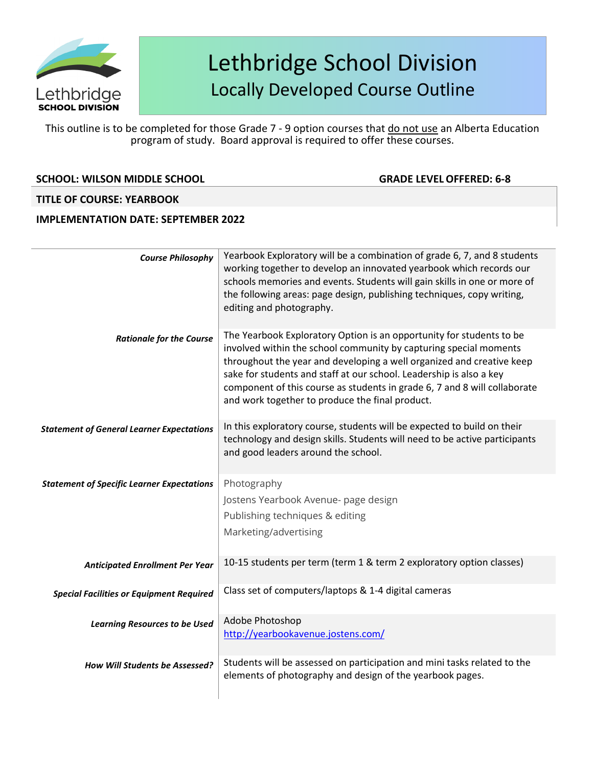# Lethbridge School Division

## Locally Developed Course Outline

This outline is to be completed for those Grade 7 - 9 option courses that do not use an Alberta Education program of study. Board approval is required to offer these courses.

**SCHOOL: WILSON MIDDLE SCHOOL** **GRADE LEVEL OFFERED: 6-8**

**TITLE OF COURSE: YEARBOOK**

**IMPLEMENTATION DATE: SEPTEMBER 2022**

| | |
|---|---|
| ***Course Philosophy*** | Yearbook Exploratory will be a combination of grade 6, 7, and 8 students working together to develop an innovated yearbook which records our schools memories and events. Students will gain skills in one or more of the following areas: page design, publishing techniques, copy writing, editing and photography. |
| ***Rationale for the Course*** | The Yearbook Exploratory Option is an opportunity for students to be involved within the school community by capturing special moments throughout the year and developing a well organized and creative keep sake for students and staff at our school. Leadership is also a key component of this course as students in grade 6, 7 and 8 will collaborate and work together to produce the final product. |
| ***Statement of General Learner Expectations*** | In this exploratory course, students will be expected to build on their technology and design skills. Students will need to be active participants and good leaders around the school. |
| ***Statement of Specific Learner Expectations*** | Photography<br>Jostens Yearbook Avenue- page design<br>Publishing techniques & editing<br>Marketing/advertising |
| ***Anticipated Enrollment Per Year*** | 10-15 students per term (term 1 & term 2 exploratory option classes) |
| ***Special Facilities or Equipment Required*** | Class set of computers/laptops & 1-4 digital cameras |
| ***Learning Resources to be Used*** | Adobe Photoshop<br>http://yearbookavenue.jostens.com/ |
| ***How Will Students be Assessed?*** | Students will be assessed on participation and mini tasks related to the elements of photography and design of the yearbook pages. |